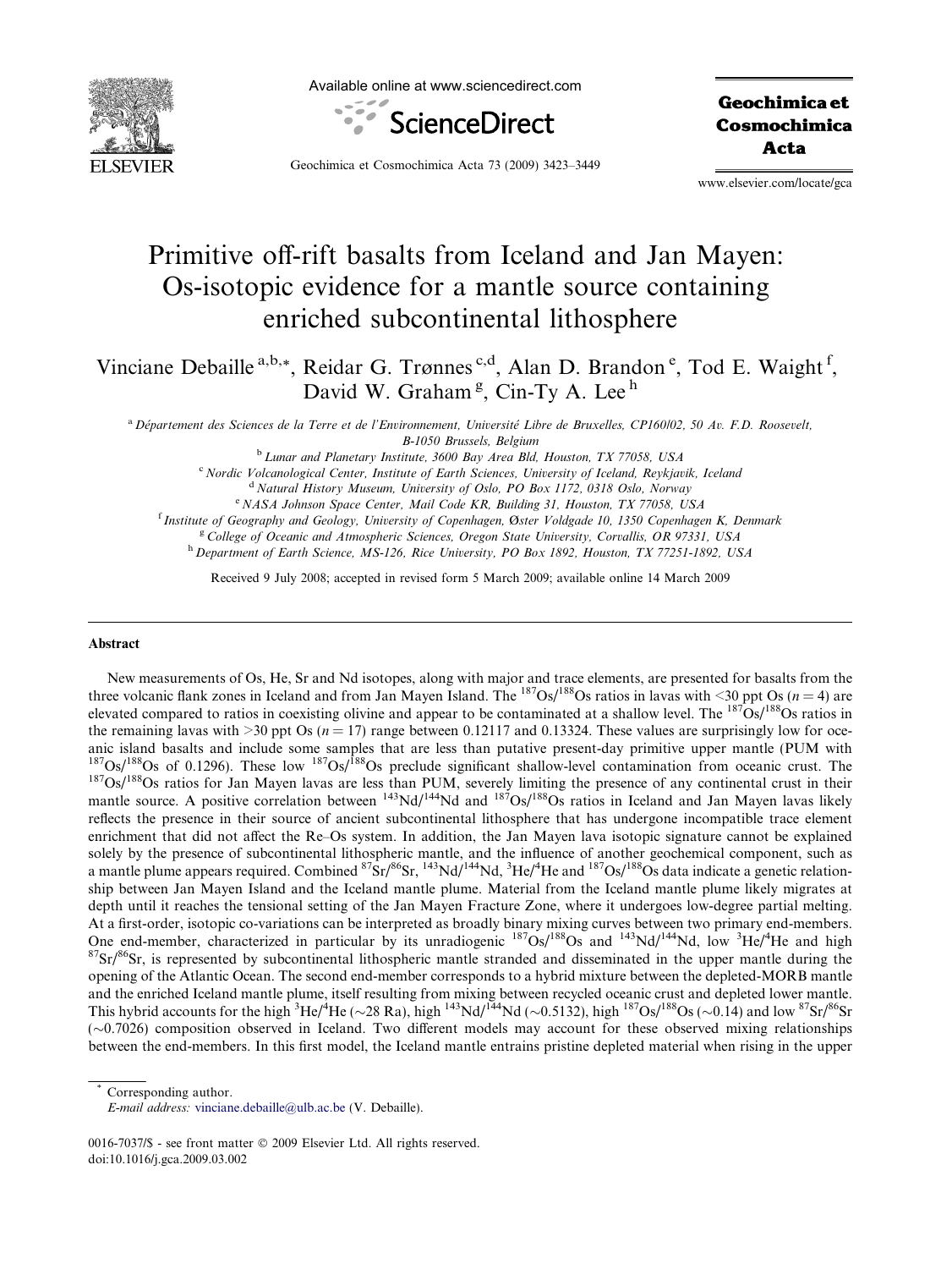# Primitive off-rift basalts from Iceland and Jan Mayen: Os-isotopic evidence for a mantle source containing enriched subcontinental lithosphere

Vinciane Debaille [a,b,*], Reidar G. Trønnes [c,d], Alan D. Brandon [e], Tod E. Waight [f], David W. Graham [g], Cin-Ty A. Lee [h]

[a] Département des Sciences de la Terre et de l'Environnement, Université Libre de Bruxelles, CP160/02, 50 Av. F.D. Roosevelt, B-1050 Brussels, Belgium

[b] Lunar and Planetary Institute, 3600 Bay Area Bld, Houston, TX 77058, USA

[c] Nordic Volcanological Center, Institute of Earth Sciences, University of Iceland, Reykjavik, Iceland

[d] Natural History Museum, University of Oslo, PO Box 1172, 0318 Oslo, Norway

[e] NASA Johnson Space Center, Mail Code KR, Building 31, Houston, TX 77058, USA

[f] Institute of Geography and Geology, University of Copenhagen, Øster Voldgade 10, 1350 Copenhagen K, Denmark

[g] College of Oceanic and Atmospheric Sciences, Oregon State University, Corvallis, OR 97331, USA

[h] Department of Earth Science, MS-126, Rice University, PO Box 1892, Houston, TX 77251-1892, USA

Received 9 July 2008; accepted in revised form 5 March 2009; available online 14 March 2009

## Abstract

New measurements of Os, He, Sr and Nd isotopes, along with major and trace elements, are presented for basalts from the three volcanic flank zones in Iceland and from Jan Mayen Island. The $^{187}Os/^{188}Os$ ratios in lavas with <30 ppt Os ($n = 4$) are elevated compared to ratios in coexisting olivine and appear to be contaminated at a shallow level. The $^{187}Os/^{188}Os$ ratios in the remaining lavas with >30 ppt Os ($n = 17$) range between 0.12117 and 0.13324. These values are surprisingly low for oceanic island basalts and include some samples that are less than putative present-day primitive upper mantle (PUM with $^{187}Os/^{188}Os$ of 0.1296). These low $^{187}Os/^{188}Os$ preclude significant shallow-level contamination from oceanic crust. The $^{187}Os/^{188}Os$ ratios for Jan Mayen lavas are less than PUM, severely limiting the presence of any continental crust in their mantle source. A positive correlation between $^{143}Nd/^{144}Nd$ and $^{187}Os/^{188}Os$ ratios in Iceland and Jan Mayen lavas likely reflects the presence in their source of ancient subcontinental lithosphere that has undergone incompatible trace element enrichment that did not affect the Re–Os system. In addition, the Jan Mayen lava isotopic signature cannot be explained solely by the presence of subcontinental lithospheric mantle, and the influence of another geochemical component, such as a mantle plume appears required. Combined $^{87}Sr/^{86}Sr$, $^{143}Nd/^{144}Nd$, $^{3}He/^{4}He$ and $^{187}Os/^{188}Os$ data indicate a genetic relationship between Jan Mayen Island and the Iceland mantle plume. Material from the Iceland mantle plume likely migrates at depth until it reaches the tensional setting of the Jan Mayen Fracture Zone, where it undergoes low-degree partial melting. At a first-order, isotopic co-variations can be interpreted as broadly binary mixing curves between two primary end-members. One end-member, characterized in particular by its unradiogenic $^{187}Os/^{188}Os$ and $^{143}Nd/^{144}Nd$, low $^{3}He/^{4}He$ and high $^{87}Sr/^{86}Sr$, is represented by subcontinental lithospheric mantle stranded and disseminated in the upper mantle during the opening of the Atlantic Ocean. The second end-member corresponds to a hybrid mixture between the depleted-MORB mantle and the enriched Iceland mantle plume, itself resulting from mixing between recycled oceanic crust and depleted lower mantle. This hybrid accounts for the high $^{3}He/^{4}He$ (~28 Ra), high $^{143}Nd/^{144}Nd$ (~0.5132), high $^{187}Os/^{188}Os$ (~0.14) and low $^{87}Sr/^{86}Sr$ (~0.7026) composition observed in Iceland. Two different models may account for these observed mixing relationships between the end-members. In this first model, the Iceland mantle entrains pristine depleted material when rising in the upper

* Corresponding author.
E-mail address: vinciane.debaille@ulb.ac.be (V. Debaille).

0016-7037/$ - see front matter © 2009 Elsevier Ltd. All rights reserved.
doi:10.1016/j.gca.2009.03.002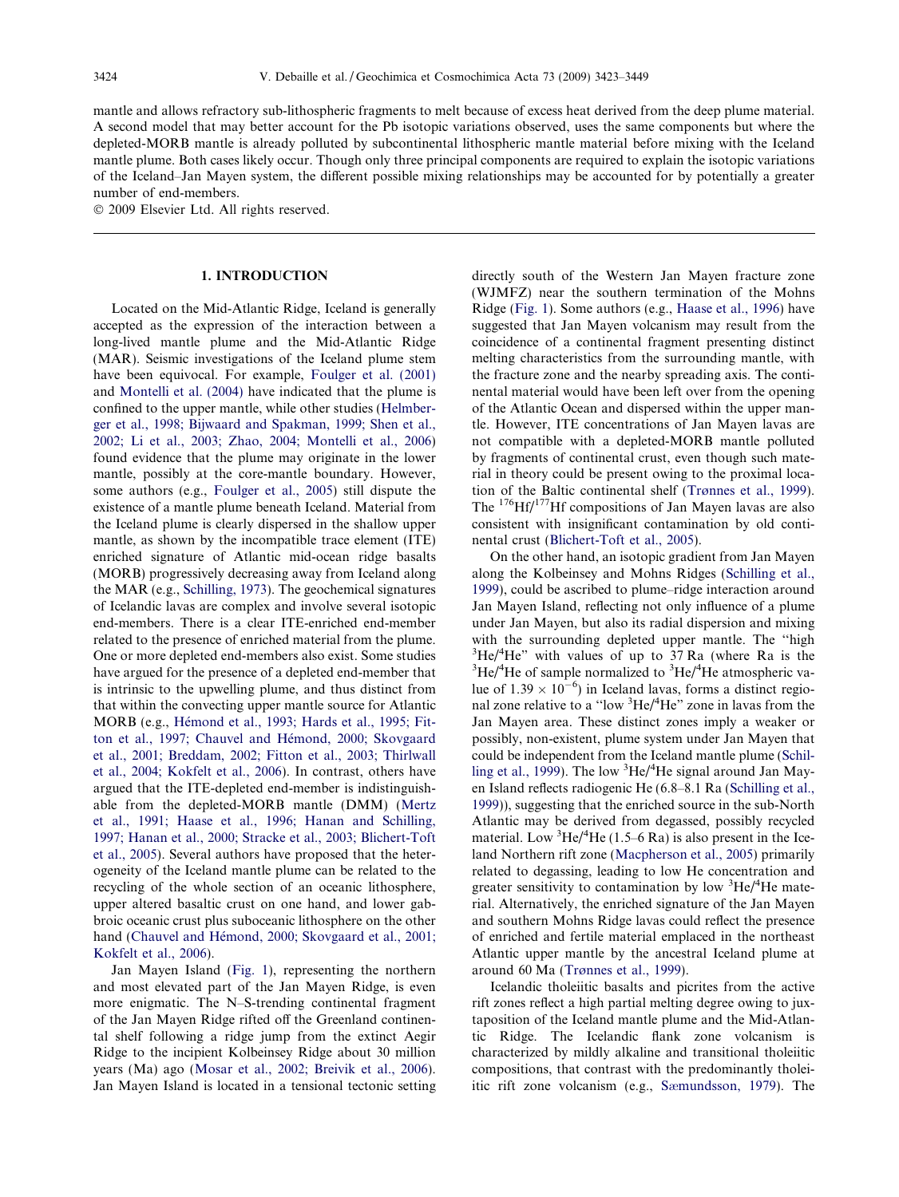mantle and allows refractory sub-lithospheric fragments to melt because of excess heat derived from the deep plume material. A second model that may better account for the Pb isotopic variations observed, uses the same components but where the depleted-MORB mantle is already polluted by subcontinental lithospheric mantle material before mixing with the Iceland mantle plume. Both cases likely occur. Though only three principal components are required to explain the isotopic variations of the Iceland–Jan Mayen system, the different possible mixing relationships may be accounted for by potentially a greater number of end-members.

© 2009 Elsevier Ltd. All rights reserved.

## 1. INTRODUCTION

Located on the Mid-Atlantic Ridge, Iceland is generally accepted as the expression of the interaction between a long-lived mantle plume and the Mid-Atlantic Ridge (MAR). Seismic investigations of the Iceland plume stem have been equivocal. For example, Foulger et al. (2001) and Montelli et al. (2004) have indicated that the plume is confined to the upper mantle, while other studies (Helmberger et al., 1998; Bijwaard and Spakman, 1999; Shen et al., 2002; Li et al., 2003; Zhao, 2004; Montelli et al., 2006) found evidence that the plume may originate in the lower mantle, possibly at the core-mantle boundary. However, some authors (e.g., Foulger et al., 2005) still dispute the existence of a mantle plume beneath Iceland. Material from the Iceland plume is clearly dispersed in the shallow upper mantle, as shown by the incompatible trace element (ITE) enriched signature of Atlantic mid-ocean ridge basalts (MORB) progressively decreasing away from Iceland along the MAR (e.g., Schilling, 1973). The geochemical signatures of Icelandic lavas are complex and involve several isotopic end-members. There is a clear ITE-enriched end-member related to the presence of enriched material from the plume. One or more depleted end-members also exist. Some studies have argued for the presence of a depleted end-member that is intrinsic to the upwelling plume, and thus distinct from that within the convecting upper mantle source for Atlantic MORB (e.g., Hémond et al., 1993; Hards et al., 1995; Fitton et al., 1997; Chauvel and Hémond, 2000; Skovgaard et al., 2001; Breddam, 2002; Fitton et al., 2003; Thirlwall et al., 2004; Kokfelt et al., 2006). In contrast, others have argued that the ITE-depleted end-member is indistinguishable from the depleted-MORB mantle (DMM) (Mertz et al., 1991; Haase et al., 1996; Hanan and Schilling, 1997; Hanan et al., 2000; Stracke et al., 2003; Blichert-Toft et al., 2005). Several authors have proposed that the heterogeneity of the Iceland mantle plume can be related to the recycling of the whole section of an oceanic lithosphere, upper altered basaltic crust on one hand, and lower gabbroic oceanic crust plus suboceanic lithosphere on the other hand (Chauvel and Hémond, 2000; Skovgaard et al., 2001; Kokfelt et al., 2006).

Jan Mayen Island (Fig. 1), representing the northern and most elevated part of the Jan Mayen Ridge, is even more enigmatic. The N–S-trending continental fragment of the Jan Mayen Ridge rifted off the Greenland continental shelf following a ridge jump from the extinct Aegir Ridge to the incipient Kolbeinsey Ridge about 30 million years (Ma) ago (Mosar et al., 2002; Breivik et al., 2006). Jan Mayen Island is located in a tensional tectonic setting directly south of the Western Jan Mayen fracture zone (WJMFZ) near the southern termination of the Mohns Ridge (Fig. 1). Some authors (e.g., Haase et al., 1996) have suggested that Jan Mayen volcanism may result from the coincidence of a continental fragment presenting distinct melting characteristics from the surrounding mantle, with the fracture zone and the nearby spreading axis. The continental material would have been left over from the opening of the Atlantic Ocean and dispersed within the upper mantle. However, ITE concentrations of Jan Mayen lavas are not compatible with a depleted-MORB mantle polluted by fragments of continental crust, even though such material in theory could be present owing to the proximal location of the Baltic continental shelf (Trønnes et al., 1999). The $^{176}Hf/^{177}Hf$ compositions of Jan Mayen lavas are also consistent with insignificant contamination by old continental crust (Blichert-Toft et al., 2005).

On the other hand, an isotopic gradient from Jan Mayen along the Kolbeinsey and Mohns Ridges (Schilling et al., 1999), could be ascribed to plume–ridge interaction around Jan Mayen Island, reflecting not only influence of a plume under Jan Mayen, but also its radial dispersion and mixing with the surrounding depleted upper mantle. The "high $^{3}He/^{4}He$" with values of up to 37 Ra (where Ra is the $^{3}He/^{4}He$ of sample normalized to $^{3}He/^{4}He$ atmospheric value of $1.39 \times 10^{-6}$) in Iceland lavas, forms a distinct regional zone relative to a "low $^{3}He/^{4}He$" zone in lavas from the Jan Mayen area. These distinct zones imply a weaker or possibly, non-existent, plume system under Jan Mayen that could be independent from the Iceland mantle plume (Schilling et al., 1999). The low $^{3}He/^{4}He$ signal around Jan Mayen Island reflects radiogenic He (6.8–8.1 Ra (Schilling et al., 1999)), suggesting that the enriched source in the sub-North Atlantic may be derived from degassed, possibly recycled material. Low $^{3}He/^{4}He$ (1.5–6 Ra) is also present in the Iceland Northern rift zone (Macpherson et al., 2005) primarily related to degassing, leading to low He concentration and greater sensitivity to contamination by low $^{3}He/^{4}He$ material. Alternatively, the enriched signature of the Jan Mayen and southern Mohns Ridge lavas could reflect the presence of enriched and fertile material emplaced in the northeast Atlantic upper mantle by the ancestral Iceland plume at around 60 Ma (Trønnes et al., 1999).

Icelandic tholeiitic basalts and picrites from the active rift zones reflect a high partial melting degree owing to juxtaposition of the Iceland mantle plume and the Mid-Atlantic Ridge. The Icelandic flank zone volcanism is characterized by mildly alkaline and transitional tholeiitic compositions, that contrast with the predominantly tholeiitic rift zone volcanism (e.g., Sæmundsson, 1979). The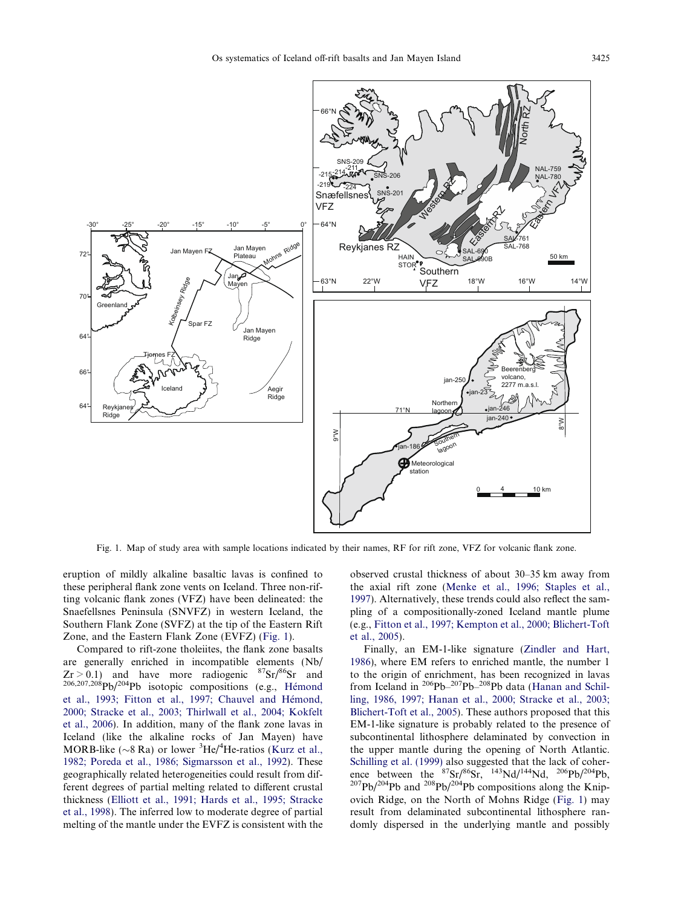Fig. 1. Map of study area with sample locations indicated by their names, RF for rift zone, VFZ for volcanic flank zone.

eruption of mildly alkaline basaltic lavas is confined to these peripheral flank zone vents on Iceland. Three non-rifting volcanic flank zones (VFZ) have been delineated: the Snaefellsnes Peninsula (SNVFZ) in western Iceland, the Southern Flank Zone (SVFZ) at the tip of the Eastern Rift Zone, and the Eastern Flank Zone (EVFZ) (Fig. 1).

Compared to rift-zone tholeiites, the flank zone basalts are generally enriched in incompatible elements (Nb/Zr > 0.1) and have more radiogenic $^{87}Sr/^{86}Sr$ and $^{206,207,208}Pb/^{204}Pb$ isotopic compositions (e.g., Hémond et al., 1993; Fitton et al., 1997; Chauvel and Hémond, 2000; Stracke et al., 2003; Thirlwall et al., 2004; Kokfelt et al., 2006). In addition, many of the flank zone lavas in Iceland (like the alkaline rocks of Jan Mayen) have MORB-like (~8 Ra) or lower $^{3}He/^{4}He$-ratios (Kurz et al., 1982; Poreda et al., 1986; Sigmarsson et al., 1992). These geographically related heterogeneities could result from different degrees of partial melting related to different crustal thickness (Elliott et al., 1991; Hards et al., 1995; Stracke et al., 1998). The inferred low to moderate degree of partial melting of the mantle under the EVFZ is consistent with the observed crustal thickness of about 30–35 km away from the axial rift zone (Menke et al., 1996; Staples et al., 1997). Alternatively, these trends could also reflect the sampling of a compositionally-zoned Iceland mantle plume (e.g., Fitton et al., 1997; Kempton et al., 2000; Blichert-Toft et al., 2005).

Finally, an EM-1-like signature (Zindler and Hart, 1986), where EM refers to enriched mantle, the number 1 to the origin of enrichment, has been recognized in lavas from Iceland in $^{206}Pb$–$^{207}Pb$–$^{208}Pb$ data (Hanan and Schilling, 1986, 1997; Hanan et al., 2000; Stracke et al., 2003; Blichert-Toft et al., 2005). These authors proposed that this EM-1-like signature is probably related to the presence of subcontinental lithosphere delaminated by convection in the upper mantle during the opening of North Atlantic. Schilling et al. (1999) also suggested that the lack of coherence between the $^{87}Sr/^{86}Sr$, $^{143}Nd/^{144}Nd$, $^{206}Pb/^{204}Pb$, $^{207}Pb/^{204}Pb$ and $^{208}Pb/^{204}Pb$ compositions along the Knipovich Ridge, on the North of Mohns Ridge (Fig. 1) may result from delaminated subcontinental lithosphere randomly dispersed in the underlying mantle and possibly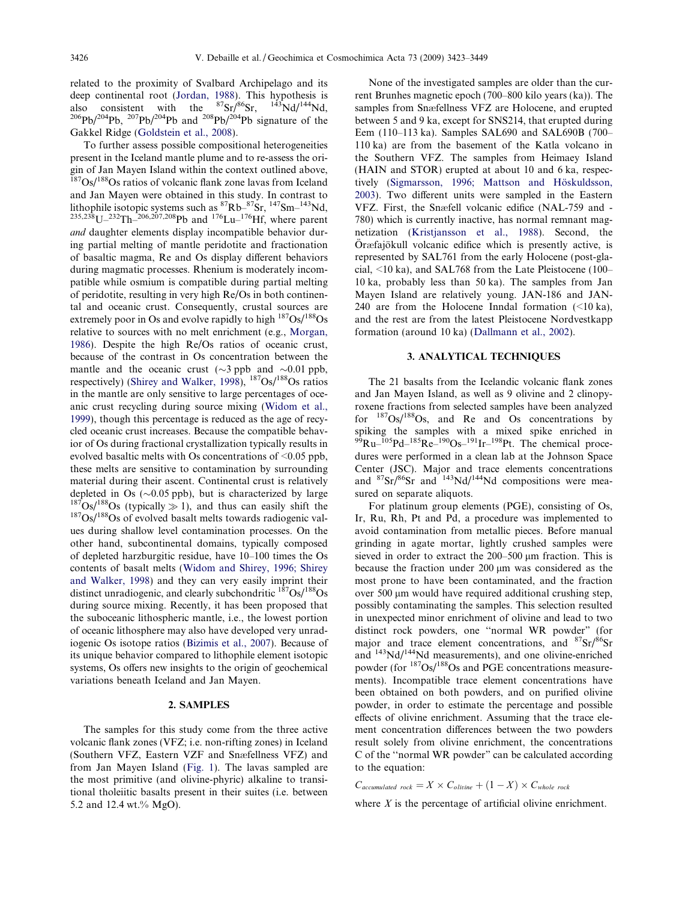related to the proximity of Svalbard Archipelago and its deep continental root (Jordan, 1988). This hypothesis is also consistent with the $^{87}Sr/^{86}Sr$, $^{143}Nd/^{144}Nd$, $^{206}Pb/^{204}Pb$, $^{207}Pb/^{204}Pb$ and $^{208}Pb/^{204}Pb$ signature of the Gakkel Ridge (Goldstein et al., 2008).

To further assess possible compositional heterogeneities present in the Iceland mantle plume and to re-assess the origin of Jan Mayen Island within the context outlined above, $^{187}Os/^{188}Os$ ratios of volcanic flank zone lavas from Iceland and Jan Mayen were obtained in this study. In contrast to lithophile isotopic systems such as $^{87}Rb$–$^{87}Sr$, $^{147}Sm$–$^{143}Nd$, $^{235,238}U$–$^{232}Th$–$^{206,207,208}Pb$ and $^{176}Lu$–$^{176}Hf$, where parent *and* daughter elements display incompatible behavior during partial melting of mantle peridotite and fractionation of basaltic magma, Re and Os display different behaviors during magmatic processes. Rhenium is moderately incompatible while osmium is compatible during partial melting of peridotite, resulting in very high Re/Os in both continental and oceanic crust. Consequently, crustal sources are extremely poor in Os and evolve rapidly to high $^{187}Os/^{188}Os$ relative to sources with no melt enrichment (e.g., Morgan, 1986). Despite the high Re/Os ratios of oceanic crust, because of the contrast in Os concentration between the mantle and the oceanic crust (~3 ppb and ~0.01 ppb, respectively) (Shirey and Walker, 1998), $^{187}Os/^{188}Os$ ratios in the mantle are only sensitive to large percentages of oceanic crust recycling during source mixing (Widom et al., 1999), though this percentage is reduced as the age of recycled oceanic crust increases. Because the compatible behavior of Os during fractional crystallization typically results in evolved basaltic melts with Os concentrations of <0.05 ppb, these melts are sensitive to contamination by surrounding material during their ascent. Continental crust is relatively depleted in Os (~0.05 ppb), but is characterized by large $^{187}Os/^{188}Os$ (typically $\gg 1$), and thus can easily shift the $^{187}Os/^{188}Os$ of evolved basalt melts towards radiogenic values during shallow level contamination processes. On the other hand, subcontinental domains, typically composed of depleted harzburgitic residue, have 10–100 times the Os contents of basalt melts (Widom and Shirey, 1996; Shirey and Walker, 1998) and they can very easily imprint their distinct unradiogenic, and clearly subchondritic $^{187}Os/^{188}Os$ during source mixing. Recently, it has been proposed that the suboceanic lithospheric mantle, i.e., the lowest portion of oceanic lithosphere may also have developed very unradiogenic Os isotope ratios (Bizimis et al., 2007). Because of its unique behavior compared to lithophile element isotopic systems, Os offers new insights to the origin of geochemical variations beneath Iceland and Jan Mayen.

## 2. SAMPLES

The samples for this study come from the three active volcanic flank zones (VFZ; i.e. non-rifting zones) in Iceland (Southern VFZ, Eastern VZF and Snæfellness VFZ) and from Jan Mayen Island (Fig. 1). The lavas sampled are the most primitive (and olivine-phyric) alkaline to transitional tholeiitic basalts present in their suites (i.e. between 5.2 and 12.4 wt.% MgO).

None of the investigated samples are older than the current Brunhes magnetic epoch (700–800 kilo years (ka)). The samples from Snæfellness VFZ are Holocene, and erupted between 5 and 9 ka, except for SNS214, that erupted during Eem (110–113 ka). Samples SAL690 and SAL690B (700–110 ka) are from the basement of the Katla volcano in the Southern VFZ. The samples from Heimaey Island (HAIN and STOR) erupted at about 10 and 6 ka, respectively (Sigmarsson, 1996; Mattson and Höskuldsson, 2003). Two different units were sampled in the Eastern VFZ. First, the Snæfell volcanic edifice (NAL-759 and -780) which is currently inactive, has normal remnant magnetization (Kristjansson et al., 1988). Second, the Öræfajökull volcanic edifice which is presently active, is represented by SAL761 from the early Holocene (post-glacial, <10 ka), and SAL768 from the Late Pleistocene (100–10 ka, probably less than 50 ka). The samples from Jan Mayen Island are relatively young. JAN-186 and JAN-240 are from the Holocene Inndal formation (<10 ka), and the rest are from the latest Pleistocene Nordvestkapp formation (around 10 ka) (Dallmann et al., 2002).

## 3. ANALYTICAL TECHNIQUES

The 21 basalts from the Icelandic volcanic flank zones and Jan Mayen Island, as well as 9 olivine and 2 clinopyroxene fractions from selected samples have been analyzed for $^{187}Os/^{188}Os$, and Re and Os concentrations by spiking the samples with a mixed spike enriched in $^{99}Ru$–$^{105}Pd$–$^{185}Re$–$^{190}Os$–$^{191}Ir$–$^{198}Pt$. The chemical procedures were performed in a clean lab at the Johnson Space Center (JSC). Major and trace elements concentrations and $^{87}Sr/^{86}Sr$ and $^{143}Nd/^{144}Nd$ compositions were measured on separate aliquots.

For platinum group elements (PGE), consisting of Os, Ir, Ru, Rh, Pt and Pd, a procedure was implemented to avoid contamination from metallic pieces. Before manual grinding in agate mortar, lightly crushed samples were sieved in order to extract the 200–500 μm fraction. This is because the fraction under 200 μm was considered as the most prone to have been contaminated, and the fraction over 500 μm would have required additional crushing step, possibly contaminating the samples. This selection resulted in unexpected minor enrichment of olivine and lead to two distinct rock powders, one "normal WR powder" (for major and trace element concentrations, and $^{87}Sr/^{86}Sr$ and $^{143}Nd/^{144}Nd$ measurements), and one olivine-enriched powder (for $^{187}Os/^{188}Os$ and PGE concentrations measurements). Incompatible trace element concentrations have been obtained on both powders, and on purified olivine powder, in order to estimate the percentage and possible effects of olivine enrichment. Assuming that the trace element concentration differences between the two powders result solely from olivine enrichment, the concentrations C of the "normal WR powder" can be calculated according to the equation:

$$C_{accumulated\ rock} = X \times C_{olivine} + (1 - X) \times C_{whole\ rock}$$

where $X$ is the percentage of artificial olivine enrichment.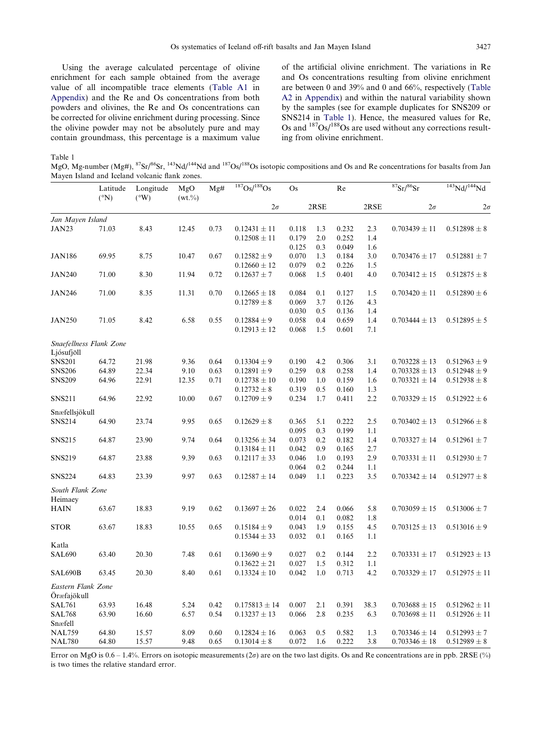Using the average calculated percentage of olivine enrichment for each sample obtained from the average value of all incompatible trace elements (Table A1 in Appendix) and the Re and Os concentrations from both powders and olivines, the Re and Os concentrations can be corrected for olivine enrichment during processing. Since the olivine powder may not be absolutely pure and may contain groundmass, this percentage is a maximum value of the artificial olivine enrichment. The variations in Re and Os concentrations resulting from olivine enrichment are between 0 and 39% and 0 and 66%, respectively (Table A2 in Appendix) and within the natural variability shown by the samples (see for example duplicates for SNS209 or SNS214 in Table 1). Hence, the measured values for Re, Os and $^{187}Os/^{188}Os$ are used without any corrections resulting from olivine enrichment.

Table 1
MgO, Mg-number (Mg#), $^{87}Sr/^{86}Sr$, $^{143}Nd/^{144}Nd$ and $^{187}Os/^{188}Os$ isotopic compositions and Os and Re concentrations for basalts from Jan Mayen Island and Iceland volcanic flank zones.

| | Latitude (°N) | Longitude (°W) | MgO (wt.%) | Mg# | $^{187}Os/^{188}Os$ | Os | | Re | | $^{87}Sr/^{86}Sr$ | $^{143}Nd/^{144}Nd$ |
|---|---|---|---|---|---|---|---|---|---|---|---|
| | | | | | $2\sigma$ | | 2RSE | | 2RSE | $2\sigma$ | $2\sigma$ |
| *Jan Mayen Island* | | | | | | | | | | | |
| JAN23 | 71.03 | 8.43 | 12.45 | 0.73 | 0.12431 ± 11 | 0.118 | 1.3 | 0.232 | 2.3 | 0.703439 ± 11 | 0.512898 ± 8 |
| | | | | | 0.12508 ± 11 | 0.179 | 2.0 | 0.252 | 1.4 | | |
| | | | | | | 0.125 | 0.3 | 0.049 | 1.6 | | |
| JAN186 | 69.95 | 8.75 | 10.47 | 0.67 | 0.12582 ± 9 | 0.070 | 1.3 | 0.184 | 3.0 | 0.703476 ± 17 | 0.512881 ± 7 |
| | | | | | 0.12660 ± 12 | 0.079 | 0.2 | 0.226 | 1.5 | | |
| JAN240 | 71.00 | 8.30 | 11.94 | 0.72 | 0.12637 ± 7 | 0.068 | 1.5 | 0.401 | 4.0 | 0.703412 ± 15 | 0.512875 ± 8 |
| JAN246 | 71.00 | 8.35 | 11.31 | 0.70 | 0.12665 ± 18 | 0.084 | 0.1 | 0.127 | 1.5 | 0.703420 ± 11 | 0.512890 ± 6 |
| | | | | | 0.12789 ± 8 | 0.069 | 3.7 | 0.126 | 4.3 | | |
| | | | | | | 0.030 | 0.5 | 0.136 | 1.4 | | |
| JAN250 | 71.05 | 8.42 | 6.58 | 0.55 | 0.12884 ± 9 | 0.058 | 0.4 | 0.659 | 1.4 | 0.703444 ± 13 | 0.512895 ± 5 |
| | | | | | 0.12913 ± 12 | 0.068 | 1.5 | 0.601 | 7.1 | | |
| *Snaefellness Flank Zone* | | | | | | | | | | | |
| Ljósufjöll | | | | | | | | | | | |
| SNS201 | 64.72 | 21.98 | 9.36 | 0.64 | 0.13304 ± 9 | 0.190 | 4.2 | 0.306 | 3.1 | 0.703228 ± 13 | 0.512963 ± 9 |
| SNS206 | 64.89 | 22.34 | 9.10 | 0.63 | 0.12891 ± 9 | 0.259 | 0.8 | 0.258 | 1.4 | 0.703328 ± 13 | 0.512948 ± 9 |
| SNS209 | 64.96 | 22.91 | 12.35 | 0.71 | 0.12738 ± 10 | 0.190 | 1.0 | 0.159 | 1.6 | 0.703321 ± 14 | 0.512938 ± 8 |
| | | | | | 0.12732 ± 8 | 0.319 | 0.5 | 0.160 | 1.3 | | |
| SNS211 | 64.96 | 22.92 | 10.00 | 0.67 | 0.12709 ± 9 | 0.234 | 1.7 | 0.411 | 2.2 | 0.703329 ± 15 | 0.512922 ± 6 |
| Snæfellsjökull | | | | | | | | | | | |
| SNS214 | 64.90 | 23.74 | 9.95 | 0.65 | 0.12629 ± 8 | 0.365 | 5.1 | 0.222 | 2.5 | 0.703402 ± 13 | 0.512966 ± 8 |
| | | | | | | 0.095 | 0.3 | 0.199 | 1.1 | | |
| SNS215 | 64.87 | 23.90 | 9.74 | 0.64 | 0.13256 ± 34 | 0.073 | 0.2 | 0.182 | 1.4 | 0.703327 ± 14 | 0.512961 ± 7 |
| | | | | | 0.13184 ± 11 | 0.042 | 0.9 | 0.165 | 2.7 | | |
| SNS219 | 64.87 | 23.88 | 9.39 | 0.63 | 0.12117 ± 33 | 0.046 | 1.0 | 0.193 | 2.9 | 0.703331 ± 11 | 0.512930 ± 7 |
| | | | | | | 0.064 | 0.2 | 0.244 | 1.1 | | |
| SNS224 | 64.83 | 23.39 | 9.97 | 0.63 | 0.12587 ± 14 | 0.049 | 1.1 | 0.223 | 3.5 | 0.703342 ± 14 | 0.512977 ± 8 |
| *South Flank Zone* | | | | | | | | | | | |
| Heimaey | | | | | | | | | | | |
| HAIN | 63.67 | 18.83 | 9.19 | 0.62 | 0.13697 ± 26 | 0.022 | 2.4 | 0.066 | 5.8 | 0.703059 ± 15 | 0.513006 ± 7 |
| | | | | | | 0.014 | 0.1 | 0.082 | 1.8 | | |
| STOR | 63.67 | 18.83 | 10.55 | 0.65 | 0.15184 ± 9 | 0.043 | 1.9 | 0.155 | 4.5 | 0.703125 ± 13 | 0.513016 ± 9 |
| | | | | | 0.15344 ± 33 | 0.032 | 0.1 | 0.165 | 1.1 | | |
| Katla | | | | | | | | | | | |
| SAL690 | 63.40 | 20.30 | 7.48 | 0.61 | 0.13690 ± 9 | 0.027 | 0.2 | 0.144 | 2.2 | 0.703331 ± 17 | 0.512923 ± 13 |
| | | | | | 0.13622 ± 21 | 0.027 | 1.5 | 0.312 | 1.1 | | |
| SAL690B | 63.45 | 20.30 | 8.40 | 0.61 | 0.13324 ± 10 | 0.042 | 1.0 | 0.713 | 4.2 | 0.703329 ± 17 | 0.512975 ± 11 |
| *Eastern Flank Zone* | | | | | | | | | | | |
| Öræfajökull | | | | | | | | | | | |
| SAL761 | 63.93 | 16.48 | 5.24 | 0.42 | 0.175813 ± 14 | 0.007 | 2.1 | 0.391 | 38.3 | 0.703688 ± 15 | 0.512962 ± 11 |
| SAL768 | 63.90 | 16.60 | 6.57 | 0.54 | 0.13237 ± 13 | 0.066 | 2.8 | 0.235 | 6.3 | 0.703698 ± 11 | 0.512926 ± 11 |
| Snæfell | | | | | | | | | | | |
| NAL759 | 64.80 | 15.57 | 8.09 | 0.60 | 0.12824 ± 16 | 0.063 | 0.5 | 0.582 | 1.3 | 0.703346 ± 14 | 0.512993 ± 7 |
| NAL780 | 64.80 | 15.57 | 9.48 | 0.65 | 0.13014 ± 8 | 0.072 | 1.6 | 0.222 | 3.8 | 0.703346 ± 18 | 0.512989 ± 8 |

Error on MgO is 0.6 – 1.4%. Errors on isotopic measurements ($2\sigma$) are on the two last digits. Os and Re concentrations are in ppb. 2RSE (%) is two times the relative standard error.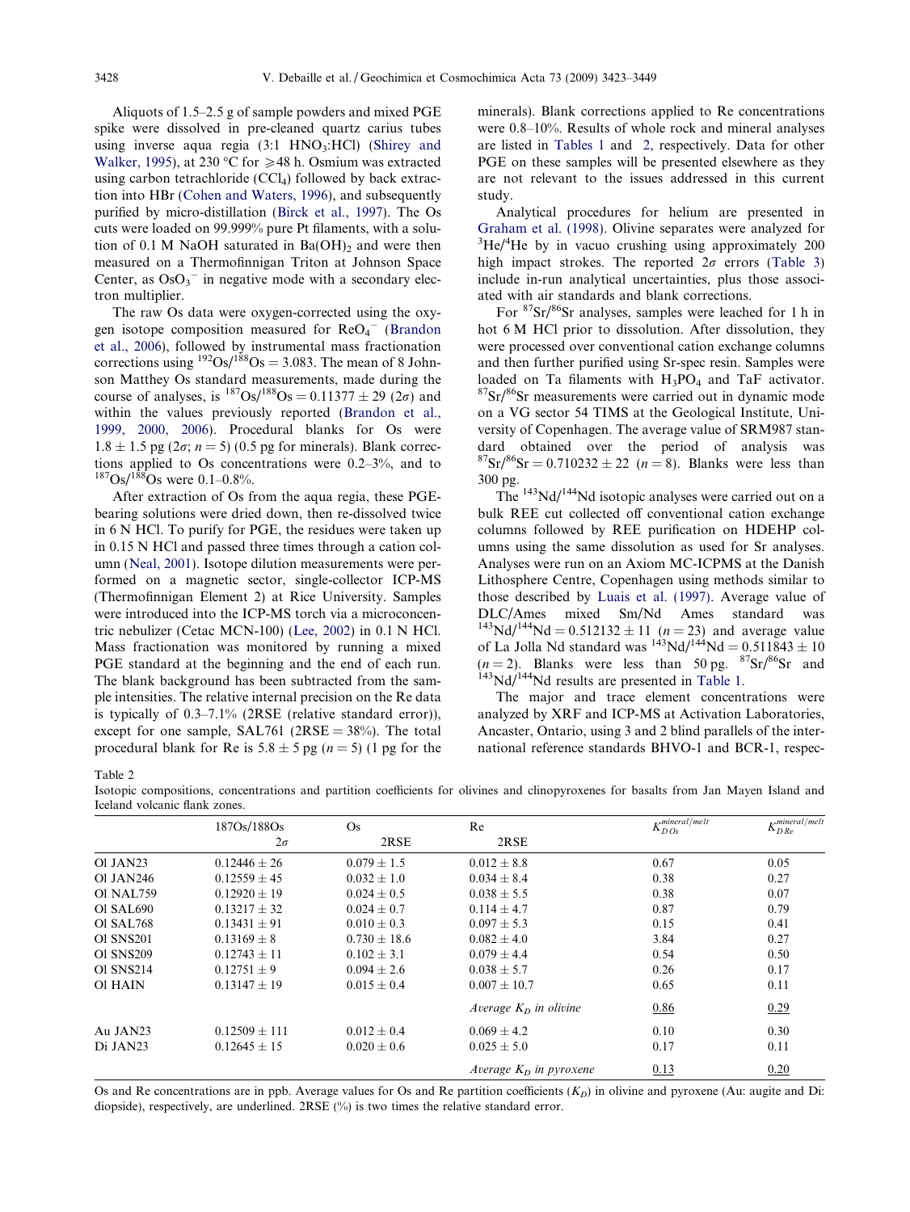Aliquots of 1.5–2.5 g of sample powders and mixed PGE spike were dissolved in pre-cleaned quartz carius tubes using inverse aqua regia (3:1 $HNO_3$:HCl) (Shirey and Walker, 1995), at 230 °C for ⩾48 h. Osmium was extracted using carbon tetrachloride ($CCl_4$) followed by back extraction into HBr (Cohen and Waters, 1996), and subsequently purified by micro-distillation (Birck et al., 1997). The Os cuts were loaded on 99.999% pure Pt filaments, with a solution of 0.1 M NaOH saturated in $Ba(OH)_2$ and were then measured on a Thermofinnigan Triton at Johnson Space Center, as $OsO_3^-$ in negative mode with a secondary electron multiplier.

The raw Os data were oxygen-corrected using the oxygen isotope composition measured for $ReO_4^-$ (Brandon et al., 2006), followed by instrumental mass fractionation corrections using $^{192}Os/^{188}Os = 3.083$. The mean of 8 Johnson Matthey Os standard measurements, made during the course of analyses, is $^{187}Os/^{188}Os = 0.11377 \pm 29$ ($2\sigma$) and within the values previously reported (Brandon et al., 1999, 2000, 2006). Procedural blanks for Os were $1.8 \pm 1.5$ pg ($2\sigma$; $n = 5$) (0.5 pg for minerals). Blank corrections applied to Os concentrations were 0.2–3%, and to $^{187}Os/^{188}Os$ were 0.1–0.8%.

After extraction of Os from the aqua regia, these PGE-bearing solutions were dried down, then re-dissolved twice in 6 N HCl. To purify for PGE, the residues were taken up in 0.15 N HCl and passed three times through a cation column (Neal, 2001). Isotope dilution measurements were performed on a magnetic sector, single-collector ICP-MS (Thermofinnigan Element 2) at Rice University. Samples were introduced into the ICP-MS torch via a microconcentric nebulizer (Cetac MCN-100) (Lee, 2002) in 0.1 N HCl. Mass fractionation was monitored by running a mixed PGE standard at the beginning and the end of each run. The blank background has been subtracted from the sample intensities. The relative internal precision on the Re data is typically of 0.3–7.1% (2RSE (relative standard error)), except for one sample, SAL761 (2RSE = 38%). The total procedural blank for Re is $5.8 \pm 5$ pg ($n = 5$) (1 pg for the minerals). Blank corrections applied to Re concentrations were 0.8–10%. Results of whole rock and mineral analyses are listed in Tables 1 and 2, respectively. Data for other PGE on these samples will be presented elsewhere as they are not relevant to the issues addressed in this current study.

Analytical procedures for helium are presented in Graham et al. (1998). Olivine separates were analyzed for $^3He/^4He$ by in vacuo crushing using approximately 200 high impact strokes. The reported $2\sigma$ errors (Table 3) include in-run analytical uncertainties, plus those associated with air standards and blank corrections.

For $^{87}Sr/^{86}Sr$ analyses, samples were leached for 1 h in hot 6 M HCl prior to dissolution. After dissolution, they were processed over conventional cation exchange columns and then further purified using Sr-spec resin. Samples were loaded on Ta filaments with $H_3PO_4$ and TaF activator. $^{87}Sr/^{86}Sr$ measurements were carried out in dynamic mode on a VG sector 54 TIMS at the Geological Institute, University of Copenhagen. The average value of SRM987 standard obtained over the period of analysis was $^{87}Sr/^{86}Sr = 0.710232 \pm 22$ ($n = 8$). Blanks were less than 300 pg.

The $^{143}Nd/^{144}Nd$ isotopic analyses were carried out on a bulk REE cut collected off conventional cation exchange columns followed by REE purification on HDEHP columns using the same dissolution as used for Sr analyses. Analyses were run on an Axiom MC-ICPMS at the Danish Lithosphere Centre, Copenhagen using methods similar to those described by Luais et al. (1997). Average value of DLC/Ames mixed Sm/Nd Ames standard was $^{143}Nd/^{144}Nd = 0.512132 \pm 11$ ($n = 23$) and average value of La Jolla Nd standard was $^{143}Nd/^{144}Nd = 0.511843 \pm 10$ ($n = 2$). Blanks were less than 50 pg. $^{87}Sr/^{86}Sr$ and $^{143}Nd/^{144}Nd$ results are presented in Table 1.

The major and trace element concentrations were analyzed by XRF and ICP-MS at Activation Laboratories, Ancaster, Ontario, using 3 and 2 blind parallels of the international reference standards BHVO-1 and BCR-1, respec-

Table 2
Isotopic compositions, concentrations and partition coefficients for olivines and clinopyroxenes for basalts from Jan Mayen Island and Iceland volcanic flank zones.

| | 187Os/188Os | Os | Re | $K_{D\,Os}^{mineral/melt}$ | $K_{D\,Re}^{mineral/melt}$ |
|---|---|---|---|---|---|
| | $2\sigma$ | 2RSE | 2RSE | | |
| Ol JAN23 | $0.12446 \pm 26$ | $0.079 \pm 1.5$ | $0.012 \pm 8.8$ | 0.67 | 0.05 |
| Ol JAN246 | $0.12559 \pm 45$ | $0.032 \pm 1.0$ | $0.034 \pm 8.4$ | 0.38 | 0.27 |
| Ol NAL759 | $0.12920 \pm 19$ | $0.024 \pm 0.5$ | $0.038 \pm 5.5$ | 0.38 | 0.07 |
| Ol SAL690 | $0.13217 \pm 32$ | $0.024 \pm 0.7$ | $0.114 \pm 4.7$ | 0.87 | 0.79 |
| Ol SAL768 | $0.13431 \pm 91$ | $0.010 \pm 0.3$ | $0.097 \pm 5.3$ | 0.15 | 0.41 |
| Ol SNS201 | $0.13169 \pm 8$ | $0.730 \pm 18.6$ | $0.082 \pm 4.0$ | 3.84 | 0.27 |
| Ol SNS209 | $0.12743 \pm 11$ | $0.102 \pm 3.1$ | $0.079 \pm 4.4$ | 0.54 | 0.50 |
| Ol SNS214 | $0.12751 \pm 9$ | $0.094 \pm 2.6$ | $0.038 \pm 5.7$ | 0.26 | 0.17 |
| Ol HAIN | $0.13147 \pm 19$ | $0.015 \pm 0.4$ | $0.007 \pm 10.7$ | 0.65 | 0.11 |
| | | | *Average $K_D$ in olivine* | <u>0.86</u> | <u>0.29</u> |
| Au JAN23 | $0.12509 \pm 111$ | $0.012 \pm 0.4$ | $0.069 \pm 4.2$ | 0.10 | 0.30 |
| Di JAN23 | $0.12645 \pm 15$ | $0.020 \pm 0.6$ | $0.025 \pm 5.0$ | 0.17 | 0.11 |
| | | | *Average $K_D$ in pyroxene* | <u>0.13</u> | <u>0.20</u> |

Os and Re concentrations are in ppb. Average values for Os and Re partition coefficients ($K_D$) in olivine and pyroxene (Au: augite and Di: diopside), respectively, are underlined. 2RSE (%) is two times the relative standard error.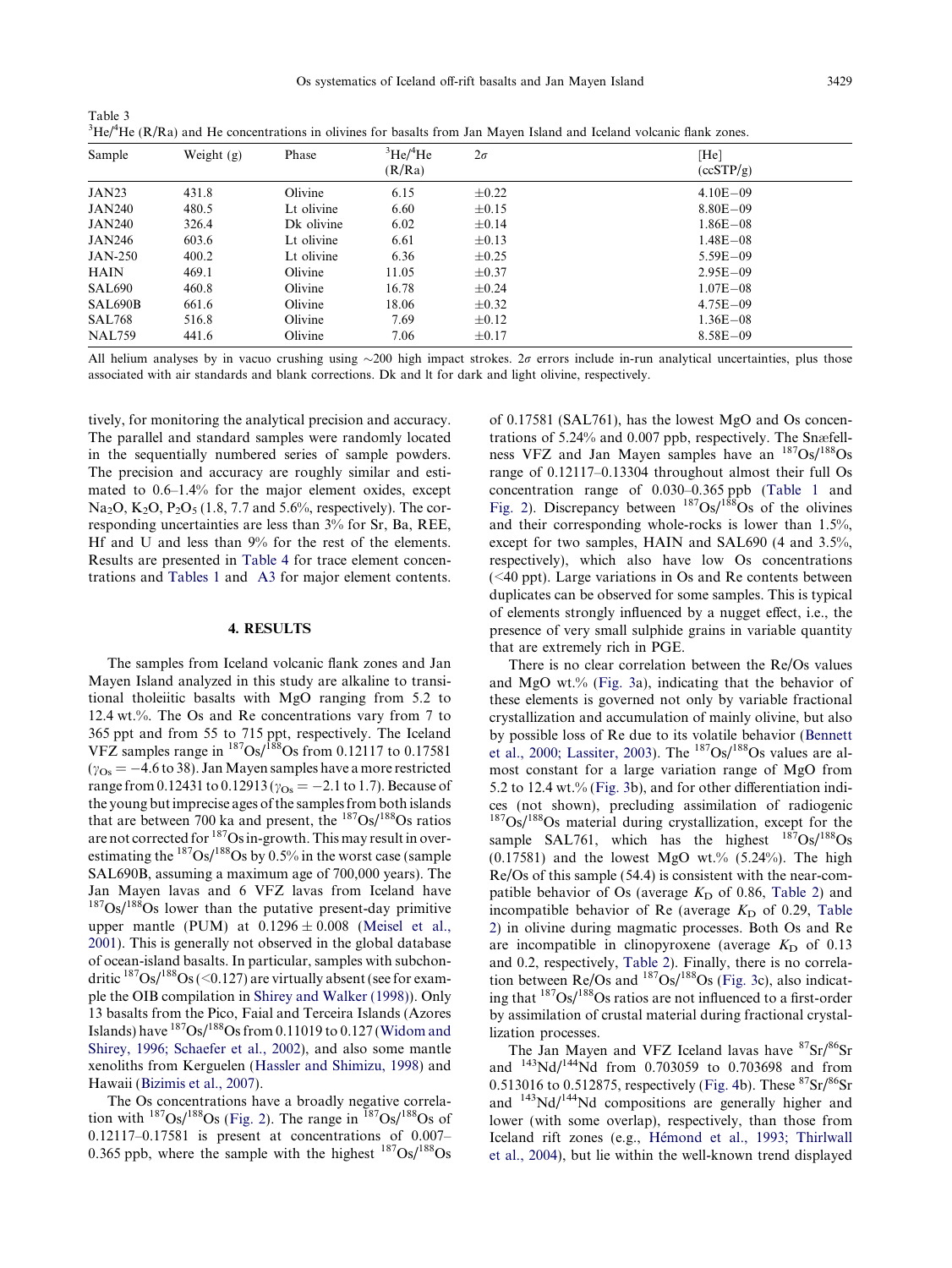Table 3
$^3He/^4He$ (R/Ra) and He concentrations in olivines for basalts from Jan Mayen Island and Iceland volcanic flank zones.

| Sample | Weight (g) | Phase | $^3He/^4He$ (R/Ra) | $2\sigma$ | [He] (ccSTP/g) |
|---|---|---|---|---|---|
| JAN23 | 431.8 | Olivine | 6.15 | ±0.22 | 4.10E−09 |
| JAN240 | 480.5 | Lt olivine | 6.60 | ±0.15 | 8.80E−09 |
| JAN240 | 326.4 | Dk olivine | 6.02 | ±0.14 | 1.86E−08 |
| JAN246 | 603.6 | Lt olivine | 6.61 | ±0.13 | 1.48E−08 |
| JAN-250 | 400.2 | Lt olivine | 6.36 | ±0.25 | 5.59E−09 |
| HAIN | 469.1 | Olivine | 11.05 | ±0.37 | 2.95E−09 |
| SAL690 | 460.8 | Olivine | 16.78 | ±0.24 | 1.07E−08 |
| SAL690B | 661.6 | Olivine | 18.06 | ±0.32 | 4.75E−09 |
| SAL768 | 516.8 | Olivine | 7.69 | ±0.12 | 1.36E−08 |
| NAL759 | 441.6 | Olivine | 7.06 | ±0.17 | 8.58E−09 |

All helium analyses by in vacuo crushing using ~200 high impact strokes. $2\sigma$ errors include in-run analytical uncertainties, plus those associated with air standards and blank corrections. Dk and lt for dark and light olivine, respectively.

tively, for monitoring the analytical precision and accuracy. The parallel and standard samples were randomly located in the sequentially numbered series of sample powders. The precision and accuracy are roughly similar and estimated to 0.6–1.4% for the major element oxides, except $Na_2O$, $K_2O$, $P_2O_5$ (1.8, 7.7 and 5.6%, respectively). The corresponding uncertainties are less than 3% for Sr, Ba, REE, Hf and U and less than 9% for the rest of the elements. Results are presented in Table 4 for trace element concentrations and Tables 1 and A3 for major element contents.

## 4. RESULTS

The samples from Iceland volcanic flank zones and Jan Mayen Island analyzed in this study are alkaline to transitional tholeiitic basalts with MgO ranging from 5.2 to 12.4 wt.%. The Os and Re concentrations vary from 7 to 365 ppt and from 55 to 715 ppt, respectively. The Iceland VFZ samples range in $^{187}Os/^{188}Os$ from 0.12117 to 0.17581 ($\gamma_{Os} = -4.6$ to 38). Jan Mayen samples have a more restricted range from 0.12431 to 0.12913 ($\gamma_{Os} = -2.1$ to 1.7). Because of the young but imprecise ages of the samples from both islands that are between 700 ka and present, the $^{187}Os/^{188}Os$ ratios are not corrected for $^{187}Os$ in-growth. This may result in overestimating the $^{187}Os/^{188}Os$ by 0.5% in the worst case (sample SAL690B, assuming a maximum age of 700,000 years). The Jan Mayen lavas and 6 VFZ lavas from Iceland have $^{187}Os/^{188}Os$ lower than the putative present-day primitive upper mantle (PUM) at $0.1296 \pm 0.008$ (Meisel et al., 2001). This is generally not observed in the global database of ocean-island basalts. In particular, samples with subchondritic $^{187}Os/^{188}Os$ (<0.127) are virtually absent (see for example the OIB compilation in Shirey and Walker (1998)). Only 13 basalts from the Pico, Faial and Terceira Islands (Azores Islands) have $^{187}Os/^{188}Os$ from 0.11019 to 0.127 (Widom and Shirey, 1996; Schaefer et al., 2002), and also some mantle xenoliths from Kerguelen (Hassler and Shimizu, 1998) and Hawaii (Bizimis et al., 2007).

The Os concentrations have a broadly negative correlation with $^{187}Os/^{188}Os$ (Fig. 2). The range in $^{187}Os/^{188}Os$ of 0.12117–0.17581 is present at concentrations of 0.007–0.365 ppb, where the sample with the highest $^{187}Os/^{188}Os$ of 0.17581 (SAL761), has the lowest MgO and Os concentrations of 5.24% and 0.007 ppb, respectively. The Snæfellness VFZ and Jan Mayen samples have an $^{187}Os/^{188}Os$ range of 0.12117–0.13304 throughout almost their full Os concentration range of 0.030–0.365 ppb (Table 1 and Fig. 2). Discrepancy between $^{187}Os/^{188}Os$ of the olivines and their corresponding whole-rocks is lower than 1.5%, except for two samples, HAIN and SAL690 (4 and 3.5%, respectively), which also have low Os concentrations (<40 ppt). Large variations in Os and Re contents between duplicates can be observed for some samples. This is typical of elements strongly influenced by a nugget effect, i.e., the presence of very small sulphide grains in variable quantity that are extremely rich in PGE.

There is no clear correlation between the Re/Os values and MgO wt.% (Fig. 3a), indicating that the behavior of these elements is governed not only by variable fractional crystallization and accumulation of mainly olivine, but also by possible loss of Re due to its volatile behavior (Bennett et al., 2000; Lassiter, 2003). The $^{187}Os/^{188}Os$ values are almost constant for a large variation range of MgO from 5.2 to 12.4 wt.% (Fig. 3b), and for other differentiation indices (not shown), precluding assimilation of radiogenic $^{187}Os/^{188}Os$ material during crystallization, except for the sample SAL761, which has the highest $^{187}Os/^{188}Os$ (0.17581) and the lowest MgO wt.% (5.24%). The high Re/Os of this sample (54.4) is consistent with the near-compatible behavior of Os (average $K_D$ of 0.86, Table 2) and incompatible behavior of Re (average $K_D$ of 0.29, Table 2) in olivine during magmatic processes. Both Os and Re are incompatible in clinopyroxene (average $K_D$ of 0.13 and 0.2, respectively, Table 2). Finally, there is no correlation between Re/Os and $^{187}Os/^{188}Os$ (Fig. 3c), also indicating that $^{187}Os/^{188}Os$ ratios are not influenced to a first-order by assimilation of crustal material during fractional crystallization processes.

The Jan Mayen and VFZ Iceland lavas have $^{87}Sr/^{86}Sr$ and $^{143}Nd/^{144}Nd$ from 0.703059 to 0.703698 and from 0.513016 to 0.512875, respectively (Fig. 4b). These $^{87}Sr/^{86}Sr$ and $^{143}Nd/^{144}Nd$ compositions are generally higher and lower (with some overlap), respectively, than those from Iceland rift zones (e.g., Hémond et al., 1993; Thirlwall et al., 2004), but lie within the well-known trend displayed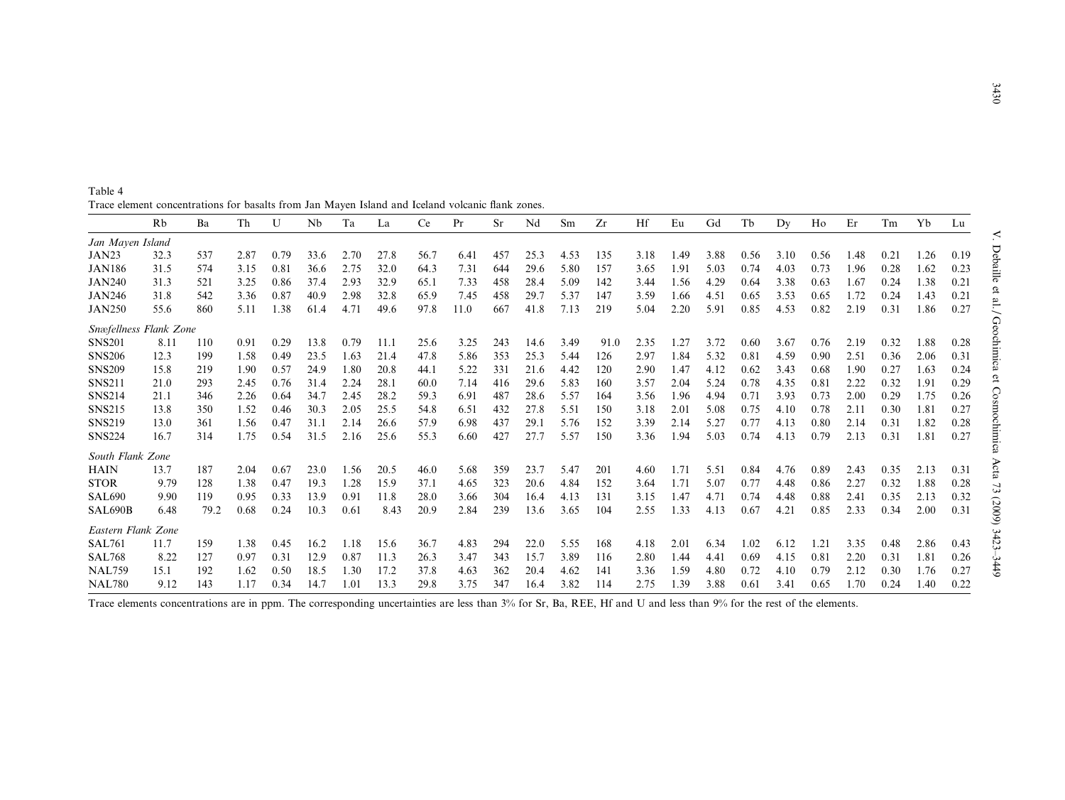Table 4
Trace element concentrations for basalts from Jan Mayen Island and Iceland volcanic flank zones.

| | Rb | Ba | Th | U | Nb | Ta | La | Ce | Pr | Sr | Nd | Sm | Zr | Hf | Eu | Gd | Tb | Dy | Ho | Er | Tm | Yb | Lu |
|---|---|---|---|---|---|---|---|---|---|---|---|---|---|---|---|---|---|---|---|---|---|---|---|
| *Jan Mayen Island* | | | | | | | | | | | | | | | | | | | | | | | |
| JAN23 | 32.3 | 537 | 2.87 | 0.79 | 33.6 | 2.70 | 27.8 | 56.7 | 6.41 | 457 | 25.3 | 4.53 | 135 | 3.18 | 1.49 | 3.88 | 0.56 | 3.10 | 0.56 | 1.48 | 0.21 | 1.26 | 0.19 |
| JAN186 | 31.5 | 574 | 3.15 | 0.81 | 36.6 | 2.75 | 32.0 | 64.3 | 7.31 | 644 | 29.6 | 5.80 | 157 | 3.65 | 1.91 | 5.03 | 0.74 | 4.03 | 0.73 | 1.96 | 0.28 | 1.62 | 0.23 |
| JAN240 | 31.3 | 521 | 3.25 | 0.86 | 37.4 | 2.93 | 32.9 | 65.1 | 7.33 | 458 | 28.4 | 5.09 | 142 | 3.44 | 1.56 | 4.29 | 0.64 | 3.38 | 0.63 | 1.67 | 0.24 | 1.38 | 0.21 |
| JAN246 | 31.8 | 542 | 3.36 | 0.87 | 40.9 | 2.98 | 32.8 | 65.9 | 7.45 | 458 | 29.7 | 5.37 | 147 | 3.59 | 1.66 | 4.51 | 0.65 | 3.53 | 0.65 | 1.72 | 0.24 | 1.43 | 0.21 |
| JAN250 | 55.6 | 860 | 5.11 | 1.38 | 61.4 | 4.71 | 49.6 | 97.8 | 11.0 | 667 | 41.8 | 7.13 | 219 | 5.04 | 2.20 | 5.91 | 0.85 | 4.53 | 0.82 | 2.19 | 0.31 | 1.86 | 0.27 |
| *Snæfellness Flank Zone* | | | | | | | | | | | | | | | | | | | | | | | |
| SNS201 | 8.11 | 110 | 0.91 | 0.29 | 13.8 | 0.79 | 11.1 | 25.6 | 3.25 | 243 | 14.6 | 3.49 | 91.0 | 2.35 | 1.27 | 3.72 | 0.60 | 3.67 | 0.76 | 2.19 | 0.32 | 1.88 | 0.28 |
| SNS206 | 12.3 | 199 | 1.58 | 0.49 | 23.5 | 1.63 | 21.4 | 47.8 | 5.86 | 353 | 25.3 | 5.44 | 126 | 2.97 | 1.84 | 5.32 | 0.81 | 4.59 | 0.90 | 2.51 | 0.36 | 2.06 | 0.31 |
| SNS209 | 15.8 | 219 | 1.90 | 0.57 | 24.9 | 1.80 | 20.8 | 44.1 | 5.22 | 331 | 21.6 | 4.42 | 120 | 2.90 | 1.47 | 4.12 | 0.62 | 3.43 | 0.68 | 1.90 | 0.27 | 1.63 | 0.24 |
| SNS211 | 21.0 | 293 | 2.45 | 0.76 | 31.4 | 2.24 | 28.1 | 60.0 | 7.14 | 416 | 29.6 | 5.83 | 160 | 3.57 | 2.04 | 5.24 | 0.78 | 4.35 | 0.81 | 2.22 | 0.32 | 1.91 | 0.29 |
| SNS214 | 21.1 | 346 | 2.26 | 0.64 | 34.7 | 2.45 | 28.2 | 59.3 | 6.91 | 487 | 28.6 | 5.57 | 164 | 3.56 | 1.96 | 4.94 | 0.71 | 3.93 | 0.73 | 2.00 | 0.29 | 1.75 | 0.26 |
| SNS215 | 13.8 | 350 | 1.52 | 0.46 | 30.3 | 2.05 | 25.5 | 54.8 | 6.51 | 432 | 27.8 | 5.51 | 150 | 3.18 | 2.01 | 5.08 | 0.75 | 4.10 | 0.78 | 2.11 | 0.30 | 1.81 | 0.27 |
| SNS219 | 13.0 | 361 | 1.56 | 0.47 | 31.1 | 2.14 | 26.6 | 57.9 | 6.98 | 437 | 29.1 | 5.76 | 152 | 3.39 | 2.14 | 5.27 | 0.77 | 4.13 | 0.80 | 2.14 | 0.31 | 1.82 | 0.28 |
| SNS224 | 16.7 | 314 | 1.75 | 0.54 | 31.5 | 2.16 | 25.6 | 55.3 | 6.60 | 427 | 27.7 | 5.57 | 150 | 3.36 | 1.94 | 5.03 | 0.74 | 4.13 | 0.79 | 2.13 | 0.31 | 1.81 | 0.27 |
| *South Flank Zone* | | | | | | | | | | | | | | | | | | | | | | | |
| HAIN | 13.7 | 187 | 2.04 | 0.67 | 23.0 | 1.56 | 20.5 | 46.0 | 5.68 | 359 | 23.7 | 5.47 | 201 | 4.60 | 1.71 | 5.51 | 0.84 | 4.76 | 0.89 | 2.43 | 0.35 | 2.13 | 0.31 |
| STOR | 9.79 | 128 | 1.38 | 0.47 | 19.3 | 1.28 | 15.9 | 37.1 | 4.65 | 323 | 20.6 | 4.84 | 152 | 3.64 | 1.71 | 5.07 | 0.77 | 4.48 | 0.86 | 2.27 | 0.32 | 1.88 | 0.28 |
| SAL690 | 9.90 | 119 | 0.95 | 0.33 | 13.9 | 0.91 | 11.8 | 28.0 | 3.66 | 304 | 16.4 | 4.13 | 131 | 3.15 | 1.47 | 4.71 | 0.74 | 4.48 | 0.88 | 2.41 | 0.35 | 2.13 | 0.32 |
| SAL690B | 6.48 | 79.2 | 0.68 | 0.24 | 10.3 | 0.61 | 8.43 | 20.9 | 2.84 | 239 | 13.6 | 3.65 | 104 | 2.55 | 1.33 | 4.13 | 0.67 | 4.21 | 0.85 | 2.33 | 0.34 | 2.00 | 0.31 |
| *Eastern Flank Zone* | | | | | | | | | | | | | | | | | | | | | | | |
| SAL761 | 11.7 | 159 | 1.38 | 0.45 | 16.2 | 1.18 | 15.6 | 36.7 | 4.83 | 294 | 22.0 | 5.55 | 168 | 4.18 | 2.01 | 6.34 | 1.02 | 6.12 | 1.21 | 3.35 | 0.48 | 2.86 | 0.43 |
| SAL768 | 8.22 | 127 | 0.97 | 0.31 | 12.9 | 0.87 | 11.3 | 26.3 | 3.47 | 343 | 15.7 | 3.89 | 116 | 2.80 | 1.44 | 4.41 | 0.69 | 4.15 | 0.81 | 2.20 | 0.31 | 1.81 | 0.26 |
| NAL759 | 15.1 | 192 | 1.62 | 0.50 | 18.5 | 1.30 | 17.2 | 37.8 | 4.63 | 362 | 20.4 | 4.62 | 141 | 3.36 | 1.59 | 4.80 | 0.72 | 4.10 | 0.79 | 2.12 | 0.30 | 1.76 | 0.27 |
| NAL780 | 9.12 | 143 | 1.17 | 0.34 | 14.7 | 1.01 | 13.3 | 29.8 | 3.75 | 347 | 16.4 | 3.82 | 114 | 2.75 | 1.39 | 3.88 | 0.61 | 3.41 | 0.65 | 1.70 | 0.24 | 1.40 | 0.22 |

Trace elements concentrations are in ppm. The corresponding uncertainties are less than 3% for Sr, Ba, REE, Hf and U and less than 9% for the rest of the elements.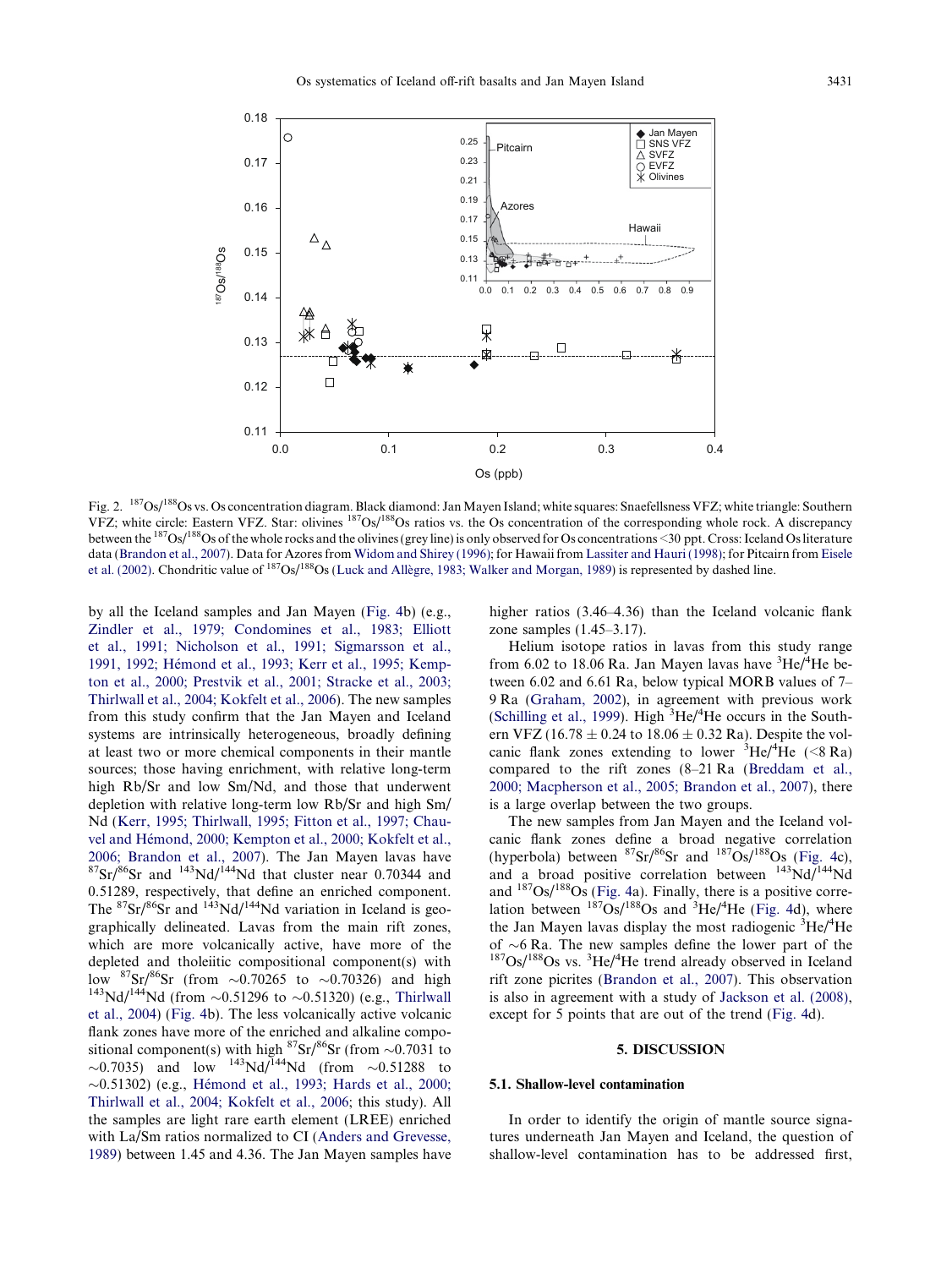Fig. 2. $^{187}Os/^{188}Os$ vs. Os concentration diagram. Black diamond: Jan Mayen Island; white squares: Snaefellsness VFZ; white triangle: Southern VFZ; white circle: Eastern VFZ. Star: olivines $^{187}Os/^{188}Os$ ratios vs. the Os concentration of the corresponding whole rock. A discrepancy between the $^{187}Os/^{188}Os$ of the whole rocks and the olivines (grey line) is only observed for Os concentrations <30 ppt. Cross: Iceland Os literature data (Brandon et al., 2007). Data for Azores from Widom and Shirey (1996); for Hawaii from Lassiter and Hauri (1998); for Pitcairn from Eisele et al. (2002). Chondritic value of $^{187}Os/^{188}Os$ (Luck and Allègre, 1983; Walker and Morgan, 1989) is represented by dashed line.

by all the Iceland samples and Jan Mayen (Fig. 4b) (e.g., Zindler et al., 1979; Condomines et al., 1983; Elliott et al., 1991; Nicholson et al., 1991; Sigmarsson et al., 1991, 1992; Hémond et al., 1993; Kerr et al., 1995; Kempton et al., 2000; Prestvik et al., 2001; Stracke et al., 2003; Thirlwall et al., 2004; Kokfelt et al., 2006). The new samples from this study confirm that the Jan Mayen and Iceland systems are intrinsically heterogeneous, broadly defining at least two or more chemical components in their mantle sources; those having enrichment, with relative long-term high Rb/Sr and low Sm/Nd, and those that underwent depletion with relative long-term low Rb/Sr and high Sm/Nd (Kerr, 1995; Thirlwall, 1995; Fitton et al., 1997; Chauvel and Hémond, 2000; Kempton et al., 2000; Kokfelt et al., 2006; Brandon et al., 2007). The Jan Mayen lavas have $^{87}Sr/^{86}Sr$ and $^{143}Nd/^{144}Nd$ that cluster near 0.70344 and 0.51289, respectively, that define an enriched component. The $^{87}Sr/^{86}Sr$ and $^{143}Nd/^{144}Nd$ variation in Iceland is geographically delineated. Lavas from the main rift zones, which are more volcanically active, have more of the depleted and tholeiitic compositional component(s) with low $^{87}Sr/^{86}Sr$ (from ~0.70265 to ~0.70326) and high $^{143}Nd/^{144}Nd$ (from ~0.51296 to ~0.51320) (e.g., Thirlwall et al., 2004) (Fig. 4b). The less volcanically active volcanic flank zones have more of the enriched and alkaline compositional component(s) with high $^{87}Sr/^{86}Sr$ (from ~0.7031 to ~0.7035) and low $^{143}Nd/^{144}Nd$ (from ~0.51288 to ~0.51302) (e.g., Hémond et al., 1993; Hards et al., 2000; Thirlwall et al., 2004; Kokfelt et al., 2006; this study). All the samples are light rare earth element (LREE) enriched with La/Sm ratios normalized to CI (Anders and Grevesse, 1989) between 1.45 and 4.36. The Jan Mayen samples have higher ratios (3.46–4.36) than the Iceland volcanic flank zone samples (1.45–3.17).

Helium isotope ratios in lavas from this study range from 6.02 to 18.06 Ra. Jan Mayen lavas have $^{3}He/^{4}He$ between 6.02 and 6.61 Ra, below typical MORB values of 7–9 Ra (Graham, 2002), in agreement with previous work (Schilling et al., 1999). High $^{3}He/^{4}He$ occurs in the Southern VFZ ($16.78 \pm 0.24$ to $18.06 \pm 0.32$ Ra). Despite the volcanic flank zones extending to lower $^{3}He/^{4}He$ (<8 Ra) compared to the rift zones (8–21 Ra (Breddam et al., 2000; Macpherson et al., 2005; Brandon et al., 2007), there is a large overlap between the two groups.

The new samples from Jan Mayen and the Iceland volcanic flank zones define a broad negative correlation (hyperbola) between $^{87}Sr/^{86}Sr$ and $^{187}Os/^{188}Os$ (Fig. 4c), and a broad positive correlation between $^{143}Nd/^{144}Nd$ and $^{187}Os/^{188}Os$ (Fig. 4a). Finally, there is a positive correlation between $^{187}Os/^{188}Os$ and $^{3}He/^{4}He$ (Fig. 4d), where the Jan Mayen lavas display the most radiogenic $^{3}He/^{4}He$ of ~6 Ra. The new samples define the lower part of the $^{187}Os/^{188}Os$ vs. $^{3}He/^{4}He$ trend already observed in Iceland rift zone picrites (Brandon et al., 2007). This observation is also in agreement with a study of Jackson et al. (2008), except for 5 points that are out of the trend (Fig. 4d).

## 5. DISCUSSION

### 5.1. Shallow-level contamination

In order to identify the origin of mantle source signatures underneath Jan Mayen and Iceland, the question of shallow-level contamination has to be addressed first,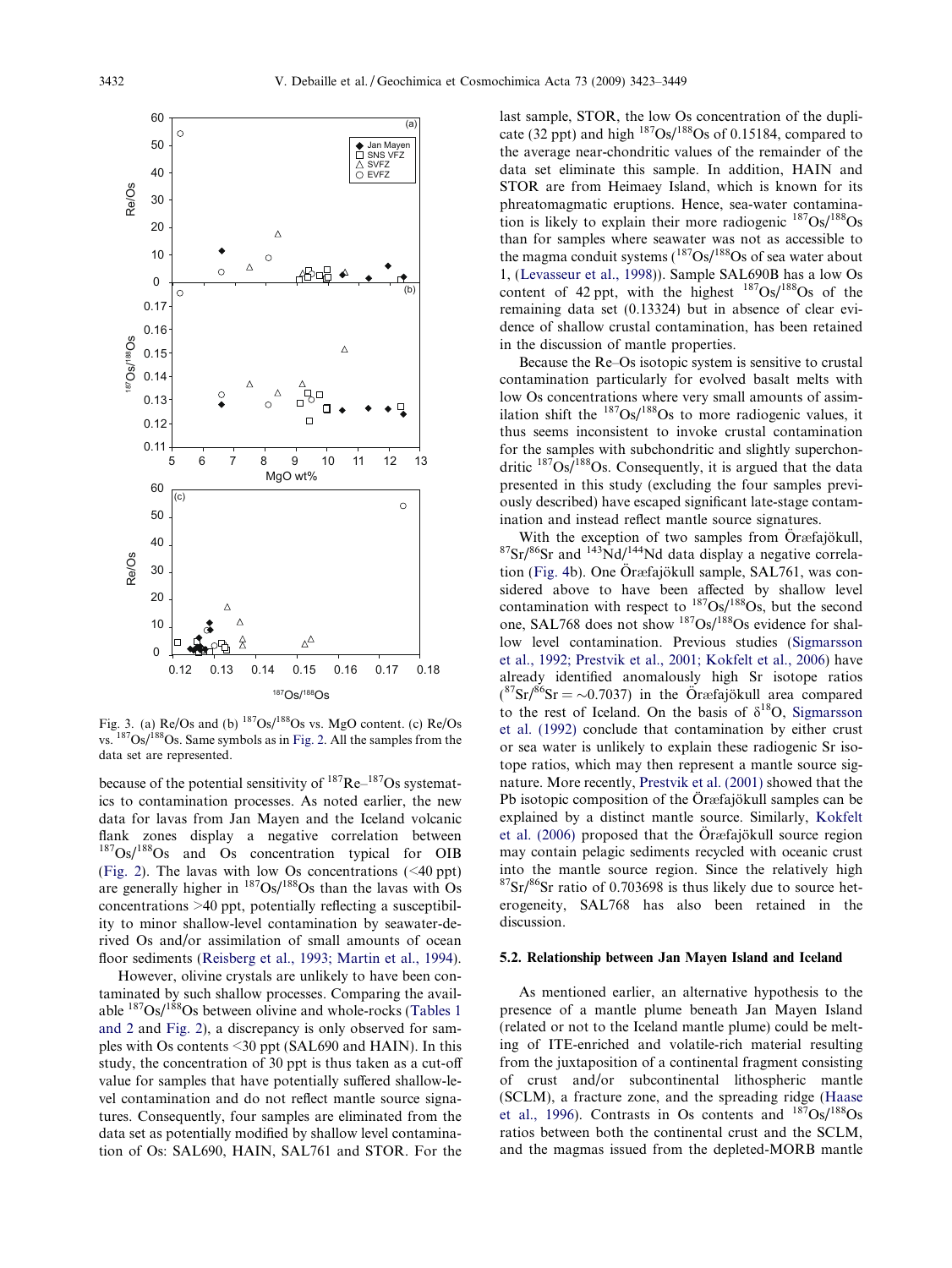Fig. 3. (a) Re/Os and (b) $^{187}Os/^{188}Os$ vs. MgO content. (c) Re/Os vs. $^{187}Os/^{188}Os$. Same symbols as in Fig. 2. All the samples from the data set are represented.

because of the potential sensitivity of $^{187}Re$–$^{187}Os$ systematics to contamination processes. As noted earlier, the new data for lavas from Jan Mayen and the Iceland volcanic flank zones display a negative correlation between $^{187}Os/^{188}Os$ and Os concentration typical for OIB (Fig. 2). The lavas with low Os concentrations (<40 ppt) are generally higher in $^{187}Os/^{188}Os$ than the lavas with Os concentrations >40 ppt, potentially reflecting a susceptibility to minor shallow-level contamination by seawater-derived Os and/or assimilation of small amounts of ocean floor sediments (Reisberg et al., 1993; Martin et al., 1994).

However, olivine crystals are unlikely to have been contaminated by such shallow processes. Comparing the available $^{187}Os/^{188}Os$ between olivine and whole-rocks (Tables 1 and 2 and Fig. 2), a discrepancy is only observed for samples with Os contents <30 ppt (SAL690 and HAIN). In this study, the concentration of 30 ppt is thus taken as a cut-off value for samples that have potentially suffered shallow-level contamination and do not reflect mantle source signatures. Consequently, four samples are eliminated from the data set as potentially modified by shallow level contamination of Os: SAL690, HAIN, SAL761 and STOR. For the last sample, STOR, the low Os concentration of the duplicate (32 ppt) and high $^{187}Os/^{188}Os$ of 0.15184, compared to the average near-chondritic values of the remainder of the data set eliminate this sample. In addition, HAIN and STOR are from Heimaey Island, which is known for its phreatomagmatic eruptions. Hence, sea-water contamination is likely to explain their more radiogenic $^{187}Os/^{188}Os$ than for samples where seawater was not as accessible to the magma conduit systems ($^{187}Os/^{188}Os$ of sea water about 1, (Levasseur et al., 1998)). Sample SAL690B has a low Os content of 42 ppt, with the highest $^{187}Os/^{188}Os$ of the remaining data set (0.13324) but in absence of clear evidence of shallow crustal contamination, has been retained in the discussion of mantle properties.

Because the Re–Os isotopic system is sensitive to crustal contamination particularly for evolved basalt melts with low Os concentrations where very small amounts of assimilation shift the $^{187}Os/^{188}Os$ to more radiogenic values, it thus seems inconsistent to invoke crustal contamination for the samples with subchondritic and slightly superchondritic $^{187}Os/^{188}Os$. Consequently, it is argued that the data presented in this study (excluding the four samples previously described) have escaped significant late-stage contamination and instead reflect mantle source signatures.

With the exception of two samples from Öræfajökull, $^{87}Sr/^{86}Sr$ and $^{143}Nd/^{144}Nd$ data display a negative correlation (Fig. 4b). One Öræfajökull sample, SAL761, was considered above to have been affected by shallow level contamination with respect to $^{187}Os/^{188}Os$, but the second one, SAL768 does not show $^{187}Os/^{188}Os$ evidence for shallow level contamination. Previous studies (Sigmarsson et al., 1992; Prestvik et al., 2001; Kokfelt et al., 2006) have already identified anomalously high Sr isotope ratios ($^{87}Sr/^{86}Sr = \sim 0.7037$) in the Öræfajökull area compared to the rest of Iceland. On the basis of $\delta^{18}O$, Sigmarsson et al. (1992) conclude that contamination by either crust or sea water is unlikely to explain these radiogenic Sr isotope ratios, which may then represent a mantle source signature. More recently, Prestvik et al. (2001) showed that the Pb isotopic composition of the Öræfajökull samples can be explained by a distinct mantle source. Similarly, Kokfelt et al. (2006) proposed that the Öræfajökull source region may contain pelagic sediments recycled with oceanic crust into the mantle source region. Since the relatively high $^{87}Sr/^{86}Sr$ ratio of 0.703698 is thus likely due to source heterogeneity, SAL768 has also been retained in the discussion.

## 5.2. Relationship between Jan Mayen Island and Iceland

As mentioned earlier, an alternative hypothesis to the presence of a mantle plume beneath Jan Mayen Island (related or not to the Iceland mantle plume) could be melting of ITE-enriched and volatile-rich material resulting from the juxtaposition of a continental fragment consisting of crust and/or subcontinental lithospheric mantle (SCLM), a fracture zone, and the spreading ridge (Haase et al., 1996). Contrasts in Os contents and $^{187}Os/^{188}Os$ ratios between both the continental crust and the SCLM, and the magmas issued from the depleted-MORB mantle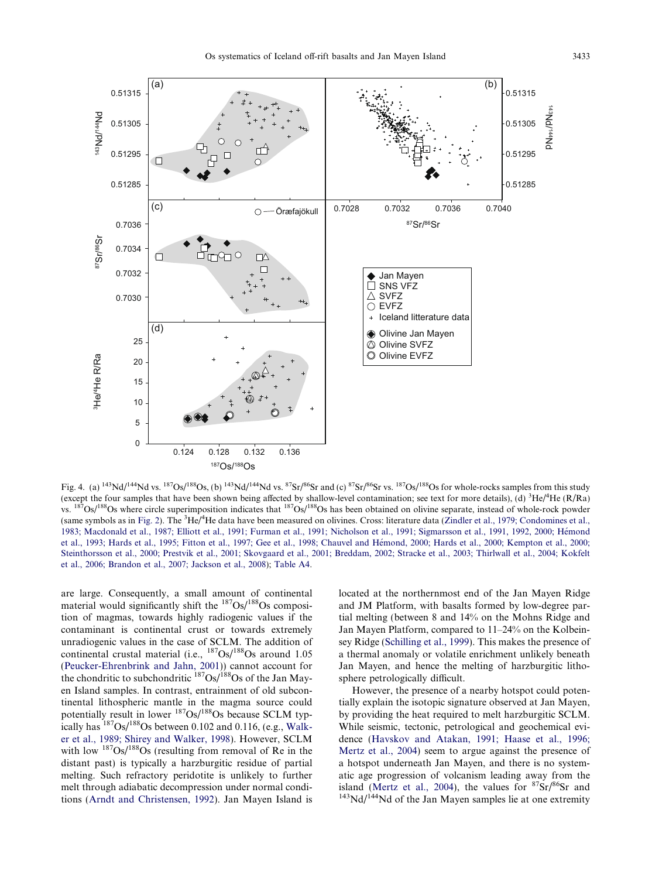Fig. 4. (a) $^{143}Nd/^{144}Nd$ vs. $^{187}Os/^{188}Os$, (b) $^{143}Nd/^{144}Nd$ vs. $^{87}Sr/^{86}Sr$ and (c) $^{87}Sr/^{86}Sr$ vs. $^{187}Os/^{188}Os$ for whole-rocks samples from this study (except the four samples that have been shown being affected by shallow-level contamination; see text for more details), (d) $^{3}He/^{4}He$ (R/Ra) vs. $^{187}Os/^{188}Os$ where circle superimposition indicates that $^{187}Os/^{188}Os$ has been obtained on olivine separate, instead of whole-rock powder (same symbols as in Fig. 2). The $^{3}He/^{4}He$ data have been measured on olivines. Cross: literature data (Zindler et al., 1979; Condomines et al., 1983; Macdonald et al., 1987; Elliott et al., 1991; Furman et al., 1991; Nicholson et al., 1991; Sigmarsson et al., 1991, 1992, 2000; Hémond et al., 1993; Hards et al., 1995; Fitton et al., 1997; Gee et al., 1998; Chauvel and Hémond, 2000; Hards et al., 2000; Kempton et al., 2000; Steinthorsson et al., 2000; Prestvik et al., 2001; Skovgaard et al., 2001; Breddam, 2002; Stracke et al., 2003; Thirlwall et al., 2004; Kokfelt et al., 2006; Brandon et al., 2007; Jackson et al., 2008); Table A4.

are large. Consequently, a small amount of continental material would significantly shift the $^{187}Os/^{188}Os$ composition of magmas, towards highly radiogenic values if the contaminant is continental crust or towards extremely unradiogenic values in the case of SCLM. The addition of continental crustal material (i.e., $^{187}Os/^{188}Os$ around 1.05 (Peucker-Ehrenbrink and Jahn, 2001)) cannot account for the chondritic to subchondritic $^{187}Os/^{188}Os$ of the Jan Mayen Island samples. In contrast, entrainment of old subcontinental lithospheric mantle in the magma source could potentially result in lower $^{187}Os/^{188}Os$ because SCLM typically has $^{187}Os/^{188}Os$ between 0.102 and 0.116, (e.g., Walker et al., 1989; Shirey and Walker, 1998). However, SCLM with low $^{187}Os/^{188}Os$ (resulting from removal of Re in the distant past) is typically a harzburgitic residue of partial melting. Such refractory peridotite is unlikely to further melt through adiabatic decompression under normal conditions (Arndt and Christensen, 1992). Jan Mayen Island is located at the northernmost end of the Jan Mayen Ridge and JM Platform, with basalts formed by low-degree partial melting (between 8 and 14% on the Mohns Ridge and Jan Mayen Platform, compared to 11–24% on the Kolbeinsey Ridge (Schilling et al., 1999). This makes the presence of a thermal anomaly or volatile enrichment unlikely beneath Jan Mayen, and hence the melting of harzburgitic lithosphere petrologically difficult.

However, the presence of a nearby hotspot could potentially explain the isotopic signature observed at Jan Mayen, by providing the heat required to melt harzburgitic SCLM. While seismic, tectonic, petrological and geochemical evidence (Havskov and Atakan, 1991; Haase et al., 1996; Mertz et al., 2004) seem to argue against the presence of a hotspot underneath Jan Mayen, and there is no systematic age progression of volcanism leading away from the island (Mertz et al., 2004), the values for $^{87}Sr/^{86}Sr$ and $^{143}Nd/^{144}Nd$ of the Jan Mayen samples lie at one extremity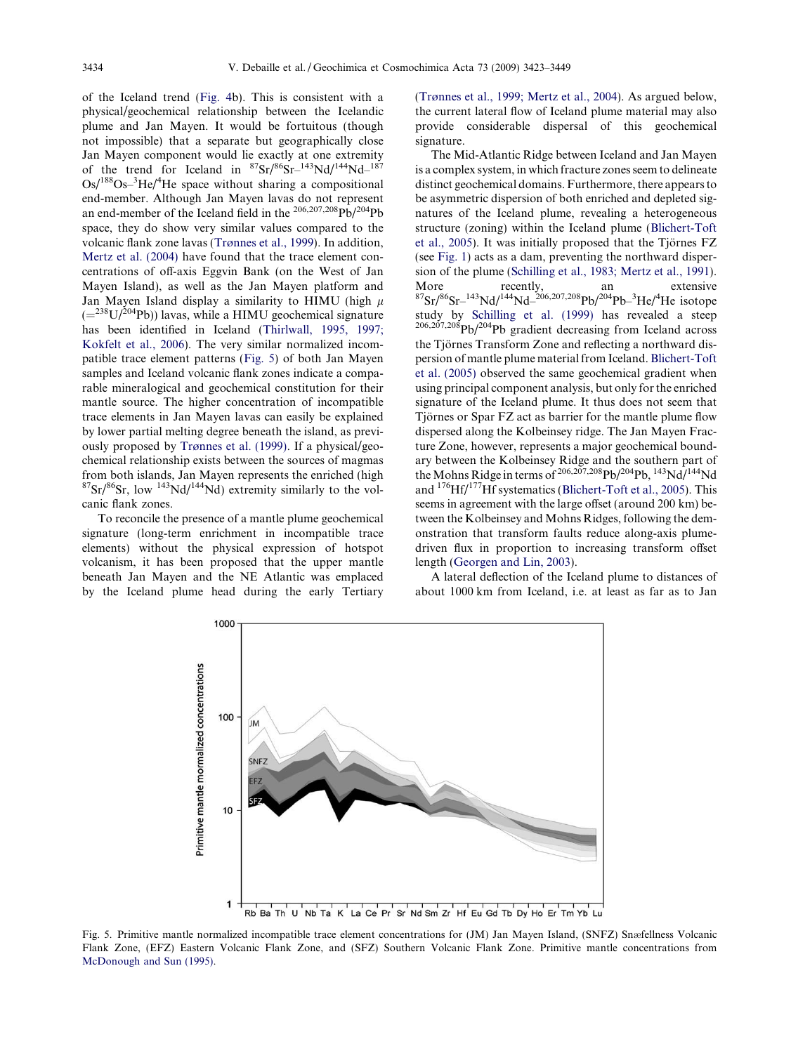of the Iceland trend (Fig. 4b). This is consistent with a physical/geochemical relationship between the Icelandic plume and Jan Mayen. It would be fortuitous (though not impossible) that a separate but geographically close Jan Mayen component would lie exactly at one extremity of the trend for Iceland in $^{87}Sr/^{86}Sr$–$^{143}Nd/^{144}Nd$–$^{187}Os/^{188}Os$–$^{3}He/^{4}He$ space without sharing a compositional end-member. Although Jan Mayen lavas do not represent an end-member of the Iceland field in the $^{206,207,208}Pb/^{204}Pb$ space, they do show very similar values compared to the volcanic flank zone lavas (Trønnes et al., 1999). In addition, Mertz et al. (2004) have found that the trace element concentrations of off-axis Eggvin Bank (on the West of Jan Mayen Island), as well as the Jan Mayen platform and Jan Mayen Island lavas display a similarity to HIMU (high $\mu$ ($={}^{238}U/{}^{204}Pb$)) lavas, while a HIMU geochemical signature has been identified in Iceland (Thirlwall, 1995, 1997; Kokfelt et al., 2006). The very similar normalized incompatible trace element patterns (Fig. 5) of both Jan Mayen samples and Iceland volcanic flank zones indicate a comparable mineralogical and geochemical constitution for their mantle source. The higher concentration of incompatible trace elements in Jan Mayen lavas can easily be explained by lower partial melting degree beneath the island, as previously proposed by Trønnes et al. (1999). If a physical/geochemical relationship exists between the sources of magmas from both islands, Jan Mayen represents the enriched (high $^{87}Sr/^{86}Sr$, low $^{143}Nd/^{144}Nd$) extremity similarly to the volcanic flank zones.

To reconcile the presence of a mantle plume geochemical signature (long-term enrichment in incompatible trace elements) without the physical expression of hotspot volcanism, it has been proposed that the upper mantle beneath Jan Mayen and the NE Atlantic was emplaced by the Iceland plume head during the early Tertiary (Trønnes et al., 1999; Mertz et al., 2004). As argued below, the current lateral flow of Iceland plume material may also provide considerable dispersal of this geochemical signature.

The Mid-Atlantic Ridge between Iceland and Jan Mayen is a complex system, in which fracture zones seem to delineate distinct geochemical domains. Furthermore, there appears to be asymmetric dispersion of both enriched and depleted signatures of the Iceland plume, revealing a heterogeneous structure (zoning) within the Iceland plume (Blichert-Toft et al., 2005). It was initially proposed that the Tjörnes FZ (see Fig. 1) acts as a dam, preventing the northward dispersion of the plume (Schilling et al., 1983; Mertz et al., 1991). More recently, an extensive $^{87}Sr/^{86}Sr$–$^{143}Nd/^{144}Nd$–$^{206,207,208}Pb/^{204}Pb$–$^{3}He/^{4}He$ isotope study by Schilling et al. (1999) has revealed a steep $^{206,207,208}Pb/^{204}Pb$ gradient decreasing from Iceland across the Tjörnes Transform Zone and reflecting a northward dispersion of mantle plume material from Iceland. Blichert-Toft et al. (2005) observed the same geochemical gradient when using principal component analysis, but only for the enriched signature of the Iceland plume. It thus does not seem that Tjörnes or Spar FZ act as barrier for the mantle plume flow dispersed along the Kolbeinsey ridge. The Jan Mayen Fracture Zone, however, represents a major geochemical boundary between the Kolbeinsey Ridge and the southern part of the Mohns Ridge in terms of $^{206,207,208}Pb/^{204}Pb$, $^{143}Nd/^{144}Nd$ and $^{176}Hf/^{177}Hf$ systematics (Blichert-Toft et al., 2005). This seems in agreement with the large offset (around 200 km) between the Kolbeinsey and Mohns Ridges, following the demonstration that transform faults reduce along-axis plume-driven flux in proportion to increasing transform offset length (Georgen and Lin, 2003).

A lateral deflection of the Iceland plume to distances of about 1000 km from Iceland, i.e. at least as far as to Jan

Fig. 5. Primitive mantle normalized incompatible trace element concentrations for (JM) Jan Mayen Island, (SNFZ) Snæfellness Volcanic Flank Zone, (EFZ) Eastern Volcanic Flank Zone, and (SFZ) Southern Volcanic Flank Zone. Primitive mantle concentrations from McDonough and Sun (1995).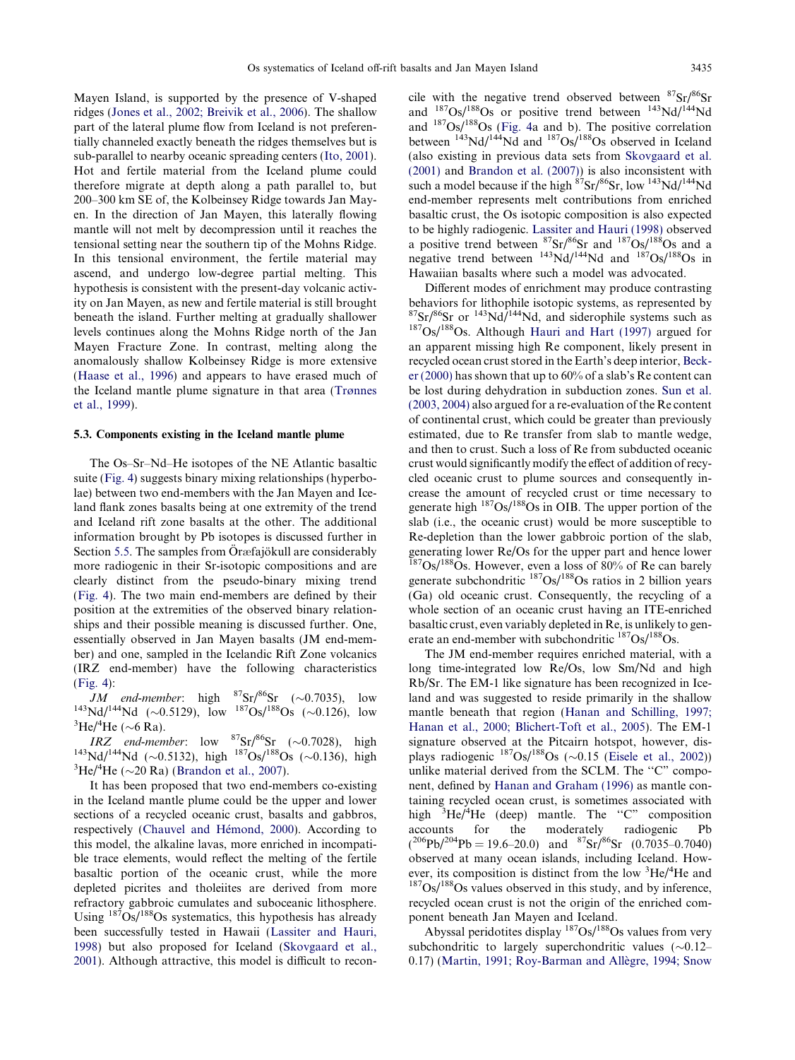Mayen Island, is supported by the presence of V-shaped ridges (Jones et al., 2002; Breivik et al., 2006). The shallow part of the lateral plume flow from Iceland is not preferentially channeled exactly beneath the ridges themselves but is sub-parallel to nearby oceanic spreading centers (Ito, 2001). Hot and fertile material from the Iceland plume could therefore migrate at depth along a path parallel to, but 200–300 km SE of, the Kolbeinsey Ridge towards Jan Mayen. In the direction of Jan Mayen, this laterally flowing mantle will not melt by decompression until it reaches the tensional setting near the southern tip of the Mohns Ridge. In this tensional environment, the fertile material may ascend, and undergo low-degree partial melting. This hypothesis is consistent with the present-day volcanic activity on Jan Mayen, as new and fertile material is still brought beneath the island. Further melting at gradually shallower levels continues along the Mohns Ridge north of the Jan Mayen Fracture Zone. In contrast, melting along the anomalously shallow Kolbeinsey Ridge is more extensive (Haase et al., 1996) and appears to have erased much of the Iceland mantle plume signature in that area (Trønnes et al., 1999).

### 5.3. Components existing in the Iceland mantle plume

The Os–Sr–Nd–He isotopes of the NE Atlantic basaltic suite (Fig. 4) suggests binary mixing relationships (hyperbolae) between two end-members with the Jan Mayen and Iceland flank zones basalts being at one extremity of the trend and Iceland rift zone basalts at the other. The additional information brought by Pb isotopes is discussed further in Section 5.5. The samples from Öræfajökull are considerably more radiogenic in their Sr-isotopic compositions and are clearly distinct from the pseudo-binary mixing trend (Fig. 4). The two main end-members are defined by their position at the extremities of the observed binary relationships and their possible meaning is discussed further. One, essentially observed in Jan Mayen basalts (JM end-member) and one, sampled in the Icelandic Rift Zone volcanics (IRZ end-member) have the following characteristics (Fig. 4):

*JM end-member*: high $^{87}Sr/^{86}Sr$ (~0.7035), low $^{143}Nd/^{144}Nd$ (~0.5129), low $^{187}Os/^{188}Os$ (~0.126), low $^{3}He/^{4}He$ (~6 Ra).

*IRZ end-member*: low $^{87}Sr/^{86}Sr$ (~0.7028), high $^{143}Nd/^{144}Nd$ (~0.5132), high $^{187}Os/^{188}Os$ (~0.136), high $^{3}He/^{4}He$ (~20 Ra) (Brandon et al., 2007).

It has been proposed that two end-members co-existing in the Iceland mantle plume could be the upper and lower sections of a recycled oceanic crust, basalts and gabbros, respectively (Chauvel and Hémond, 2000). According to this model, the alkaline lavas, more enriched in incompatible trace elements, would reflect the melting of the fertile basaltic portion of the oceanic crust, while the more depleted picrites and tholeiites are derived from more refractory gabbroic cumulates and suboceanic lithosphere. Using $^{187}Os/^{188}Os$ systematics, this hypothesis has already been successfully tested in Hawaii (Lassiter and Hauri, 1998) but also proposed for Iceland (Skovgaard et al., 2001). Although attractive, this model is difficult to reconcile with the negative trend observed between $^{87}Sr/^{86}Sr$ and $^{187}Os/^{188}Os$ or positive trend between $^{143}Nd/^{144}Nd$ and $^{187}Os/^{188}Os$ (Fig. 4a and b). The positive correlation between $^{143}Nd/^{144}Nd$ and $^{187}Os/^{188}Os$ observed in Iceland (also existing in previous data sets from Skovgaard et al. (2001) and Brandon et al. (2007)) is also inconsistent with such a model because if the high $^{87}Sr/^{86}Sr$, low $^{143}Nd/^{144}Nd$ end-member represents melt contributions from enriched basaltic crust, the Os isotopic composition is also expected to be highly radiogenic. Lassiter and Hauri (1998) observed a positive trend between $^{87}Sr/^{86}Sr$ and $^{187}Os/^{188}Os$ and a negative trend between $^{143}Nd/^{144}Nd$ and $^{187}Os/^{188}Os$ in Hawaiian basalts where such a model was advocated.

Different modes of enrichment may produce contrasting behaviors for lithophile isotopic systems, as represented by $^{87}Sr/^{86}Sr$ or $^{143}Nd/^{144}Nd$, and siderophile systems such as $^{187}Os/^{188}Os$. Although Hauri and Hart (1997) argued for an apparent missing high Re component, likely present in recycled ocean crust stored in the Earth's deep interior, Becker (2000) has shown that up to 60% of a slab's Re content can be lost during dehydration in subduction zones. Sun et al. (2003, 2004) also argued for a re-evaluation of the Re content of continental crust, which could be greater than previously estimated, due to Re transfer from slab to mantle wedge, and then to crust. Such a loss of Re from subducted oceanic crust would significantly modify the effect of addition of recycled oceanic crust to plume sources and consequently increase the amount of recycled crust or time necessary to generate high $^{187}Os/^{188}Os$ in OIB. The upper portion of the slab (i.e., the oceanic crust) would be more susceptible to Re-depletion than the lower gabbroic portion of the slab, generating lower Re/Os for the upper part and hence lower $^{187}Os/^{188}Os$. However, even a loss of 80% of Re can barely generate subchondritic $^{187}Os/^{188}Os$ ratios in 2 billion years (Ga) old oceanic crust. Consequently, the recycling of a whole section of an oceanic crust having an ITE-enriched basaltic crust, even variably depleted in Re, is unlikely to generate an end-member with subchondritic $^{187}Os/^{188}Os$.

The JM end-member requires enriched material, with a long time-integrated low Re/Os, low Sm/Nd and high Rb/Sr. The EM-1 like signature has been recognized in Iceland and was suggested to reside primarily in the shallow mantle beneath that region (Hanan and Schilling, 1997; Hanan et al., 2000; Blichert-Toft et al., 2005). The EM-1 signature observed at the Pitcairn hotspot, however, displays radiogenic $^{187}Os/^{188}Os$ (~0.15 (Eisele et al., 2002)) unlike material derived from the SCLM. The "C" component, defined by Hanan and Graham (1996) as mantle containing recycled ocean crust, is sometimes associated with high $^{3}He/^{4}He$ (deep) mantle. The "C" composition accounts for the moderately radiogenic Pb ($^{206}Pb/^{204}Pb = 19.6$–$20.0$) and $^{87}Sr/^{86}Sr$ (0.7035–0.7040) observed at many ocean islands, including Iceland. However, its composition is distinct from the low $^{3}He/^{4}He$ and $^{187}Os/^{188}Os$ values observed in this study, and by inference, recycled ocean crust is not the origin of the enriched component beneath Jan Mayen and Iceland.

Abyssal peridotites display $^{187}Os/^{188}Os$ values from very subchondritic to largely superchondritic values (~0.12–0.17) (Martin, 1991; Roy-Barman and Allègre, 1994; Snow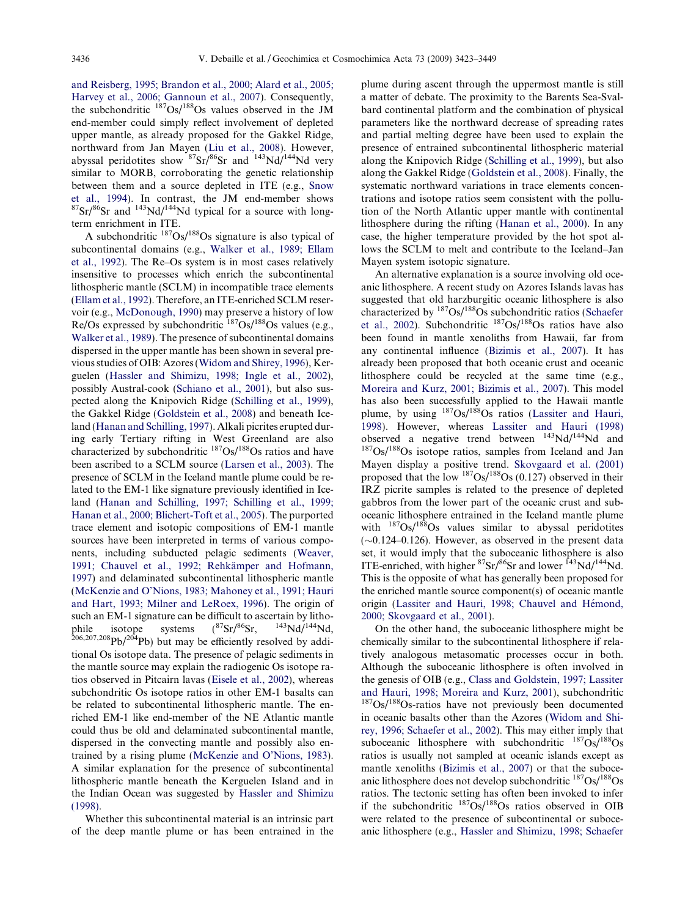and Reisberg, 1995; Brandon et al., 2000; Alard et al., 2005; Harvey et al., 2006; Gannoun et al., 2007). Consequently, the subchondritic $^{187}Os/^{188}Os$ values observed in the JM end-member could simply reflect involvement of depleted upper mantle, as already proposed for the Gakkel Ridge, northward from Jan Mayen (Liu et al., 2008). However, abyssal peridotites show $^{87}Sr/^{86}Sr$ and $^{143}Nd/^{144}Nd$ very similar to MORB, corroborating the genetic relationship between them and a source depleted in ITE (e.g., Snow et al., 1994). In contrast, the JM end-member shows $^{87}Sr/^{86}Sr$ and $^{143}Nd/^{144}Nd$ typical for a source with long-term enrichment in ITE.

A subchondritic $^{187}Os/^{188}Os$ signature is also typical of subcontinental domains (e.g., Walker et al., 1989; Ellam et al., 1992). The Re–Os system is in most cases relatively insensitive to processes which enrich the subcontinental lithospheric mantle (SCLM) in incompatible trace elements (Ellam et al., 1992). Therefore, an ITE-enriched SCLM reservoir (e.g., McDonough, 1990) may preserve a history of low Re/Os expressed by subchondritic $^{187}Os/^{188}Os$ values (e.g., Walker et al., 1989). The presence of subcontinental domains dispersed in the upper mantle has been shown in several previous studies of OIB: Azores (Widom and Shirey, 1996), Kerguelen (Hassler and Shimizu, 1998; Ingle et al., 2002), possibly Austral-cook (Schiano et al., 2001), but also suspected along the Knipovich Ridge (Schilling et al., 1999), the Gakkel Ridge (Goldstein et al., 2008) and beneath Iceland (Hanan and Schilling, 1997). Alkali picrites erupted during early Tertiary rifting in West Greenland are also characterized by subchondritic $^{187}Os/^{188}Os$ ratios and have been ascribed to a SCLM source (Larsen et al., 2003). The presence of SCLM in the Iceland mantle plume could be related to the EM-1 like signature previously identified in Iceland (Hanan and Schilling, 1997; Schilling et al., 1999; Hanan et al., 2000; Blichert-Toft et al., 2005). The purported trace element and isotopic compositions of EM-1 mantle sources have been interpreted in terms of various components, including subducted pelagic sediments (Weaver, 1991; Chauvel et al., 1992; Rehkämper and Hofmann, 1997) and delaminated subcontinental lithospheric mantle (McKenzie and O'Nions, 1983; Mahoney et al., 1991; Hauri and Hart, 1993; Milner and LeRoex, 1996). The origin of such an EM-1 signature can be difficult to ascertain by lithophile isotope systems ($^{87}Sr/^{86}Sr$, $^{143}Nd/^{144}Nd$, $^{206,207,208}Pb/^{204}Pb$) but may be efficiently resolved by additional Os isotope data. The presence of pelagic sediments in the mantle source may explain the radiogenic Os isotope ratios observed in Pitcairn lavas (Eisele et al., 2002), whereas subchondritic Os isotope ratios in other EM-1 basalts can be related to subcontinental lithospheric mantle. The enriched EM-1 like end-member of the NE Atlantic mantle could thus be old and delaminated subcontinental mantle, dispersed in the convecting mantle and possibly also entrained by a rising plume (McKenzie and O'Nions, 1983). A similar explanation for the presence of subcontinental lithospheric mantle beneath the Kerguelen Island and in the Indian Ocean was suggested by Hassler and Shimizu (1998).

Whether this subcontinental material is an intrinsic part of the deep mantle plume or has been entrained in the plume during ascent through the uppermost mantle is still a matter of debate. The proximity to the Barents Sea-Svalbard continental platform and the combination of physical parameters like the northward decrease of spreading rates and partial melting degree have been used to explain the presence of entrained subcontinental lithospheric material along the Knipovich Ridge (Schilling et al., 1999), but also along the Gakkel Ridge (Goldstein et al., 2008). Finally, the systematic northward variations in trace elements concentrations and isotope ratios seem consistent with the pollution of the North Atlantic upper mantle with continental lithosphere during the rifting (Hanan et al., 2000). In any case, the higher temperature provided by the hot spot allows the SCLM to melt and contribute to the Iceland–Jan Mayen system isotopic signature.

An alternative explanation is a source involving old oceanic lithosphere. A recent study on Azores Islands lavas has suggested that old harzburgitic oceanic lithosphere is also characterized by $^{187}Os/^{188}Os$ subchondritic ratios (Schaefer et al., 2002). Subchondritic $^{187}Os/^{188}Os$ ratios have also been found in mantle xenoliths from Hawaii, far from any continental influence (Bizimis et al., 2007). It has already been proposed that both oceanic crust and oceanic lithosphere could be recycled at the same time (e.g., Moreira and Kurz, 2001; Bizimis et al., 2007). This model has also been successfully applied to the Hawaii mantle plume, by using $^{187}Os/^{188}Os$ ratios (Lassiter and Hauri, 1998). However, whereas Lassiter and Hauri (1998) observed a negative trend between $^{143}Nd/^{144}Nd$ and $^{187}Os/^{188}Os$ isotope ratios, samples from Iceland and Jan Mayen display a positive trend. Skovgaard et al. (2001) proposed that the low $^{187}Os/^{188}Os$ (0.127) observed in their IRZ picrite samples is related to the presence of depleted gabbros from the lower part of the oceanic crust and suboceanic lithosphere entrained in the Iceland mantle plume with $^{187}Os/^{188}Os$ values similar to abyssal peridotites (~0.124–0.126). However, as observed in the present data set, it would imply that the suboceanic lithosphere is also ITE-enriched, with higher $^{87}Sr/^{86}Sr$ and lower $^{143}Nd/^{144}Nd$. This is the opposite of what has generally been proposed for the enriched mantle source component(s) of oceanic mantle origin (Lassiter and Hauri, 1998; Chauvel and Hémond, 2000; Skovgaard et al., 2001).

On the other hand, the suboceanic lithosphere might be chemically similar to the subcontinental lithosphere if relatively analogous metasomatic processes occur in both. Although the suboceanic lithosphere is often involved in the genesis of OIB (e.g., Class and Goldstein, 1997; Lassiter and Hauri, 1998; Moreira and Kurz, 2001), subchondritic $^{187}Os/^{188}Os$-ratios have not previously been documented in oceanic basalts other than the Azores (Widom and Shirey, 1996; Schaefer et al., 2002). This may either imply that suboceanic lithosphere with subchondritic $^{187}Os/^{188}Os$ ratios is usually not sampled at oceanic islands except as mantle xenoliths (Bizimis et al., 2007) or that the suboceanic lithosphere does not develop subchondritic $^{187}Os/^{188}Os$ ratios. The tectonic setting has often been invoked to infer if the subchondritic $^{187}Os/^{188}Os$ ratios observed in OIB were related to the presence of subcontinental or suboceanic lithosphere (e.g., Hassler and Shimizu, 1998; Schaefer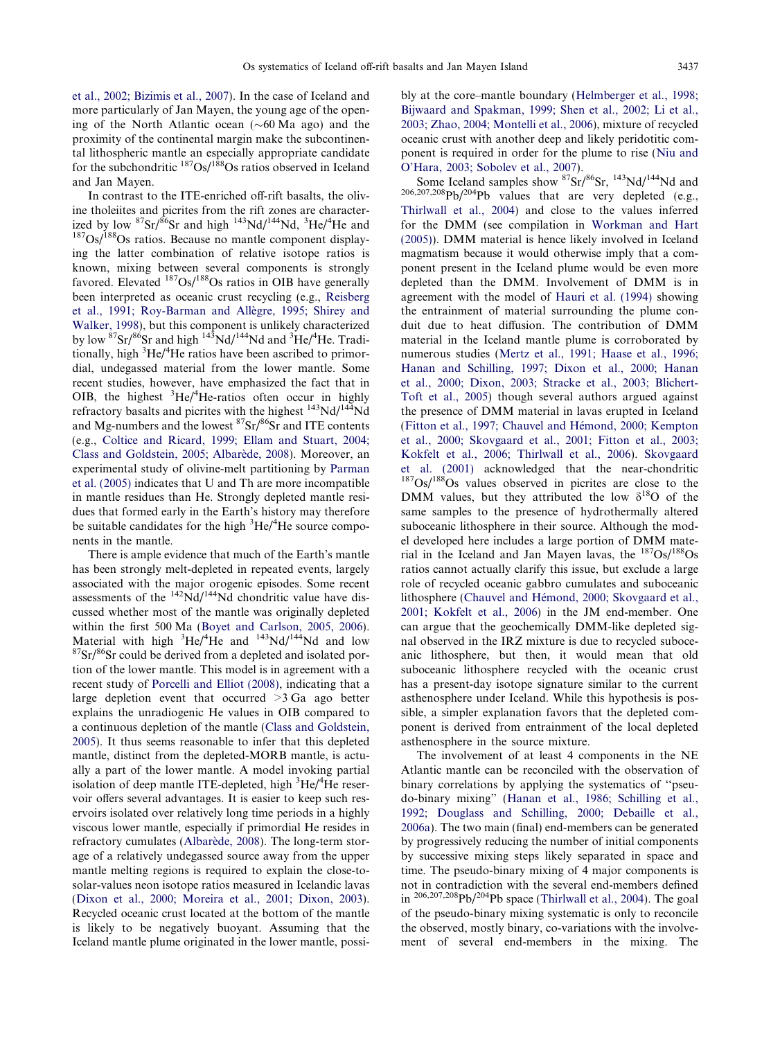et al., 2002; Bizimis et al., 2007). In the case of Iceland and more particularly of Jan Mayen, the young age of the opening of the North Atlantic ocean (~60 Ma ago) and the proximity of the continental margin make the subcontinental lithospheric mantle an especially appropriate candidate for the subchondritic $^{187}Os/^{188}Os$ ratios observed in Iceland and Jan Mayen.

In contrast to the ITE-enriched off-rift basalts, the olivine tholeiites and picrites from the rift zones are characterized by low $^{87}Sr/^{86}Sr$ and high $^{143}Nd/^{144}Nd$, $^{3}He/^{4}He$ and $^{187}Os/^{188}Os$ ratios. Because no mantle component displaying the latter combination of relative isotope ratios is known, mixing between several components is strongly favored. Elevated $^{187}Os/^{188}Os$ ratios in OIB have generally been interpreted as oceanic crust recycling (e.g., Reisberg et al., 1991; Roy-Barman and Allègre, 1995; Shirey and Walker, 1998), but this component is unlikely characterized by low $^{87}Sr/^{86}Sr$ and high $^{143}Nd/^{144}Nd$ and $^{3}He/^{4}He$. Traditionally, high $^{3}He/^{4}He$ ratios have been ascribed to primordial, undegassed material from the lower mantle. Some recent studies, however, have emphasized the fact that in OIB, the highest $^{3}He/^{4}He$-ratios often occur in highly refractory basalts and picrites with the highest $^{143}Nd/^{144}Nd$ and Mg-numbers and the lowest $^{87}Sr/^{86}Sr$ and ITE contents (e.g., Coltice and Ricard, 1999; Ellam and Stuart, 2004; Class and Goldstein, 2005; Albarède, 2008). Moreover, an experimental study of olivine-melt partitioning by Parman et al. (2005) indicates that U and Th are more incompatible in mantle residues than He. Strongly depleted mantle residues that formed early in the Earth's history may therefore be suitable candidates for the high $^{3}He/^{4}He$ source components in the mantle.

There is ample evidence that much of the Earth's mantle has been strongly melt-depleted in repeated events, largely associated with the major orogenic episodes. Some recent assessments of the $^{142}Nd/^{144}Nd$ chondritic value have discussed whether most of the mantle was originally depleted within the first 500 Ma (Boyet and Carlson, 2005, 2006). Material with high $^{3}He/^{4}He$ and $^{143}Nd/^{144}Nd$ and low $^{87}Sr/^{86}Sr$ could be derived from a depleted and isolated portion of the lower mantle. This model is in agreement with a recent study of Porcelli and Elliot (2008), indicating that a large depletion event that occurred >3 Ga ago better explains the unradiogenic He values in OIB compared to a continuous depletion of the mantle (Class and Goldstein, 2005). It thus seems reasonable to infer that this depleted mantle, distinct from the depleted-MORB mantle, is actually a part of the lower mantle. A model invoking partial isolation of deep mantle ITE-depleted, high $^{3}He/^{4}He$ reservoir offers several advantages. It is easier to keep such reservoirs isolated over relatively long time periods in a highly viscous lower mantle, especially if primordial He resides in refractory cumulates (Albarède, 2008). The long-term storage of a relatively undegassed source away from the upper mantle melting regions is required to explain the close-to-solar-values neon isotope ratios measured in Icelandic lavas (Dixon et al., 2000; Moreira et al., 2001; Dixon, 2003). Recycled oceanic crust located at the bottom of the mantle is likely to be negatively buoyant. Assuming that the Iceland mantle plume originated in the lower mantle, possibly at the core–mantle boundary (Helmberger et al., 1998; Bijwaard and Spakman, 1999; Shen et al., 2002; Li et al., 2003; Zhao, 2004; Montelli et al., 2006), mixture of recycled oceanic crust with another deep and likely peridotitic component is required in order for the plume to rise (Niu and O'Hara, 2003; Sobolev et al., 2007).

Some Iceland samples show $^{87}Sr/^{86}Sr$, $^{143}Nd/^{144}Nd$ and $^{206,207,208}Pb/^{204}Pb$ values that are very depleted (e.g., Thirlwall et al., 2004) and close to the values inferred for the DMM (see compilation in Workman and Hart (2005)). DMM material is hence likely involved in Iceland magmatism because it would otherwise imply that a component present in the Iceland plume would be even more depleted than the DMM. Involvement of DMM is in agreement with the model of Hauri et al. (1994) showing the entrainment of material surrounding the plume conduit due to heat diffusion. The contribution of DMM material in the Iceland mantle plume is corroborated by numerous studies (Mertz et al., 1991; Haase et al., 1996; Hanan and Schilling, 1997; Dixon et al., 2000; Hanan et al., 2000; Dixon, 2003; Stracke et al., 2003; Blichert-Toft et al., 2005) though several authors argued against the presence of DMM material in lavas erupted in Iceland (Fitton et al., 1997; Chauvel and Hémond, 2000; Kempton et al., 2000; Skovgaard et al., 2001; Fitton et al., 2003; Kokfelt et al., 2006; Thirlwall et al., 2006). Skovgaard et al. (2001) acknowledged that the near-chondritic $^{187}Os/^{188}Os$ values observed in picrites are close to the DMM values, but they attributed the low $\delta^{18}O$ of the same samples to the presence of hydrothermally altered suboceanic lithosphere in their source. Although the model developed here includes a large portion of DMM material in the Iceland and Jan Mayen lavas, the $^{187}Os/^{188}Os$ ratios cannot actually clarify this issue, but exclude a large role of recycled oceanic gabbro cumulates and suboceanic lithosphere (Chauvel and Hémond, 2000; Skovgaard et al., 2001; Kokfelt et al., 2006) in the JM end-member. One can argue that the geochemically DMM-like depleted signal observed in the IRZ mixture is due to recycled suboceanic lithosphere, but then, it would mean that old suboceanic lithosphere recycled with the oceanic crust has a present-day isotope signature similar to the current asthenosphere under Iceland. While this hypothesis is possible, a simpler explanation favors that the depleted component is derived from entrainment of the local depleted asthenosphere in the source mixture.

The involvement of at least 4 components in the NE Atlantic mantle can be reconciled with the observation of binary correlations by applying the systematics of "pseudo-binary mixing" (Hanan et al., 1986; Schilling et al., 1992; Douglass and Schilling, 2000; Debaille et al., 2006a). The two main (final) end-members can be generated by progressively reducing the number of initial components by successive mixing steps likely separated in space and time. The pseudo-binary mixing of 4 major components is not in contradiction with the several end-members defined in $^{206,207,208}Pb/^{204}Pb$ space (Thirlwall et al., 2004). The goal of the pseudo-binary mixing systematic is only to reconcile the observed, mostly binary, co-variations with the involvement of several end-members in the mixing. The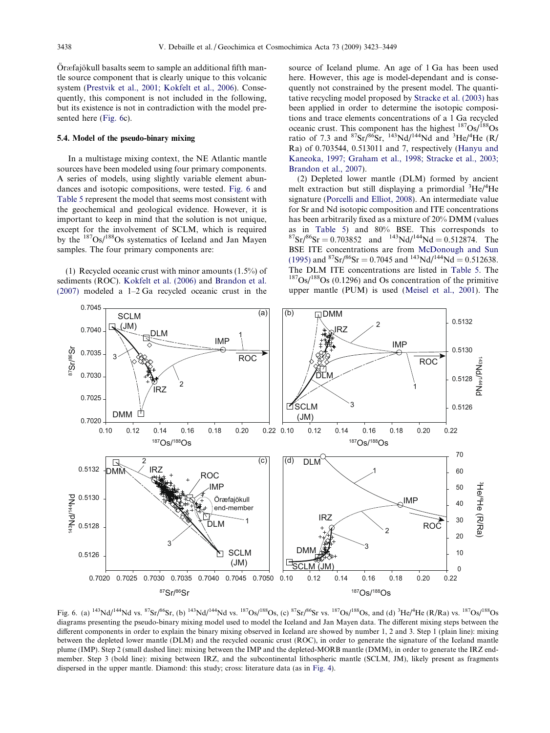Öræfajökull basalts seem to sample an additional fifth mantle source component that is clearly unique to this volcanic system (Prestvik et al., 2001; Kokfelt et al., 2006). Consequently, this component is not included in the following, but its existence is not in contradiction with the model presented here (Fig. 6c).

### 5.4. Model of the pseudo-binary mixing

In a multistage mixing context, the NE Atlantic mantle sources have been modeled using four primary components. A series of models, using slightly variable element abundances and isotopic compositions, were tested. Fig. 6 and Table 5 represent the model that seems most consistent with the geochemical and geological evidence. However, it is important to keep in mind that the solution is not unique, except for the involvement of SCLM, which is required by the $^{187}Os/^{188}Os$ systematics of Iceland and Jan Mayen samples. The four primary components are:

(1) Recycled oceanic crust with minor amounts (1.5%) of sediments (ROC). Kokfelt et al. (2006) and Brandon et al. (2007) modeled a 1–2 Ga recycled oceanic crust in the source of Iceland plume. An age of 1 Ga has been used here. However, this age is model-dependant and is consequently not constrained by the present model. The quantitative recycling model proposed by Stracke et al. (2003) has been applied in order to determine the isotopic compositions and trace elements concentrations of a 1 Ga recycled oceanic crust. This component has the highest $^{187}Os/^{188}Os$ ratio of 7.3 and $^{87}Sr/^{86}Sr$, $^{143}Nd/^{144}Nd$ and $^{3}He/^{4}He$ (R/Ra) of 0.703544, 0.513011 and 7, respectively (Hanyu and Kaneoka, 1997; Graham et al., 1998; Stracke et al., 2003; Brandon et al., 2007).

(2) Depleted lower mantle (DLM) formed by ancient melt extraction but still displaying a primordial $^{3}He/^{4}He$ signature (Porcelli and Elliot, 2008). An intermediate value for Sr and Nd isotopic composition and ITE concentrations has been arbitrarily fixed as a mixture of 20% DMM (values as in Table 5) and 80% BSE. This corresponds to $^{87}Sr/^{86}Sr = 0.703852$ and $^{143}Nd/^{144}Nd = 0.512874$. The BSE ITE concentrations are from McDonough and Sun (1995) and $^{87}Sr/^{86}Sr = 0.7045$ and $^{143}Nd/^{144}Nd = 0.512638$. The DLM ITE concentrations are listed in Table 5. The $^{187}Os/^{188}Os$ (0.1296) and Os concentration of the primitive upper mantle (PUM) is used (Meisel et al., 2001). The

Fig. 6. (a) $^{143}Nd/^{144}Nd$ vs. $^{87}Sr/^{86}Sr$, (b) $^{143}Nd/^{144}Nd$ vs. $^{187}Os/^{188}Os$, (c) $^{87}Sr/^{86}Sr$ vs. $^{187}Os/^{188}Os$, and (d) $^{3}He/^{4}He$ (R/Ra) vs. $^{187}Os/^{188}Os$ diagrams presenting the pseudo-binary mixing model used to model the Iceland and Jan Mayen data. The different mixing steps between the different components in order to explain the binary mixing observed in Iceland are showed by number 1, 2 and 3. Step 1 (plain line): mixing between the depleted lower mantle (DLM) and the recycled oceanic crust (ROC), in order to generate the signature of the Iceland mantle plume (IMP). Step 2 (small dashed line): mixing between the IMP and the depleted-MORB mantle (DMM), in order to generate the IRZ end-member. Step 3 (bold line): mixing between IRZ, and the subcontinental lithospheric mantle (SCLM, JM), likely present as fragments dispersed in the upper mantle. Diamond: this study; cross: literature data (as in Fig. 4).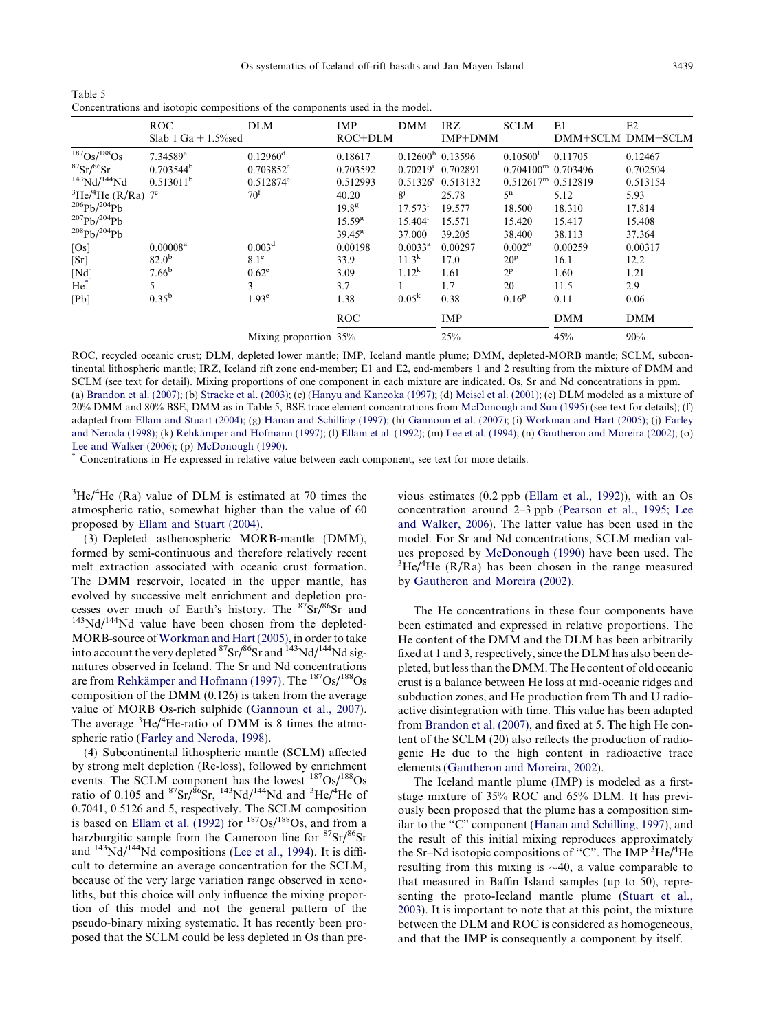Table 5
Concentrations and isotopic compositions of the components used in the model.

| | ROC | DLM | IMP | DMM | IRZ | SCLM | E1 | E2 |
|---|---|---|---|---|---|---|---|---|
| | Slab 1 Ga + 1.5%sed | | ROC+DLM | | IMP+DMM | | DMM+SCLM | DMM+SCLM |
| $^{187}Os/^{188}Os$ | 7.34589[a] | 0.12960[d] | 0.18617 | 0.12600[h] | 0.13596 | 0.10500[l] | 0.11705 | 0.12467 |
| $^{87}Sr/^{86}Sr$ | 0.703544[b] | 0.703852[e] | 0.703592 | 0.70219[i] | 0.702891 | 0.704100[m] | 0.703496 | 0.702504 |
| $^{143}Nd/^{144}Nd$ | 0.513011[b] | 0.512874[e] | 0.512993 | 0.51326[i] | 0.513132 | 0.512617[m] | 0.512819 | 0.513154 |
| $^{3}He/^{4}He$ (R/Ra) | 7[c] | 70[f] | 40.20 | 8[j] | 25.78 | 5[n] | 5.12 | 5.93 |
| $^{206}Pb/^{204}Pb$ | | | 19.8[g] | 17.573[i] | 19.577 | 18.500 | 18.310 | 17.814 |
| $^{207}Pb/^{204}Pb$ | | | 15.59[g] | 15.404[i] | 15.571 | 15.420 | 15.417 | 15.408 |
| $^{208}Pb/^{204}Pb$ | | | 39.45[g] | 37.000 | 39.205 | 38.400 | 38.113 | 37.364 |
| [Os] | 0.00008[a] | 0.003[d] | 0.00198 | 0.0033[a] | 0.00297 | 0.002[o] | 0.00259 | 0.00317 |
| [Sr] | 82.0[b] | 8.1[e] | 33.9 | 11.3[k] | 17.0 | 20[p] | 16.1 | 12.2 |
| [Nd] | 7.66[b] | 0.62[e] | 3.09 | 1.12[k] | 1.61 | 2[p] | 1.60 | 1.21 |
| He* | 5 | 3 | 3.7 | 1 | 1.7 | 20 | 11.5 | 2.9 |
| [Pb] | 0.35[b] | 1.93[e] | 1.38 | 0.05[k] | 0.38 | 0.16[p] | 0.11 | 0.06 |
| | | | ROC | | IMP | | DMM | DMM |
| | | Mixing proportion | 35% | | 25% | | 45% | 90% |

ROC, recycled oceanic crust; DLM, depleted lower mantle; IMP, Iceland mantle plume; DMM, depleted-MORB mantle; SCLM, subcontinental lithospheric mantle; IRZ, Iceland rift zone end-member; E1 and E2, end-members 1 and 2 resulting from the mixture of DMM and SCLM (see text for detail). Mixing proportions of one component in each mixture are indicated. Os, Sr and Nd concentrations in ppm.
(a) Brandon et al. (2007); (b) Stracke et al. (2003); (c) (Hanyu and Kaneoka (1997); (d) Meisel et al. (2001); (e) DLM modeled as a mixture of 20% DMM and 80% BSE, DMM as in Table 5, BSE trace element concentrations from McDonough and Sun (1995) (see text for details); (f) adapted from Ellam and Stuart (2004); (g) Hanan and Schilling (1997); (h) Gannoun et al. (2007); (i) Workman and Hart (2005); (j) Farley and Neroda (1998); (k) Rehkämper and Hofmann (1997); (l) Ellam et al. (1992); (m) Lee et al. (1994); (n) Gautheron and Moreira (2002); (o) Lee and Walker (2006); (p) McDonough (1990).
* Concentrations in He expressed in relative value between each component, see text for more details.

$^{3}He/^{4}He$ (Ra) value of DLM is estimated at 70 times the atmospheric ratio, somewhat higher than the value of 60 proposed by Ellam and Stuart (2004).

(3) Depleted asthenospheric MORB-mantle (DMM), formed by semi-continuous and therefore relatively recent melt extraction associated with oceanic crust formation. The DMM reservoir, located in the upper mantle, has evolved by successive melt enrichment and depletion processes over much of Earth's history. The $^{87}Sr/^{86}Sr$ and $^{143}Nd/^{144}Nd$ value have been chosen from the depleted-MORB-source of Workman and Hart (2005), in order to take into account the very depleted $^{87}Sr/^{86}Sr$ and $^{143}Nd/^{144}Nd$ signatures observed in Iceland. The Sr and Nd concentrations are from Rehkämper and Hofmann (1997). The $^{187}Os/^{188}Os$ composition of the DMM (0.126) is taken from the average value of MORB Os-rich sulphide (Gannoun et al., 2007). The average $^{3}He/^{4}He$-ratio of DMM is 8 times the atmospheric ratio (Farley and Neroda, 1998).

(4) Subcontinental lithospheric mantle (SCLM) affected by strong melt depletion (Re-loss), followed by enrichment events. The SCLM component has the lowest $^{187}Os/^{188}Os$ ratio of 0.105 and $^{87}Sr/^{86}Sr$, $^{143}Nd/^{144}Nd$ and $^{3}He/^{4}He$ of 0.7041, 0.5126 and 5, respectively. The SCLM composition is based on Ellam et al. (1992) for $^{187}Os/^{188}Os$, and from a harzburgitic sample from the Cameroon line for $^{87}Sr/^{86}Sr$ and $^{143}Nd/^{144}Nd$ compositions (Lee et al., 1994). It is difficult to determine an average concentration for the SCLM, because of the very large variation range observed in xenoliths, but this choice will only influence the mixing proportion of this model and not the general pattern of the pseudo-binary mixing systematic. It has recently been proposed that the SCLM could be less depleted in Os than previous estimates (0.2 ppb (Ellam et al., 1992)), with an Os concentration around 2–3 ppb (Pearson et al., 1995; Lee and Walker, 2006). The latter value has been used in the model. For Sr and Nd concentrations, SCLM median values proposed by McDonough (1990) have been used. The $^{3}He/^{4}He$ (R/Ra) has been chosen in the range measured by Gautheron and Moreira (2002).

The He concentrations in these four components have been estimated and expressed in relative proportions. The He content of the DMM and the DLM has been arbitrarily fixed at 1 and 3, respectively, since the DLM has also been depleted, but less than the DMM. The He content of old oceanic crust is a balance between He loss at mid-oceanic ridges and subduction zones, and He production from Th and U radioactive disintegration with time. This value has been adapted from Brandon et al. (2007), and fixed at 5. The high He content of the SCLM (20) also reflects the production of radiogenic He due to the high content in radioactive trace elements (Gautheron and Moreira, 2002).

The Iceland mantle plume (IMP) is modeled as a first-stage mixture of 35% ROC and 65% DLM. It has previously been proposed that the plume has a composition similar to the "C" component (Hanan and Schilling, 1997), and the result of this initial mixing reproduces approximately the Sr–Nd isotopic compositions of "C". The IMP $^{3}He/^{4}He$ resulting from this mixing is ~40, a value comparable to that measured in Baffin Island samples (up to 50), representing the proto-Iceland mantle plume (Stuart et al., 2003). It is important to note that at this point, the mixture between the DLM and ROC is considered as homogeneous, and that the IMP is consequently a component by itself.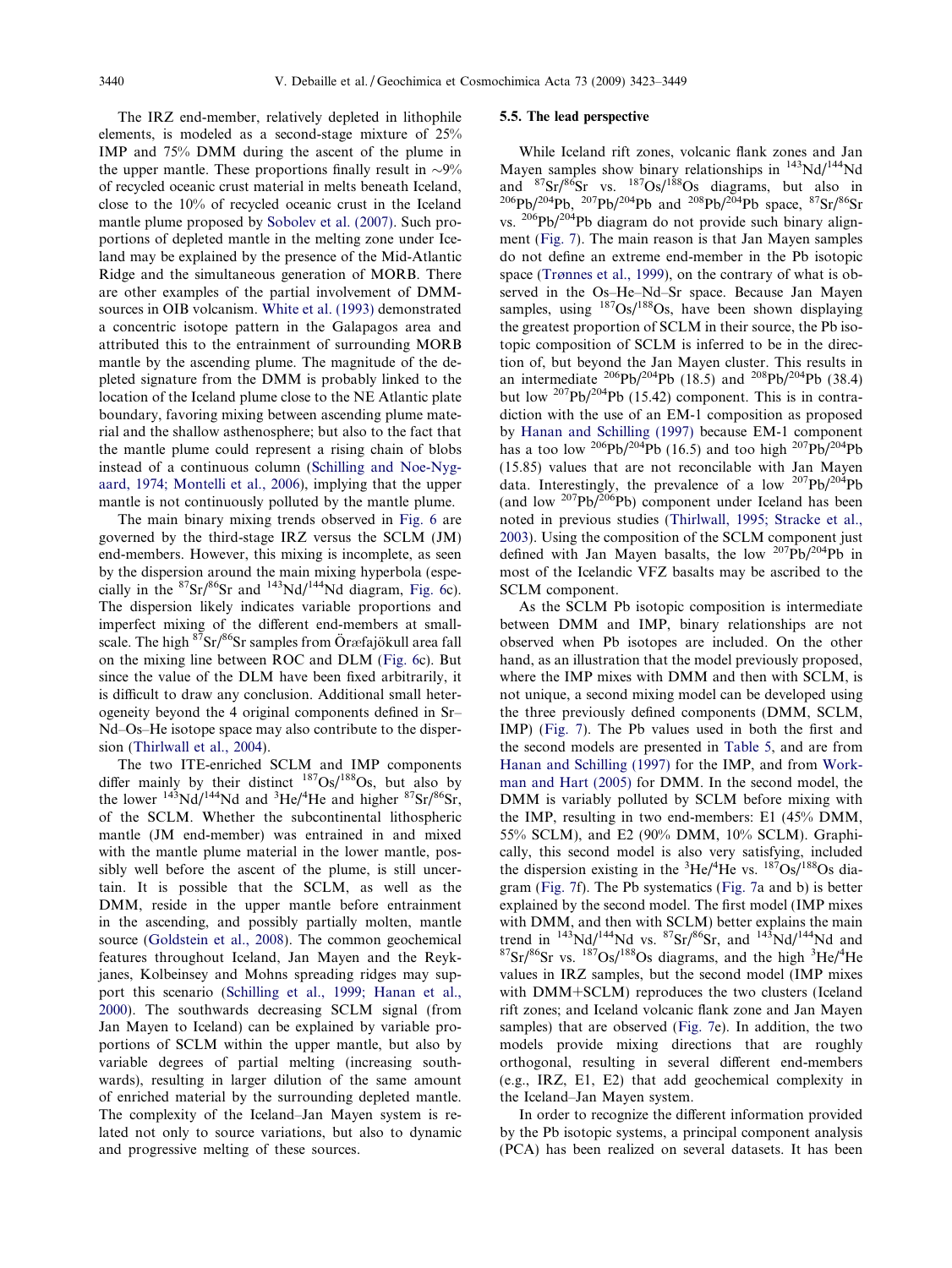The IRZ end-member, relatively depleted in lithophile elements, is modeled as a second-stage mixture of 25% IMP and 75% DMM during the ascent of the plume in the upper mantle. These proportions finally result in ~9% of recycled oceanic crust material in melts beneath Iceland, close to the 10% of recycled oceanic crust in the Iceland mantle plume proposed by Sobolev et al. (2007). Such proportions of depleted mantle in the melting zone under Iceland may be explained by the presence of the Mid-Atlantic Ridge and the simultaneous generation of MORB. There are other examples of the partial involvement of DMM-sources in OIB volcanism. White et al. (1993) demonstrated a concentric isotope pattern in the Galapagos area and attributed this to the entrainment of surrounding MORB mantle by the ascending plume. The magnitude of the depleted signature from the DMM is probably linked to the location of the Iceland plume close to the NE Atlantic plate boundary, favoring mixing between ascending plume material and the shallow asthenosphere; but also to the fact that the mantle plume could represent a rising chain of blobs instead of a continuous column (Schilling and Noe-Nygaard, 1974; Montelli et al., 2006), implying that the upper mantle is not continuously polluted by the mantle plume.

The main binary mixing trends observed in Fig. 6 are governed by the third-stage IRZ versus the SCLM (JM) end-members. However, this mixing is incomplete, as seen by the dispersion around the main mixing hyperbola (especially in the $^{87}Sr/^{86}Sr$ and $^{143}Nd/^{144}Nd$ diagram, Fig. 6c). The dispersion likely indicates variable proportions and imperfect mixing of the different end-members at small-scale. The high $^{87}Sr/^{86}Sr$ samples from Öræfajökull area fall on the mixing line between ROC and DLM (Fig. 6c). But since the value of the DLM have been fixed arbitrarily, it is difficult to draw any conclusion. Additional small heterogeneity beyond the 4 original components defined in Sr–Nd–Os–He isotope space may also contribute to the dispersion (Thirlwall et al., 2004).

The two ITE-enriched SCLM and IMP components differ mainly by their distinct $^{187}Os/^{188}Os$, but also by the lower $^{143}Nd/^{144}Nd$ and $^{3}He/^{4}He$ and higher $^{87}Sr/^{86}Sr$, of the SCLM. Whether the subcontinental lithospheric mantle (JM end-member) was entrained in and mixed with the mantle plume material in the lower mantle, possibly well before the ascent of the plume, is still uncertain. It is possible that the SCLM, as well as the DMM, reside in the upper mantle before entrainment in the ascending, and possibly partially molten, mantle source (Goldstein et al., 2008). The common geochemical features throughout Iceland, Jan Mayen and the Reykjanes, Kolbeinsey and Mohns spreading ridges may support this scenario (Schilling et al., 1999; Hanan et al., 2000). The southwards decreasing SCLM signal (from Jan Mayen to Iceland) can be explained by variable proportions of SCLM within the upper mantle, but also by variable degrees of partial melting (increasing southwards), resulting in larger dilution of the same amount of enriched material by the surrounding depleted mantle. The complexity of the Iceland–Jan Mayen system is related not only to source variations, but also to dynamic and progressive melting of these sources.

### 5.5. The lead perspective

While Iceland rift zones, volcanic flank zones and Jan Mayen samples show binary relationships in $^{143}Nd/^{144}Nd$ and $^{87}Sr/^{86}Sr$ vs. $^{187}Os/^{188}Os$ diagrams, but also in $^{206}Pb/^{204}Pb$, $^{207}Pb/^{204}Pb$ and $^{208}Pb/^{204}Pb$ space, $^{87}Sr/^{86}Sr$ vs. $^{206}Pb/^{204}Pb$ diagram do not provide such binary alignment (Fig. 7). The main reason is that Jan Mayen samples do not define an extreme end-member in the Pb isotopic space (Trønnes et al., 1999), on the contrary of what is observed in the Os–He–Nd–Sr space. Because Jan Mayen samples, using $^{187}Os/^{188}Os$, have been shown displaying the greatest proportion of SCLM in their source, the Pb isotopic composition of SCLM is inferred to be in the direction of, but beyond the Jan Mayen cluster. This results in an intermediate $^{206}Pb/^{204}Pb$ (18.5) and $^{208}Pb/^{204}Pb$ (38.4) but low $^{207}Pb/^{204}Pb$ (15.42) component. This is in contradiction with the use of an EM-1 composition as proposed by Hanan and Schilling (1997) because EM-1 component has a too low $^{206}Pb/^{204}Pb$ (16.5) and too high $^{207}Pb/^{204}Pb$ (15.85) values that are not reconcilable with Jan Mayen data. Interestingly, the prevalence of a low $^{207}Pb/^{204}Pb$ (and low $^{207}Pb/^{206}Pb$) component under Iceland has been noted in previous studies (Thirlwall, 1995; Stracke et al., 2003). Using the composition of the SCLM component just defined with Jan Mayen basalts, the low $^{207}Pb/^{204}Pb$ in most of the Icelandic VFZ basalts may be ascribed to the SCLM component.

As the SCLM Pb isotopic composition is intermediate between DMM and IMP, binary relationships are not observed when Pb isotopes are included. On the other hand, as an illustration that the model previously proposed, where the IMP mixes with DMM and then with SCLM, is not unique, a second mixing model can be developed using the three previously defined components (DMM, SCLM, IMP) (Fig. 7). The Pb values used in both the first and the second models are presented in Table 5, and are from Hanan and Schilling (1997) for the IMP, and from Workman and Hart (2005) for DMM. In the second model, the DMM is variably polluted by SCLM before mixing with the IMP, resulting in two end-members: E1 (45% DMM, 55% SCLM), and E2 (90% DMM, 10% SCLM). Graphically, this second model is also very satisfying, included the dispersion existing in the $^{3}He/^{4}He$ vs. $^{187}Os/^{188}Os$ diagram (Fig. 7f). The Pb systematics (Fig. 7a and b) is better explained by the second model. The first model (IMP mixes with DMM, and then with SCLM) better explains the main trend in $^{143}Nd/^{144}Nd$ vs. $^{87}Sr/^{86}Sr$, and $^{143}Nd/^{144}Nd$ and $^{87}Sr/^{86}Sr$ vs. $^{187}Os/^{188}Os$ diagrams, and the high $^{3}He/^{4}He$ values in IRZ samples, but the second model (IMP mixes with DMM+SCLM) reproduces the two clusters (Iceland rift zones; and Iceland volcanic flank zone and Jan Mayen samples) that are observed (Fig. 7e). In addition, the two models provide mixing directions that are roughly orthogonal, resulting in several different end-members (e.g., IRZ, E1, E2) that add geochemical complexity in the Iceland–Jan Mayen system.

In order to recognize the different information provided by the Pb isotopic systems, a principal component analysis (PCA) has been realized on several datasets. It has been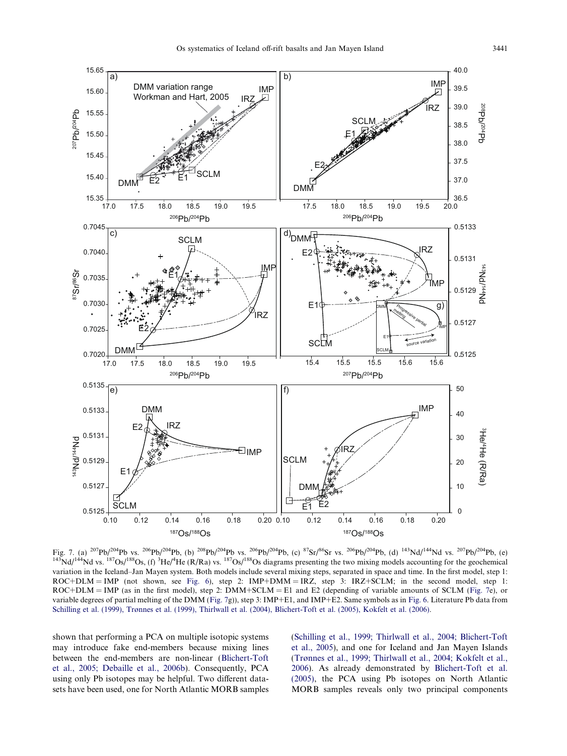Fig. 7. (a) $^{207}Pb/^{204}Pb$ vs. $^{206}Pb/^{204}Pb$, (b) $^{208}Pb/^{204}Pb$ vs. $^{206}Pb/^{204}Pb$, (c) $^{87}Sr/^{86}Sr$ vs. $^{206}Pb/^{204}Pb$, (d) $^{143}Nd/^{144}Nd$ vs. $^{207}Pb/^{204}Pb$, (e) $^{143}Nd/^{144}Nd$ vs. $^{187}Os/^{188}Os$, (f) $^{3}He/^{4}He$ (R/Ra) vs. $^{187}Os/^{188}Os$ diagrams presenting the two mixing models accounting for the geochemical variation in the Iceland–Jan Mayen system. Both models include several mixing steps, separated in space and time. In the first model, step 1: ROC+DLM = IMP (not shown, see Fig. 6), step 2: IMP+DMM = IRZ, step 3: IRZ+SCLM; in the second model, step 1: ROC+DLM = IMP (as in the first model), step 2: DMM+SCLM = E1 and E2 (depending of variable amounts of SCLM (Fig. 7e), or variable degrees of partial melting of the DMM (Fig. 7g)), step 3: IMP+E1, and IMP+E2. Same symbols as in Fig. 6. Literature Pb data from Schilling et al. (1999), Trønnes et al. (1999), Thirlwall et al. (2004), Blichert-Toft et al. (2005), Kokfelt et al. (2006).

shown that performing a PCA on multiple isotopic systems may introduce fake end-members because mixing lines between the end-members are non-linear (Blichert-Toft et al., 2005; Debaille et al., 2006b). Consequently, PCA using only Pb isotopes may be helpful. Two different datasets have been used, one for North Atlantic MORB samples (Schilling et al., 1999; Thirlwall et al., 2004; Blichert-Toft et al., 2005), and one for Iceland and Jan Mayen Islands (Trønnes et al., 1999; Thirlwall et al., 2004; Kokfelt et al., 2006). As already demonstrated by Blichert-Toft et al. (2005), the PCA using Pb isotopes on North Atlantic MORB samples reveals only two principal components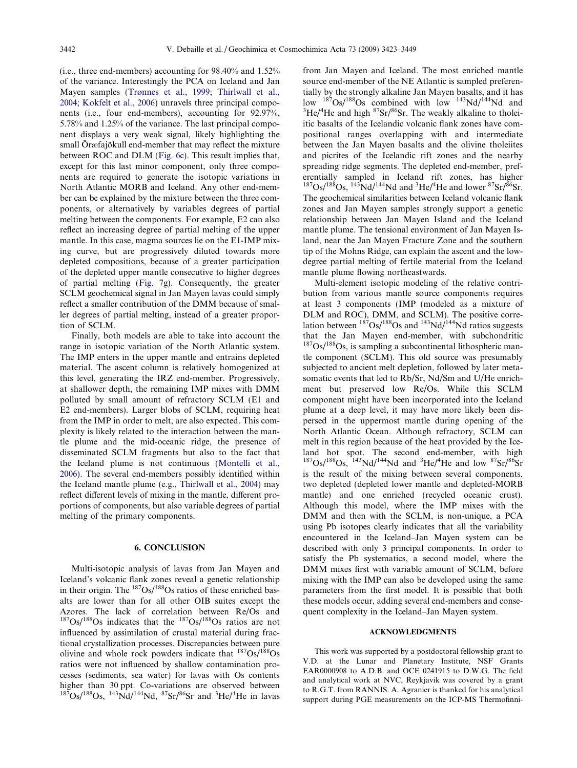(i.e., three end-members) accounting for 98.40% and 1.52% of the variance. Interestingly the PCA on Iceland and Jan Mayen samples (Trønnes et al., 1999; Thirlwall et al., 2004; Kokfelt et al., 2006) unravels three principal components (i.e., four end-members), accounting for 92.97%, 5.78% and 1.25% of the variance. The last principal component displays a very weak signal, likely highlighting the small Öræfajökull end-member that may reflect the mixture between ROC and DLM (Fig. 6c). This result implies that, except for this last minor component, only three components are required to generate the isotopic variations in North Atlantic MORB and Iceland. Any other end-member can be explained by the mixture between the three components, or alternatively by variables degrees of partial melting between the components. For example, E2 can also reflect an increasing degree of partial melting of the upper mantle. In this case, magma sources lie on the E1-IMP mixing curve, but are progressively diluted towards more depleted compositions, because of a greater participation of the depleted upper mantle consecutive to higher degrees of partial melting (Fig. 7g). Consequently, the greater SCLM geochemical signal in Jan Mayen lavas could simply reflect a smaller contribution of the DMM because of smaller degrees of partial melting, instead of a greater proportion of SCLM.

Finally, both models are able to take into account the range in isotopic variation of the North Atlantic system. The IMP enters in the upper mantle and entrains depleted material. The ascent column is relatively homogenized at this level, generating the IRZ end-member. Progressively, at shallower depth, the remaining IMP mixes with DMM polluted by small amount of refractory SCLM (E1 and E2 end-members). Larger blobs of SCLM, requiring heat from the IMP in order to melt, are also expected. This complexity is likely related to the interaction between the mantle plume and the mid-oceanic ridge, the presence of disseminated SCLM fragments but also to the fact that the Iceland plume is not continuous (Montelli et al., 2006). The several end-members possibly identified within the Iceland mantle plume (e.g., Thirlwall et al., 2004) may reflect different levels of mixing in the mantle, different proportions of components, but also variable degrees of partial melting of the primary components.

## 6. CONCLUSION

Multi-isotopic analysis of lavas from Jan Mayen and Iceland's volcanic flank zones reveal a genetic relationship in their origin. The $^{187}Os/^{188}Os$ ratios of these enriched basalts are lower than for all other OIB suites except the Azores. The lack of correlation between Re/Os and $^{187}Os/^{188}Os$ indicates that the $^{187}Os/^{188}Os$ ratios are not influenced by assimilation of crustal material during fractional crystallization processes. Discrepancies between pure olivine and whole rock powders indicate that $^{187}Os/^{188}Os$ ratios were not influenced by shallow contamination processes (sediments, sea water) for lavas with Os contents higher than 30 ppt. Co-variations are observed between $^{187}Os/^{188}Os$, $^{143}Nd/^{144}Nd$, $^{87}Sr/^{86}Sr$ and $^{3}He/^{4}He$ in lavas from Jan Mayen and Iceland. The most enriched mantle source end-member of the NE Atlantic is sampled preferentially by the strongly alkaline Jan Mayen basalts, and it has low $^{187}Os/^{188}Os$ combined with low $^{143}Nd/^{144}Nd$ and $^{3}He/^{4}He$ and high $^{87}Sr/^{86}Sr$. The weakly alkaline to tholeiitic basalts of the Icelandic volcanic flank zones have compositional ranges overlapping with and intermediate between the Jan Mayen basalts and the olivine tholeiites and picrites of the Icelandic rift zones and the nearby spreading ridge segments. The depleted end-member, preferentially sampled in Iceland rift zones, has higher $^{187}Os/^{188}Os$, $^{143}Nd/^{144}Nd$ and $^{3}He/^{4}He$ and lower $^{87}Sr/^{86}Sr$. The geochemical similarities between Iceland volcanic flank zones and Jan Mayen samples strongly support a genetic relationship between Jan Mayen Island and the Iceland mantle plume. The tensional environment of Jan Mayen Island, near the Jan Mayen Fracture Zone and the southern tip of the Mohns Ridge, can explain the ascent and the low-degree partial melting of fertile material from the Iceland mantle plume flowing northeastwards.

Multi-element isotopic modeling of the relative contribution from various mantle source components requires at least 3 components (IMP (modeled as a mixture of DLM and ROC), DMM, and SCLM). The positive correlation between $^{187}Os/^{188}Os$ and $^{143}Nd/^{144}Nd$ ratios suggests that the Jan Mayen end-member, with subchondritic $^{187}Os/^{188}Os$, is sampling a subcontinental lithospheric mantle component (SCLM). This old source was presumably subjected to ancient melt depletion, followed by later metasomatic events that led to Rb/Sr, Nd/Sm and U/He enrichment but preserved low Re/Os. While this SCLM component might have been incorporated into the Iceland plume at a deep level, it may have more likely been dispersed in the uppermost mantle during opening of the North Atlantic Ocean. Although refractory, SCLM can melt in this region because of the heat provided by the Iceland hot spot. The second end-member, with high $^{187}Os/^{188}Os$, $^{143}Nd/^{144}Nd$ and $^{3}He/^{4}He$ and low $^{87}Sr/^{86}Sr$ is the result of the mixing between several components, two depleted (depleted lower mantle and depleted-MORB mantle) and one enriched (recycled oceanic crust). Although this model, where the IMP mixes with the DMM and then with the SCLM, is non-unique, a PCA using Pb isotopes clearly indicates that all the variability encountered in the Iceland–Jan Mayen system can be described with only 3 principal components. In order to satisfy the Pb systematics, a second model, where the DMM mixes first with variable amount of SCLM, before mixing with the IMP can also be developed using the same parameters from the first model. It is possible that both these models occur, adding several end-members and consequent complexity in the Iceland–Jan Mayen system.

## ACKNOWLEDGMENTS

This work was supported by a postdoctoral fellowship grant to V.D. at the Lunar and Planetary Institute, NSF Grants EAR0000908 to A.D.B. and OCE 0241915 to D.W.G. The field and analytical work at NVC, Reykjavik was covered by a grant to R.G.T. from RANNIS. A. Agranier is thanked for his analytical support during PGE measurements on the ICP-MS Thermofinni-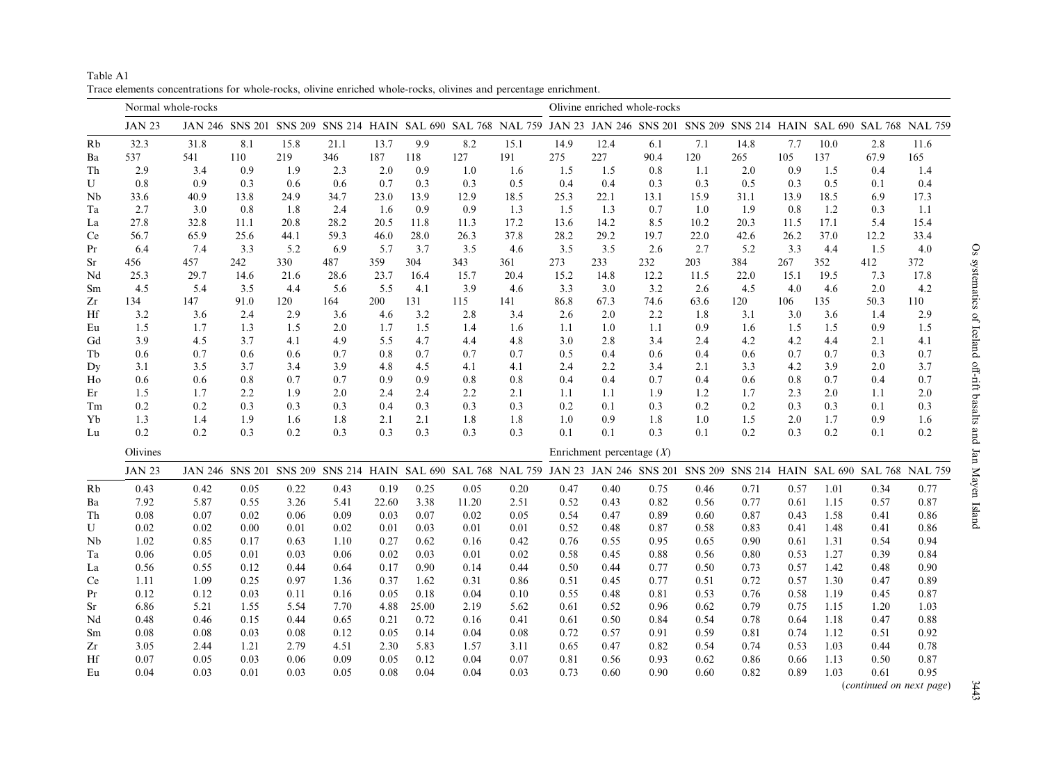Table A1
Trace elements concentrations for whole-rocks, olivine enriched whole-rocks, olivines and percentage enrichment.

| | Normal whole-rocks | | | | | | | | | Olivine enriched whole-rocks | | | | | | | | |
|---|---|---|---|---|---|---|---|---|---|---|---|---|---|---|---|---|---|---|
| | JAN 23 | JAN 246 | SNS 201 | SNS 209 | SNS 214 | HAIN | SAL 690 | SAL 768 | NAL 759 | JAN 23 | JAN 246 | SNS 201 | SNS 209 | SNS 214 | HAIN | SAL 690 | SAL 768 | NAL 759 |
| Rb | 32.3 | 31.8 | 8.1 | 15.8 | 21.1 | 13.7 | 9.9 | 8.2 | 15.1 | 14.9 | 12.4 | 6.1 | 7.1 | 14.8 | 7.7 | 10.0 | 2.8 | 11.6 |
| Ba | 537 | 541 | 110 | 219 | 346 | 187 | 118 | 127 | 191 | 275 | 227 | 90.4 | 120 | 265 | 105 | 137 | 67.9 | 165 |
| Th | 2.9 | 3.4 | 0.9 | 1.9 | 2.3 | 2.0 | 0.9 | 1.0 | 1.6 | 1.5 | 1.5 | 0.8 | 1.1 | 2.0 | 0.9 | 1.5 | 0.4 | 1.4 |
| U | 0.8 | 0.9 | 0.3 | 0.6 | 0.6 | 0.7 | 0.3 | 0.3 | 0.5 | 0.4 | 0.4 | 0.3 | 0.3 | 0.5 | 0.3 | 0.5 | 0.1 | 0.4 |
| Nb | 33.6 | 40.9 | 13.8 | 24.9 | 34.7 | 23.0 | 13.9 | 12.9 | 18.5 | 25.3 | 22.1 | 13.1 | 15.9 | 31.1 | 13.9 | 18.5 | 6.9 | 17.3 |
| Ta | 2.7 | 3.0 | 0.8 | 1.8 | 2.4 | 1.6 | 0.9 | 0.9 | 1.3 | 1.5 | 1.3 | 0.7 | 1.0 | 1.9 | 0.8 | 1.2 | 0.3 | 1.1 |
| La | 27.8 | 32.8 | 11.1 | 20.8 | 28.2 | 20.5 | 11.8 | 11.3 | 17.2 | 13.6 | 14.2 | 8.5 | 10.2 | 20.3 | 11.5 | 17.1 | 5.4 | 15.4 |
| Ce | 56.7 | 65.9 | 25.6 | 44.1 | 59.3 | 46.0 | 28.0 | 26.3 | 37.8 | 28.2 | 29.2 | 19.7 | 22.0 | 42.6 | 26.2 | 37.0 | 12.2 | 33.4 |
| Pr | 6.4 | 7.4 | 3.3 | 5.2 | 6.9 | 5.7 | 3.7 | 3.5 | 4.6 | 3.5 | 3.5 | 2.6 | 2.7 | 5.2 | 3.3 | 4.4 | 1.5 | 4.0 |
| Sr | 456 | 457 | 242 | 330 | 487 | 359 | 304 | 343 | 361 | 273 | 233 | 232 | 203 | 384 | 267 | 352 | 412 | 372 |
| Nd | 25.3 | 29.7 | 14.6 | 21.6 | 28.6 | 23.7 | 16.4 | 15.7 | 20.4 | 15.2 | 14.8 | 12.2 | 11.5 | 22.0 | 15.1 | 19.5 | 7.3 | 17.8 |
| Sm | 4.5 | 5.4 | 3.5 | 4.4 | 5.6 | 5.5 | 4.1 | 3.9 | 4.6 | 3.3 | 3.0 | 3.2 | 2.6 | 4.5 | 4.0 | 4.6 | 2.0 | 4.2 |
| Zr | 134 | 147 | 91.0 | 120 | 164 | 200 | 131 | 115 | 141 | 86.8 | 67.3 | 74.6 | 63.6 | 120 | 106 | 135 | 50.3 | 110 |
| Hf | 3.2 | 3.6 | 2.4 | 2.9 | 3.6 | 4.6 | 3.2 | 2.8 | 3.4 | 2.6 | 2.0 | 2.2 | 1.8 | 3.1 | 3.0 | 3.6 | 1.4 | 2.9 |
| Eu | 1.5 | 1.7 | 1.3 | 1.5 | 2.0 | 1.7 | 1.5 | 1.4 | 1.6 | 1.1 | 1.0 | 1.1 | 0.9 | 1.6 | 1.5 | 1.5 | 0.9 | 1.5 |
| Gd | 3.9 | 4.5 | 3.7 | 4.1 | 4.9 | 5.5 | 4.7 | 4.4 | 4.8 | 3.0 | 2.8 | 3.4 | 2.4 | 4.2 | 4.2 | 4.4 | 2.1 | 4.1 |
| Tb | 0.6 | 0.7 | 0.6 | 0.6 | 0.7 | 0.8 | 0.7 | 0.7 | 0.7 | 0.5 | 0.4 | 0.6 | 0.4 | 0.6 | 0.7 | 0.7 | 0.3 | 0.7 |
| Dy | 3.1 | 3.5 | 3.7 | 3.4 | 3.9 | 4.8 | 4.5 | 4.1 | 4.1 | 2.4 | 2.2 | 3.4 | 2.1 | 3.3 | 4.2 | 3.9 | 2.0 | 3.7 |
| Ho | 0.6 | 0.6 | 0.8 | 0.7 | 0.7 | 0.9 | 0.9 | 0.8 | 0.8 | 0.4 | 0.4 | 0.7 | 0.4 | 0.6 | 0.8 | 0.7 | 0.4 | 0.7 |
| Er | 1.5 | 1.7 | 2.2 | 1.9 | 2.0 | 2.4 | 2.4 | 2.2 | 2.1 | 1.1 | 1.1 | 1.9 | 1.2 | 1.7 | 2.3 | 2.0 | 1.1 | 2.0 |
| Tm | 0.2 | 0.2 | 0.3 | 0.3 | 0.3 | 0.4 | 0.3 | 0.3 | 0.3 | 0.2 | 0.1 | 0.3 | 0.2 | 0.2 | 0.3 | 0.3 | 0.1 | 0.3 |
| Yb | 1.3 | 1.4 | 1.9 | 1.6 | 1.8 | 2.1 | 2.1 | 1.8 | 1.8 | 1.0 | 0.9 | 1.8 | 1.0 | 1.5 | 2.0 | 1.7 | 0.9 | 1.6 |
| Lu | 0.2 | 0.2 | 0.3 | 0.2 | 0.3 | 0.3 | 0.3 | 0.3 | 0.3 | 0.1 | 0.1 | 0.3 | 0.1 | 0.2 | 0.3 | 0.2 | 0.1 | 0.2 |
| | **Olivines** | | | | | | | | | **Enrichment percentage ($X$)** | | | | | | | | |
| | JAN 23 | JAN 246 | SNS 201 | SNS 209 | SNS 214 | HAIN | SAL 690 | SAL 768 | NAL 759 | JAN 23 | JAN 246 | SNS 201 | SNS 209 | SNS 214 | HAIN | SAL 690 | SAL 768 | NAL 759 |
| Rb | 0.43 | 0.42 | 0.05 | 0.22 | 0.43 | 0.19 | 0.25 | 0.05 | 0.20 | 0.47 | 0.40 | 0.75 | 0.46 | 0.71 | 0.57 | 1.01 | 0.34 | 0.77 |
| Ba | 7.92 | 5.87 | 0.55 | 3.26 | 5.41 | 22.60 | 3.38 | 11.20 | 2.51 | 0.52 | 0.43 | 0.82 | 0.56 | 0.77 | 0.61 | 1.15 | 0.57 | 0.87 |
| Th | 0.08 | 0.07 | 0.02 | 0.06 | 0.09 | 0.03 | 0.07 | 0.02 | 0.05 | 0.54 | 0.47 | 0.89 | 0.60 | 0.87 | 0.43 | 1.58 | 0.41 | 0.86 |
| U | 0.02 | 0.02 | 0.00 | 0.01 | 0.02 | 0.01 | 0.03 | 0.01 | 0.01 | 0.52 | 0.48 | 0.87 | 0.58 | 0.83 | 0.41 | 1.48 | 0.41 | 0.86 |
| Nb | 1.02 | 0.85 | 0.17 | 0.63 | 1.10 | 0.27 | 0.62 | 0.16 | 0.42 | 0.76 | 0.55 | 0.95 | 0.65 | 0.90 | 0.61 | 1.31 | 0.54 | 0.94 |
| Ta | 0.06 | 0.05 | 0.01 | 0.03 | 0.06 | 0.02 | 0.03 | 0.01 | 0.02 | 0.58 | 0.45 | 0.88 | 0.56 | 0.80 | 0.53 | 1.27 | 0.39 | 0.84 |
| La | 0.56 | 0.55 | 0.12 | 0.44 | 0.64 | 0.17 | 0.90 | 0.14 | 0.44 | 0.50 | 0.44 | 0.77 | 0.50 | 0.73 | 0.57 | 1.42 | 0.48 | 0.90 |
| Ce | 1.11 | 1.09 | 0.25 | 0.97 | 1.36 | 0.37 | 1.62 | 0.31 | 0.86 | 0.51 | 0.45 | 0.77 | 0.51 | 0.72 | 0.57 | 1.30 | 0.47 | 0.89 |
| Pr | 0.12 | 0.12 | 0.03 | 0.11 | 0.16 | 0.05 | 0.18 | 0.04 | 0.10 | 0.55 | 0.48 | 0.81 | 0.53 | 0.76 | 0.58 | 1.19 | 0.45 | 0.87 |
| Sr | 6.86 | 5.21 | 1.55 | 5.54 | 7.70 | 4.88 | 25.00 | 2.19 | 5.62 | 0.61 | 0.52 | 0.96 | 0.62 | 0.79 | 0.75 | 1.15 | 1.20 | 1.03 |
| Nd | 0.48 | 0.46 | 0.15 | 0.44 | 0.65 | 0.21 | 0.72 | 0.16 | 0.41 | 0.61 | 0.50 | 0.84 | 0.54 | 0.78 | 0.64 | 1.18 | 0.47 | 0.88 |
| Sm | 0.08 | 0.08 | 0.03 | 0.08 | 0.12 | 0.05 | 0.14 | 0.04 | 0.08 | 0.72 | 0.57 | 0.91 | 0.59 | 0.81 | 0.74 | 1.12 | 0.51 | 0.92 |
| Zr | 3.05 | 2.44 | 1.21 | 2.79 | 4.51 | 2.30 | 5.83 | 1.57 | 3.11 | 0.65 | 0.47 | 0.82 | 0.54 | 0.74 | 0.53 | 1.03 | 0.44 | 0.78 |
| Hf | 0.07 | 0.05 | 0.03 | 0.06 | 0.09 | 0.05 | 0.12 | 0.04 | 0.07 | 0.81 | 0.56 | 0.93 | 0.62 | 0.86 | 0.66 | 1.13 | 0.50 | 0.87 |
| Eu | 0.04 | 0.03 | 0.01 | 0.03 | 0.05 | 0.08 | 0.04 | 0.04 | 0.03 | 0.73 | 0.60 | 0.90 | 0.60 | 0.82 | 0.89 | 1.03 | 0.61 | 0.95 |

(*continued on next page*)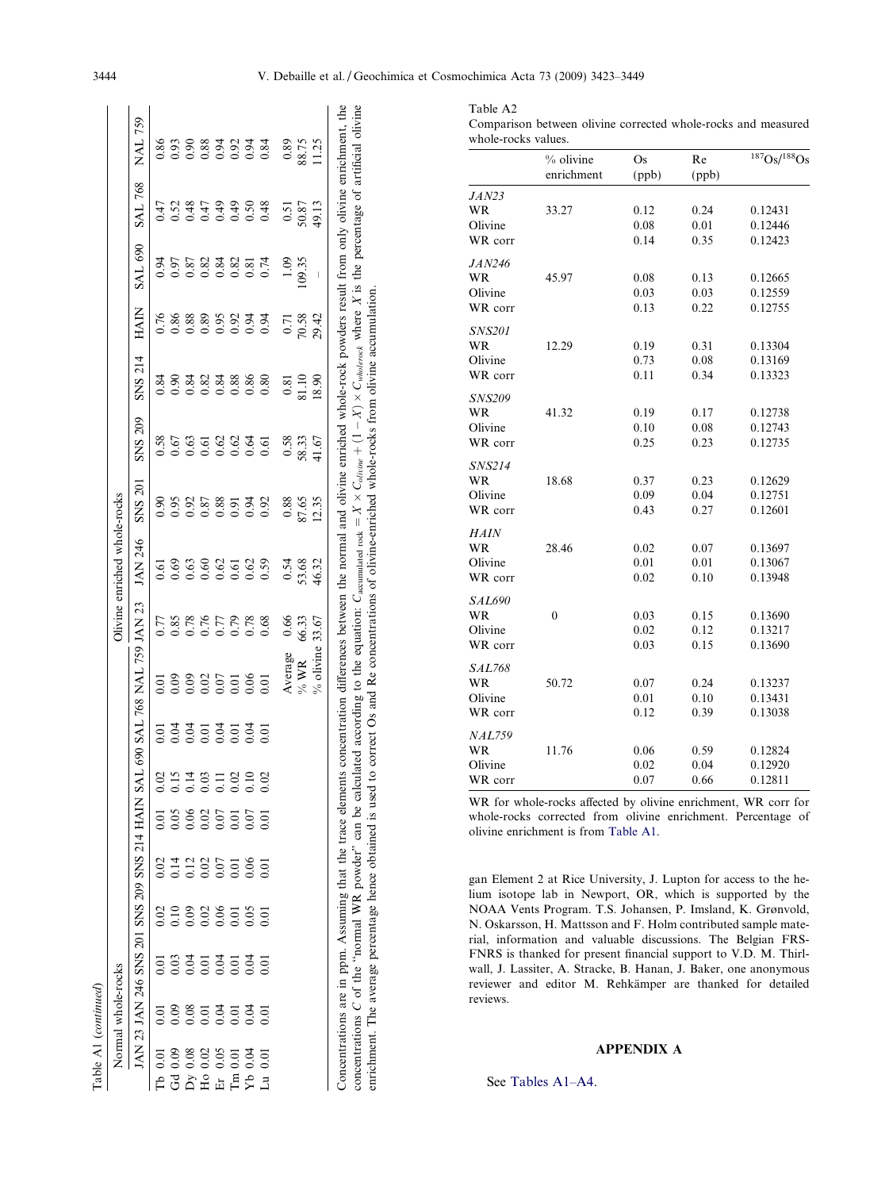Table A1 (*continued*)

| | Normal whole-rocks | | | | | | | | | Olivine enriched whole-rocks | | | | | | | |
|---|---|---|---|---|---|---|---|---|---|---|---|---|---|---|---|---|---|
| | JAN 23 | JAN 246 | SNS 201 | SNS 209 | SNS 214 | HAIN | SAL 690 | SAL 768 | NAL 759 | JAN 23 | JAN 246 | SNS 201 | SNS 209 | SNS 214 | HAIN | SAL 690 | SAL 768 | NAL 759 |
| Tb | 0.01 | 0.01 | 0.01 | 0.02 | 0.02 | 0.01 | 0.02 | 0.01 | 0.01 | 0.77 | 0.61 | 0.90 | 0.58 | 0.84 | 0.76 | 0.94 | 0.47 | 0.86 |
| Gd | 0.09 | 0.09 | 0.03 | 0.10 | 0.14 | 0.05 | 0.15 | 0.04 | 0.09 | 0.85 | 0.69 | 0.95 | 0.67 | 0.90 | 0.86 | 0.97 | 0.52 | 0.93 |
| Dy | 0.08 | 0.08 | 0.04 | 0.09 | 0.12 | 0.06 | 0.14 | 0.04 | 0.09 | 0.78 | 0.63 | 0.92 | 0.63 | 0.84 | 0.88 | 0.87 | 0.48 | 0.90 |
| Ho | 0.02 | 0.01 | 0.01 | 0.02 | 0.02 | 0.02 | 0.03 | 0.01 | 0.02 | 0.76 | 0.60 | 0.87 | 0.61 | 0.82 | 0.89 | 0.82 | 0.47 | 0.88 |
| Er | 0.05 | 0.04 | 0.04 | 0.06 | 0.07 | 0.07 | 0.11 | 0.04 | 0.07 | 0.77 | 0.62 | 0.88 | 0.62 | 0.84 | 0.95 | 0.84 | 0.49 | 0.94 |
| Tm | 0.01 | 0.01 | 0.01 | 0.01 | 0.01 | 0.01 | 0.02 | 0.01 | 0.01 | 0.79 | 0.61 | 0.91 | 0.62 | 0.88 | 0.92 | 0.82 | 0.49 | 0.92 |
| Yb | 0.04 | 0.04 | 0.04 | 0.05 | 0.06 | 0.07 | 0.10 | 0.04 | 0.06 | 0.78 | 0.62 | 0.94 | 0.64 | 0.86 | 0.94 | 0.81 | 0.50 | 0.94 |
| Lu | 0.01 | 0.01 | 0.01 | 0.01 | 0.01 | 0.01 | 0.02 | 0.01 | 0.01 | 0.68 | 0.59 | 0.92 | 0.61 | 0.80 | 0.94 | 0.74 | 0.48 | 0.84 |
| | | | | | | | | | Average | 0.66 | 0.54 | 0.88 | 0.58 | 0.81 | 0.71 | 1.09 | 0.51 | 0.89 |
| | | | | | | | | | % WR | 66.33 | 53.68 | 87.65 | 58.33 | 81.10 | 70.58 | 109.35 | 50.87 | 88.75 |
| | | | | | | | | | % olivine | 33.67 | 46.32 | 12.35 | 41.67 | 18.90 | 29.42 | – | 49.13 | 11.25 |

Concentrations are in ppm. Assuming that the trace elements concentration differences between the normal and olivine enriched whole-rock powders result from only olivine enrichment, the concentrations *C* of the "normal WR powder" can be calculated according to the equation: $C_{accumulated\ rock} = X \times C_{olivine} + (1 - X) \times C_{wholerock}$ where *X* is the percentage of artificial olivine enrichment. The average percentage hence obtained is used to correct Os and Re concentrations of olivine-enriched whole-rocks from olivine accumulation.

Table A2
Comparison between olivine corrected whole-rocks and measured whole-rocks values.

| | % olivine enrichment | Os (ppb) | Re (ppb) | $^{187}Os/^{188}Os$ |
|---|---|---|---|---|
| *JAN23* | | | | |
| WR | 33.27 | 0.12 | 0.24 | 0.12431 |
| Olivine | | 0.08 | 0.01 | 0.12446 |
| WR corr | | 0.14 | 0.35 | 0.12423 |
| *JAN246* | | | | |
| WR | 45.97 | 0.08 | 0.13 | 0.12665 |
| Olivine | | 0.03 | 0.03 | 0.12559 |
| WR corr | | 0.13 | 0.22 | 0.12755 |
| *SNS201* | | | | |
| WR | 12.29 | 0.19 | 0.31 | 0.13304 |
| Olivine | | 0.73 | 0.08 | 0.13169 |
| WR corr | | 0.11 | 0.34 | 0.13323 |
| *SNS209* | | | | |
| WR | 41.32 | 0.19 | 0.17 | 0.12738 |
| Olivine | | 0.10 | 0.08 | 0.12743 |
| WR corr | | 0.25 | 0.23 | 0.12735 |
| *SNS214* | | | | |
| WR | 18.68 | 0.37 | 0.23 | 0.12629 |
| Olivine | | 0.09 | 0.04 | 0.12751 |
| WR corr | | 0.43 | 0.27 | 0.12601 |
| *HAIN* | | | | |
| WR | 28.46 | 0.02 | 0.07 | 0.13697 |
| Olivine | | 0.01 | 0.01 | 0.13067 |
| WR corr | | 0.02 | 0.10 | 0.13948 |
| *SAL690* | | | | |
| WR | 0 | 0.03 | 0.15 | 0.13690 |
| Olivine | | 0.02 | 0.12 | 0.13217 |
| WR corr | | 0.03 | 0.15 | 0.13690 |
| *SAL768* | | | | |
| WR | 50.72 | 0.07 | 0.24 | 0.13237 |
| Olivine | | 0.01 | 0.10 | 0.13431 |
| WR corr | | 0.12 | 0.39 | 0.13038 |
| *NAL759* | | | | |
| WR | 11.76 | 0.06 | 0.59 | 0.12824 |
| Olivine | | 0.02 | 0.04 | 0.12920 |
| WR corr | | 0.07 | 0.66 | 0.12811 |

WR for whole-rocks affected by olivine enrichment, WR corr for whole-rocks corrected from olivine enrichment. Percentage of olivine enrichment is from Table A1.

gan Element 2 at Rice University, J. Lupton for access to the helium isotope lab in Newport, OR, which is supported by the NOAA Vents Program. T.S. Johansen, P. Imsland, K. Grønvold, N. Oskarsson, H. Mattsson and F. Holm contributed sample material, information and valuable discussions. The Belgian FRS-FNRS is thanked for present financial support to V.D. M. Thirlwall, J. Lassiter, A. Stracke, B. Hanan, J. Baker, one anonymous reviewer and editor M. Rehkämper are thanked for detailed reviews.

## APPENDIX A

See Tables A1–A4.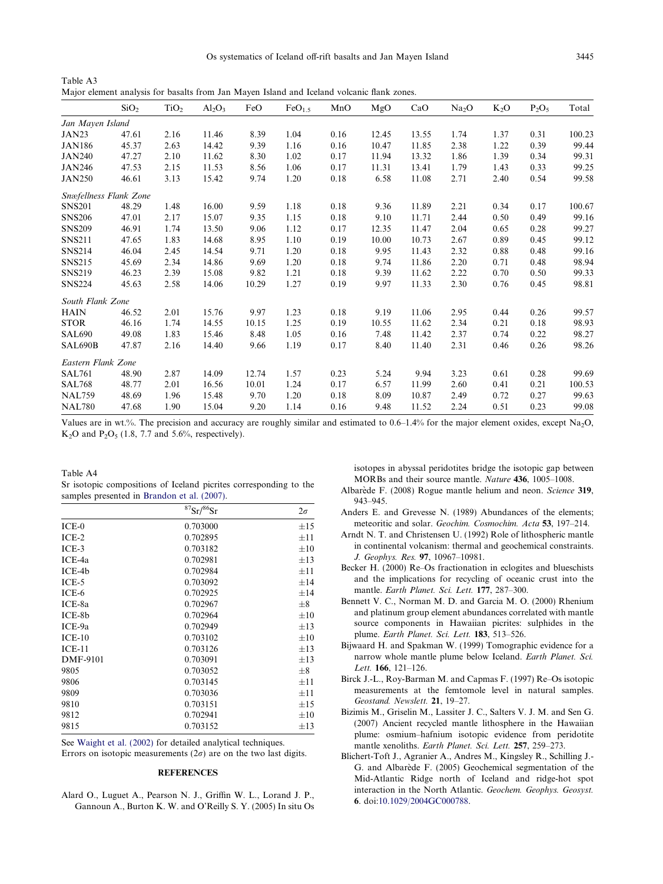Table A3
Major element analysis for basalts from Jan Mayen Island and Iceland volcanic flank zones.

| | $SiO_2$ | $TiO_2$ | $Al_2O_3$ | FeO | $FeO_{1.5}$ | MnO | MgO | CaO | $Na_2O$ | $K_2O$ | $P_2O_5$ | Total |
|---|---|---|---|---|---|---|---|---|---|---|---|---|
| *Jan Mayen Island* | | | | | | | | | | | | |
| JAN23 | 47.61 | 2.16 | 11.46 | 8.39 | 1.04 | 0.16 | 12.45 | 13.55 | 1.74 | 1.37 | 0.31 | 100.23 |
| JAN186 | 45.37 | 2.63 | 14.42 | 9.39 | 1.16 | 0.16 | 10.47 | 11.85 | 2.38 | 1.22 | 0.39 | 99.44 |
| JAN240 | 47.27 | 2.10 | 11.62 | 8.30 | 1.02 | 0.17 | 11.94 | 13.32 | 1.86 | 1.39 | 0.34 | 99.31 |
| JAN246 | 47.53 | 2.15 | 11.53 | 8.56 | 1.06 | 0.17 | 11.31 | 13.41 | 1.79 | 1.43 | 0.33 | 99.25 |
| JAN250 | 46.61 | 3.13 | 15.42 | 9.74 | 1.20 | 0.18 | 6.58 | 11.08 | 2.71 | 2.40 | 0.54 | 99.58 |
| *Snæfellness Flank Zone* | | | | | | | | | | | | |
| SNS201 | 48.29 | 1.48 | 16.00 | 9.59 | 1.18 | 0.18 | 9.36 | 11.89 | 2.21 | 0.34 | 0.17 | 100.67 |
| SNS206 | 47.01 | 2.17 | 15.07 | 9.35 | 1.15 | 0.18 | 9.10 | 11.71 | 2.44 | 0.50 | 0.49 | 99.16 |
| SNS209 | 46.91 | 1.74 | 13.50 | 9.06 | 1.12 | 0.17 | 12.35 | 11.47 | 2.04 | 0.65 | 0.28 | 99.27 |
| SNS211 | 47.65 | 1.83 | 14.68 | 8.95 | 1.10 | 0.19 | 10.00 | 10.73 | 2.67 | 0.89 | 0.45 | 99.12 |
| SNS214 | 46.04 | 2.45 | 14.54 | 9.71 | 1.20 | 0.18 | 9.95 | 11.43 | 2.32 | 0.88 | 0.48 | 99.16 |
| SNS215 | 45.69 | 2.34 | 14.86 | 9.69 | 1.20 | 0.18 | 9.74 | 11.86 | 2.20 | 0.71 | 0.48 | 98.94 |
| SNS219 | 46.23 | 2.39 | 15.08 | 9.82 | 1.21 | 0.18 | 9.39 | 11.62 | 2.22 | 0.70 | 0.50 | 99.33 |
| SNS224 | 45.63 | 2.58 | 14.06 | 10.29 | 1.27 | 0.19 | 9.97 | 11.33 | 2.30 | 0.76 | 0.45 | 98.81 |
| *South Flank Zone* | | | | | | | | | | | | |
| HAIN | 46.52 | 2.01 | 15.76 | 9.97 | 1.23 | 0.18 | 9.19 | 11.06 | 2.95 | 0.44 | 0.26 | 99.57 |
| STOR | 46.16 | 1.74 | 14.55 | 10.15 | 1.25 | 0.19 | 10.55 | 11.62 | 2.34 | 0.21 | 0.18 | 98.93 |
| SAL690 | 49.08 | 1.83 | 15.46 | 8.48 | 1.05 | 0.16 | 7.48 | 11.42 | 2.37 | 0.74 | 0.22 | 98.27 |
| SAL690B | 47.87 | 2.16 | 14.40 | 9.66 | 1.19 | 0.17 | 8.40 | 11.40 | 2.31 | 0.46 | 0.26 | 98.26 |
| *Eastern Flank Zone* | | | | | | | | | | | | |
| SAL761 | 48.90 | 2.87 | 14.09 | 12.74 | 1.57 | 0.23 | 5.24 | 9.94 | 3.23 | 0.61 | 0.28 | 99.69 |
| SAL768 | 48.77 | 2.01 | 16.56 | 10.01 | 1.24 | 0.17 | 6.57 | 11.99 | 2.60 | 0.41 | 0.21 | 100.53 |
| NAL759 | 48.69 | 1.96 | 15.48 | 9.70 | 1.20 | 0.18 | 8.09 | 10.87 | 2.49 | 0.72 | 0.27 | 99.63 |
| NAL780 | 47.68 | 1.90 | 15.04 | 9.20 | 1.14 | 0.16 | 9.48 | 11.52 | 2.24 | 0.51 | 0.23 | 99.08 |

Values are in wt.%. The precision and accuracy are roughly similar and estimated to 0.6–1.4% for the major element oxides, except $Na_2O$, $K_2O$ and $P_2O_5$ (1.8, 7.7 and 5.6%, respectively).

Table A4
Sr isotopic compositions of Iceland picrites corresponding to the samples presented in Brandon et al. (2007).

| | $^{87}Sr/^{86}Sr$ | $2\sigma$ |
|---|---|---|
| ICE-0 | 0.703000 | ±15 |
| ICE-2 | 0.702895 | ±11 |
| ICE-3 | 0.703182 | ±10 |
| ICE-4a | 0.702981 | ±13 |
| ICE-4b | 0.702984 | ±11 |
| ICE-5 | 0.703092 | ±14 |
| ICE-6 | 0.702925 | ±14 |
| ICE-8a | 0.702967 | ±8 |
| ICE-8b | 0.702964 | ±10 |
| ICE-9a | 0.702949 | ±13 |
| ICE-10 | 0.703102 | ±10 |
| ICE-11 | 0.703126 | ±13 |
| DMF-9101 | 0.703091 | ±13 |
| 9805 | 0.703052 | ±8 |
| 9806 | 0.703145 | ±11 |
| 9809 | 0.703036 | ±11 |
| 9810 | 0.703151 | ±15 |
| 9812 | 0.702941 | ±10 |
| 9815 | 0.703152 | ±13 |

See Waight et al. (2002) for detailed analytical techniques.
Errors on isotopic measurements ($2\sigma$) are on the two last digits.

## REFERENCES

Alard O., Luguet A., Pearson N. J., Griffin W. L., Lorand J. P., Gannoun A., Burton K. W. and O'Reilly S. Y. (2005) In situ Os isotopes in abyssal peridotites bridge the isotopic gap between MORBs and their source mantle. *Nature* **436**, 1005–1008.

Albarède F. (2008) Rogue mantle helium and neon. *Science* **319**, 943–945.

Anders E. and Grevesse N. (1989) Abundances of the elements; meteoritic and solar. *Geochim. Cosmochim. Acta* **53**, 197–214.

Arndt N. T. and Christensen U. (1992) Role of lithospheric mantle in continental volcanism: thermal and geochemical constraints. *J. Geophys. Res.* **97**, 10967–10981.

Becker H. (2000) Re–Os fractionation in eclogites and blueschists and the implications for recycling of oceanic crust into the mantle. *Earth Planet. Sci. Lett.* **177**, 287–300.

Bennett V. C., Norman M. D. and Garcia M. O. (2000) Rhenium and platinum group element abundances correlated with mantle source components in Hawaiian picrites: sulphides in the plume. *Earth Planet. Sci. Lett.* **183**, 513–526.

Bijwaard H. and Spakman W. (1999) Tomographic evidence for a narrow whole mantle plume below Iceland. *Earth Planet. Sci. Lett.* **166**, 121–126.

Birck J.-L., Roy-Barman M. and Capmas F. (1997) Re–Os isotopic measurements at the femtomole level in natural samples. *Geostand. Newslett.* **21**, 19–27.

Bizimis M., Griselin M., Lassiter J. C., Salters V. J. M. and Sen G. (2007) Ancient recycled mantle lithosphere in the Hawaiian plume: osmium–hafnium isotopic evidence from peridotite mantle xenoliths. *Earth Planet. Sci. Lett.* **257**, 259–273.

Blichert-Toft J., Agranier A., Andres M., Kingsley R., Schilling J.-G. and Albarède F. (2005) Geochemical segmentation of the Mid-Atlantic Ridge north of Iceland and ridge-hot spot interaction in the North Atlantic. *Geochem. Geophys. Geosyst.* **6**. doi:10.1029/2004GC000788.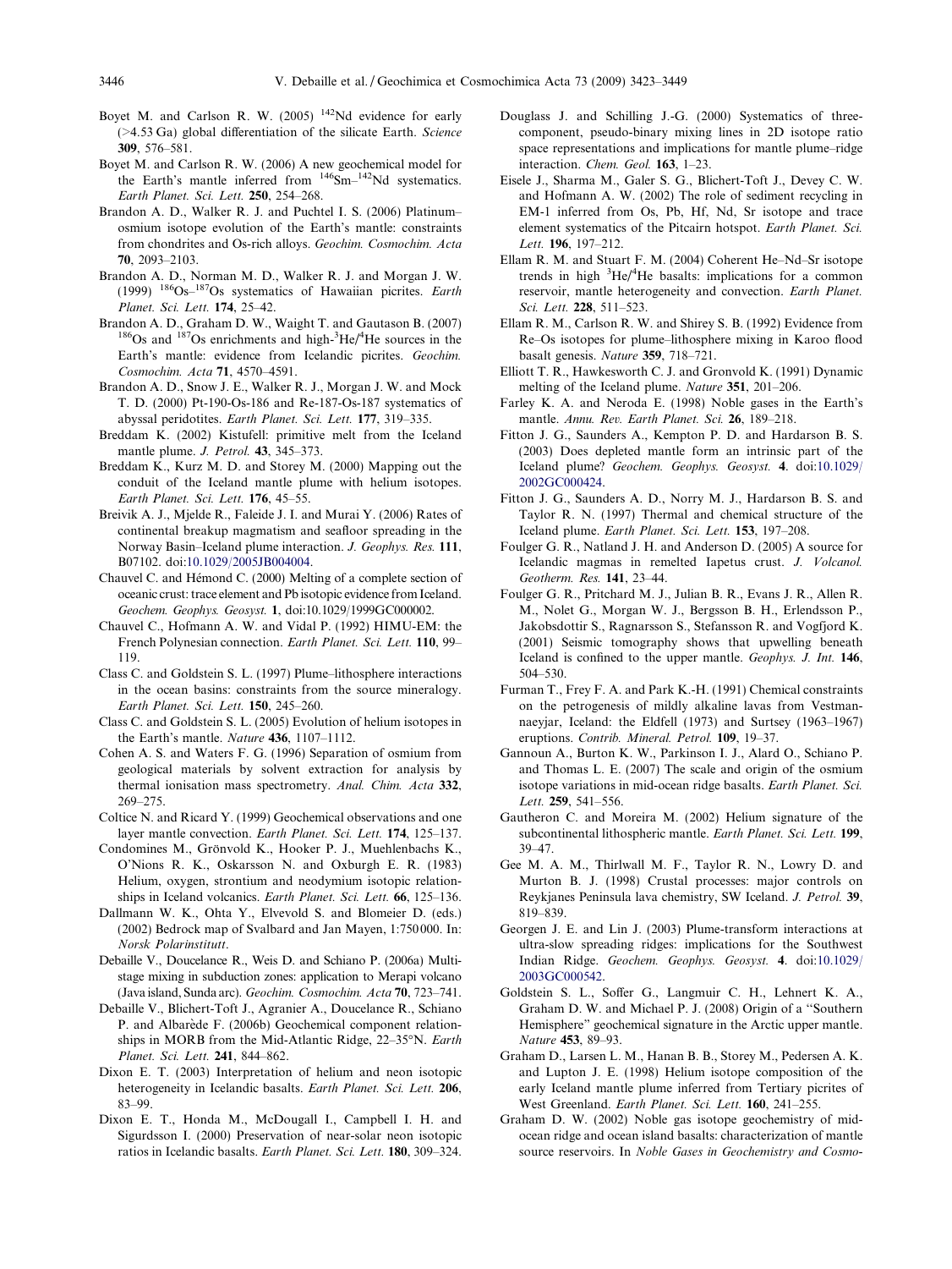Boyet M. and Carlson R. W. (2005) $^{142}$Nd evidence for early (>4.53 Ga) global differentiation of the silicate Earth. *Science* **309**, 576–581.

Boyet M. and Carlson R. W. (2006) A new geochemical model for the Earth's mantle inferred from $^{146}$Sm–$^{142}$Nd systematics. *Earth Planet. Sci. Lett.* **250**, 254–268.

Brandon A. D., Walker R. J. and Puchtel I. S. (2006) Platinum–osmium isotope evolution of the Earth's mantle: constraints from chondrites and Os-rich alloys. *Geochim. Cosmochim. Acta* **70**, 2093–2103.

Brandon A. D., Norman M. D., Walker R. J. and Morgan J. W. (1999) $^{186}$Os–$^{187}$Os systematics of Hawaiian picrites. *Earth Planet. Sci. Lett.* **174**, 25–42.

Brandon A. D., Graham D. W., Waight T. and Gautason B. (2007) $^{186}$Os and $^{187}$Os enrichments and high-$^3$He/$^4$He sources in the Earth's mantle: evidence from Icelandic picrites. *Geochim. Cosmochim. Acta* **71**, 4570–4591.

Brandon A. D., Snow J. E., Walker R. J., Morgan J. W. and Mock T. D. (2000) Pt-190-Os-186 and Re-187-Os-187 systematics of abyssal peridotites. *Earth Planet. Sci. Lett.* **177**, 319–335.

Breddam K. (2002) Kistufell: primitive melt from the Iceland mantle plume. *J. Petrol.* **43**, 345–373.

Breddam K., Kurz M. D. and Storey M. (2000) Mapping out the conduit of the Iceland mantle plume with helium isotopes. *Earth Planet. Sci. Lett.* **176**, 45–55.

Breivik A. J., Mjelde R., Faleide J. I. and Murai Y. (2006) Rates of continental breakup magmatism and seafloor spreading in the Norway Basin–Iceland plume interaction. *J. Geophys. Res.* **111**, B07102. doi:10.1029/2005JB004004.

Chauvel C. and Hémond C. (2000) Melting of a complete section of oceanic crust: trace element and Pb isotopic evidence from Iceland. *Geochem. Geophys. Geosyst.* **1**, doi:10.1029/1999GC000002.

Chauvel C., Hofmann A. W. and Vidal P. (1992) HIMU-EM: the French Polynesian connection. *Earth Planet. Sci. Lett.* **110**, 99–119.

Class C. and Goldstein S. L. (1997) Plume–lithosphere interactions in the ocean basins: constraints from the source mineralogy. *Earth Planet. Sci. Lett.* **150**, 245–260.

Class C. and Goldstein S. L. (2005) Evolution of helium isotopes in the Earth's mantle. *Nature* **436**, 1107–1112.

Cohen A. S. and Waters F. G. (1996) Separation of osmium from geological materials by solvent extraction for analysis by thermal ionisation mass spectrometry. *Anal. Chim. Acta* **332**, 269–275.

Coltice N. and Ricard Y. (1999) Geochemical observations and one layer mantle convection. *Earth Planet. Sci. Lett.* **174**, 125–137.

Condomines M., Grönvold K., Hooker P. J., Muehlenbachs K., O'Nions R. K., Oskarsson N. and Oxburgh E. R. (1983) Helium, oxygen, strontium and neodymium isotopic relationships in Iceland volcanics. *Earth Planet. Sci. Lett.* **66**, 125–136.

Dallmann W. K., Ohta Y., Elvevold S. and Blomeier D. (eds.) (2002) Bedrock map of Svalbard and Jan Mayen, 1:750 000. In: *Norsk Polarinstitutt*.

Debaille V., Doucelance R., Weis D. and Schiano P. (2006a) Multi-stage mixing in subduction zones: application to Merapi volcano (Java island, Sunda arc). *Geochim. Cosmochim. Acta* **70**, 723–741.

Debaille V., Blichert-Toft J., Agranier A., Doucelance R., Schiano P. and Albarède F. (2006b) Geochemical component relationships in MORB from the Mid-Atlantic Ridge, 22–35°N. *Earth Planet. Sci. Lett.* **241**, 844–862.

Dixon E. T. (2003) Interpretation of helium and neon isotopic heterogeneity in Icelandic basalts. *Earth Planet. Sci. Lett.* **206**, 83–99.

Dixon E. T., Honda M., McDougall I., Campbell I. H. and Sigurdsson I. (2000) Preservation of near-solar neon isotopic ratios in Icelandic basalts. *Earth Planet. Sci. Lett.* **180**, 309–324.

Douglass J. and Schilling J.-G. (2000) Systematics of three-component, pseudo-binary mixing lines in 2D isotope ratio space representations and implications for mantle plume–ridge interaction. *Chem. Geol.* **163**, 1–23.

Eisele J., Sharma M., Galer S. G., Blichert-Toft J., Devey C. W. and Hofmann A. W. (2002) The role of sediment recycling in EM-1 inferred from Os, Pb, Hf, Nd, Sr isotope and trace element systematics of the Pitcairn hotspot. *Earth Planet. Sci. Lett.* **196**, 197–212.

Ellam R. M. and Stuart F. M. (2004) Coherent He–Nd–Sr isotope trends in high $^3$He/$^4$He basalts: implications for a common reservoir, mantle heterogeneity and convection. *Earth Planet. Sci. Lett.* **228**, 511–523.

Ellam R. M., Carlson R. W. and Shirey S. B. (1992) Evidence from Re–Os isotopes for plume–lithosphere mixing in Karoo flood basalt genesis. *Nature* **359**, 718–721.

Elliott T. R., Hawkesworth C. J. and Gronvold K. (1991) Dynamic melting of the Iceland plume. *Nature* **351**, 201–206.

Farley K. A. and Neroda E. (1998) Noble gases in the Earth's mantle. *Annu. Rev. Earth Planet. Sci.* **26**, 189–218.

Fitton J. G., Saunders A., Kempton P. D. and Hardarson B. S. (2003) Does depleted mantle form an intrinsic part of the Iceland plume? *Geochem. Geophys. Geosyst.* **4**. doi:10.1029/2002GC000424.

Fitton J. G., Saunders A. D., Norry M. J., Hardarson B. S. and Taylor R. N. (1997) Thermal and chemical structure of the Iceland plume. *Earth Planet. Sci. Lett.* **153**, 197–208.

Foulger G. R., Natland J. H. and Anderson D. (2005) A source for Icelandic magmas in remelted Iapetus crust. *J. Volcanol. Geotherm. Res.* **141**, 23–44.

Foulger G. R., Pritchard M. J., Julian B. R., Evans J. R., Allen R. M., Nolet G., Morgan W. J., Bergsson B. H., Erlendsson P., Jakobsdottir S., Ragnarsson S., Stefansson R. and Vogfjord K. (2001) Seismic tomography shows that upwelling beneath Iceland is confined to the upper mantle. *Geophys. J. Int.* **146**, 504–530.

Furman T., Frey F. A. and Park K.-H. (1991) Chemical constraints on the petrogenesis of mildly alkaline lavas from Vestmannaeyjar, Iceland: the Eldfell (1973) and Surtsey (1963–1967) eruptions. *Contrib. Mineral. Petrol.* **109**, 19–37.

Gannoun A., Burton K. W., Parkinson I. J., Alard O., Schiano P. and Thomas L. E. (2007) The scale and origin of the osmium isotope variations in mid-ocean ridge basalts. *Earth Planet. Sci. Lett.* **259**, 541–556.

Gautheron C. and Moreira M. (2002) Helium signature of the subcontinental lithospheric mantle. *Earth Planet. Sci. Lett.* **199**, 39–47.

Gee M. A. M., Thirlwall M. F., Taylor R. N., Lowry D. and Murton B. J. (1998) Crustal processes: major controls on Reykjanes Peninsula lava chemistry, SW Iceland. *J. Petrol.* **39**, 819–839.

Georgen J. E. and Lin J. (2003) Plume-transform interactions at ultra-slow spreading ridges: implications for the Southwest Indian Ridge. *Geochem. Geophys. Geosyst.* **4**. doi:10.1029/2003GC000542.

Goldstein S. L., Soffer G., Langmuir C. H., Lehnert K. A., Graham D. W. and Michael P. J. (2008) Origin of a "Southern Hemisphere" geochemical signature in the Arctic upper mantle. *Nature* **453**, 89–93.

Graham D., Larsen L. M., Hanan B. B., Storey M., Pedersen A. K. and Lupton J. E. (1998) Helium isotope composition of the early Iceland mantle plume inferred from Tertiary picrites of West Greenland. *Earth Planet. Sci. Lett.* **160**, 241–255.

Graham D. W. (2002) Noble gas isotope geochemistry of mid-ocean ridge and ocean island basalts: characterization of mantle source reservoirs. In *Noble Gases in Geochemistry and Cosmo-*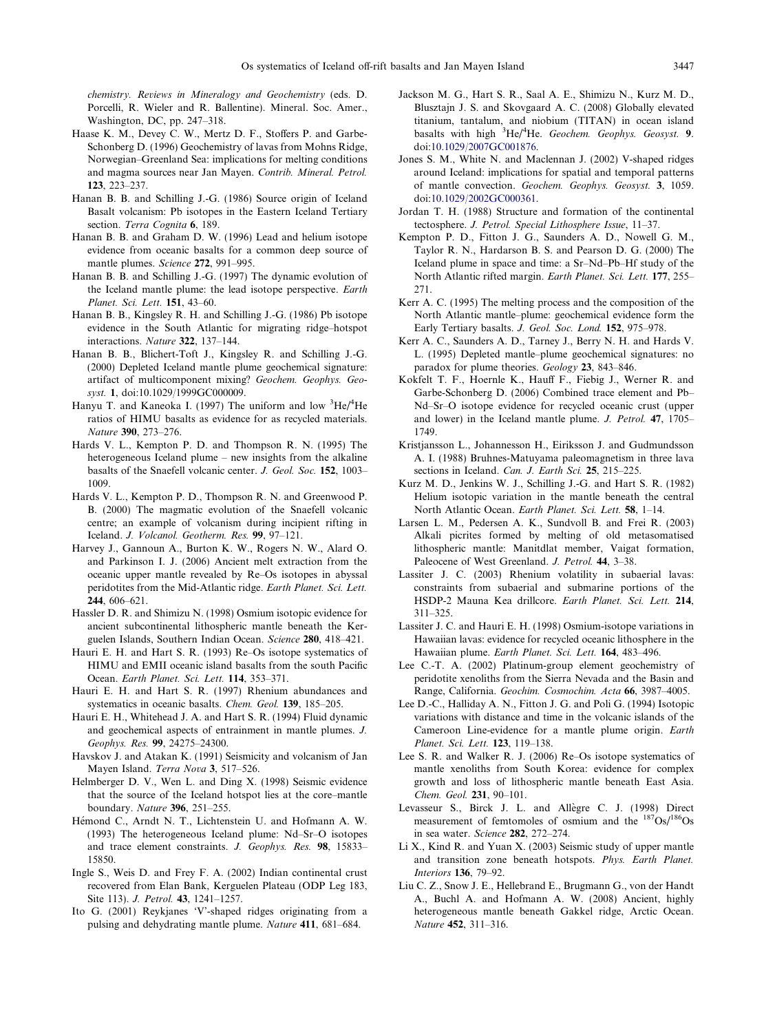chemistry. *Reviews in Mineralogy and Geochemistry* (eds. D. Porcelli, R. Wieler and R. Ballentine). Mineral. Soc. Amer., Washington, DC, pp. 247–318.

Haase K. M., Devey C. W., Mertz D. F., Stoffers P. and Garbe-Schonberg D. (1996) Geochemistry of lavas from Mohns Ridge, Norwegian–Greenland Sea: implications for melting conditions and magma sources near Jan Mayen. *Contrib. Mineral. Petrol.* **123**, 223–237.

Hanan B. B. and Schilling J.-G. (1986) Source origin of Iceland Basalt volcanism: Pb isotopes in the Eastern Iceland Tertiary section. *Terra Cognita* **6**, 189.

Hanan B. B. and Graham D. W. (1996) Lead and helium isotope evidence from oceanic basalts for a common deep source of mantle plumes. *Science* **272**, 991–995.

Hanan B. B. and Schilling J.-G. (1997) The dynamic evolution of the Iceland mantle plume: the lead isotope perspective. *Earth Planet. Sci. Lett.* **151**, 43–60.

Hanan B. B., Kingsley R. H. and Schilling J.-G. (1986) Pb isotope evidence in the South Atlantic for migrating ridge–hotspot interactions. *Nature* **322**, 137–144.

Hanan B. B., Blichert-Toft J., Kingsley R. and Schilling J.-G. (2000) Depleted Iceland mantle plume geochemical signature: artifact of multicomponent mixing? *Geochem. Geophys. Geosyst.* **1**, doi:10.1029/1999GC000009.

Hanyu T. and Kaneoka I. (1997) The uniform and low $^{3}He/^{4}He$ ratios of HIMU basalts as evidence for as recycled materials. *Nature* **390**, 273–276.

Hards V. L., Kempton P. D. and Thompson R. N. (1995) The heterogeneous Iceland plume – new insights from the alkaline basalts of the Snaefell volcanic center. *J. Geol. Soc.* **152**, 1003–1009.

Hards V. L., Kempton P. D., Thompson R. N. and Greenwood P. B. (2000) The magmatic evolution of the Snaefell volcanic centre; an example of volcanism during incipient rifting in Iceland. *J. Volcanol. Geotherm. Res.* **99**, 97–121.

Harvey J., Gannoun A., Burton K. W., Rogers N. W., Alard O. and Parkinson I. J. (2006) Ancient melt extraction from the oceanic upper mantle revealed by Re–Os isotopes in abyssal peridotites from the Mid-Atlantic ridge. *Earth Planet. Sci. Lett.* **244**, 606–621.

Hassler D. R. and Shimizu N. (1998) Osmium isotopic evidence for ancient subcontinental lithospheric mantle beneath the Kerguelen Islands, Southern Indian Ocean. *Science* **280**, 418–421.

Hauri E. H. and Hart S. R. (1993) Re–Os isotope systematics of HIMU and EMII oceanic island basalts from the south Pacific Ocean. *Earth Planet. Sci. Lett.* **114**, 353–371.

Hauri E. H. and Hart S. R. (1997) Rhenium abundances and systematics in oceanic basalts. *Chem. Geol.* **139**, 185–205.

Hauri E. H., Whitehead J. A. and Hart S. R. (1994) Fluid dynamic and geochemical aspects of entrainment in mantle plumes. *J. Geophys. Res.* **99**, 24275–24300.

Havskov J. and Atakan K. (1991) Seismicity and volcanism of Jan Mayen Island. *Terra Nova* **3**, 517–526.

Helmberger D. V., Wen L. and Ding X. (1998) Seismic evidence that the source of the Iceland hotspot lies at the core–mantle boundary. *Nature* **396**, 251–255.

Hémond C., Arndt N. T., Lichtenstein U. and Hofmann A. W. (1993) The heterogeneous Iceland plume: Nd–Sr–O isotopes and trace element constraints. *J. Geophys. Res.* **98**, 15833–15850.

Ingle S., Weis D. and Frey F. A. (2002) Indian continental crust recovered from Elan Bank, Kerguelen Plateau (ODP Leg 183, Site 113). *J. Petrol.* **43**, 1241–1257.

Ito G. (2001) Reykjanes 'V'-shaped ridges originating from a pulsing and dehydrating mantle plume. *Nature* **411**, 681–684.

Jackson M. G., Hart S. R., Saal A. E., Shimizu N., Kurz M. D., Blusztajn J. S. and Skovgaard A. C. (2008) Globally elevated titanium, tantalum, and niobium (TITAN) in ocean island basalts with high $^{3}He/^{4}He$. *Geochem. Geophys. Geosyst.* **9**. doi:10.1029/2007GC001876.

Jones S. M., White N. and Maclennan J. (2002) V-shaped ridges around Iceland: implications for spatial and temporal patterns of mantle convection. *Geochem. Geophys. Geosyst.* **3**, 1059. doi:10.1029/2002GC000361.

Jordan T. H. (1988) Structure and formation of the continental tectosphere. *J. Petrol. Special Lithosphere Issue*, 11–37.

Kempton P. D., Fitton J. G., Saunders A. D., Nowell G. M., Taylor R. N., Hardarson B. S. and Pearson D. G. (2000) The Iceland plume in space and time: a Sr–Nd–Pb–Hf study of the North Atlantic rifted margin. *Earth Planet. Sci. Lett.* **177**, 255–271.

Kerr A. C. (1995) The melting process and the composition of the North Atlantic mantle–plume: geochemical evidence form the Early Tertiary basalts. *J. Geol. Soc. Lond.* **152**, 975–978.

Kerr A. C., Saunders A. D., Tarney J., Berry N. H. and Hards V. L. (1995) Depleted mantle–plume geochemical signatures: no paradox for plume theories. *Geology* **23**, 843–846.

Kokfelt T. F., Hoernle K., Hauff F., Fiebig J., Werner R. and Garbe-Schonberg D. (2006) Combined trace element and Pb–Nd–Sr–O isotope evidence for recycled oceanic crust (upper and lower) in the Iceland mantle plume. *J. Petrol.* **47**, 1705–1749.

Kristjansson L., Johannesson H., Eiriksson J. and Gudmundsson A. I. (1988) Bruhnes-Matuyama paleomagnetism in three lava sections in Iceland. *Can. J. Earth Sci.* **25**, 215–225.

Kurz M. D., Jenkins W. J., Schilling J.-G. and Hart S. R. (1982) Helium isotopic variation in the mantle beneath the central North Atlantic Ocean. *Earth Planet. Sci. Lett.* **58**, 1–14.

Larsen L. M., Pedersen A. K., Sundvoll B. and Frei R. (2003) Alkali picrites formed by melting of old metasomatised lithospheric mantle: Manitdlat member, Vaigat formation, Paleocene of West Greenland. *J. Petrol.* **44**, 3–38.

Lassiter J. C. (2003) Rhenium volatility in subaerial lavas: constraints from subaerial and submarine portions of the HSDP-2 Mauna Kea drillcore. *Earth Planet. Sci. Lett.* **214**, 311–325.

Lassiter J. C. and Hauri E. H. (1998) Osmium-isotope variations in Hawaiian lavas: evidence for recycled oceanic lithosphere in the Hawaiian plume. *Earth Planet. Sci. Lett.* **164**, 483–496.

Lee C.-T. A. (2002) Platinum-group element geochemistry of peridotite xenoliths from the Sierra Nevada and the Basin and Range, California. *Geochim. Cosmochim. Acta* **66**, 3987–4005.

Lee D.-C., Halliday A. N., Fitton J. G. and Poli G. (1994) Isotopic variations with distance and time in the volcanic islands of the Cameroon Line-evidence for a mantle plume origin. *Earth Planet. Sci. Lett.* **123**, 119–138.

Lee S. R. and Walker R. J. (2006) Re–Os isotope systematics of mantle xenoliths from South Korea: evidence for complex growth and loss of lithospheric mantle beneath East Asia. *Chem. Geol.* **231**, 90–101.

Levasseur S., Birck J. L. and Allègre C. J. (1998) Direct measurement of femtomoles of osmium and the $^{187}Os/^{186}Os$ in sea water. *Science* **282**, 272–274.

Li X., Kind R. and Yuan X. (2003) Seismic study of upper mantle and transition zone beneath hotspots. *Phys. Earth Planet. Interiors* **136**, 79–92.

Liu C. Z., Snow J. E., Hellebrand E., Brugmann G., von der Handt A., Buchl A. and Hofmann A. W. (2008) Ancient, highly heterogeneous mantle beneath Gakkel ridge, Arctic Ocean. *Nature* **452**, 311–316.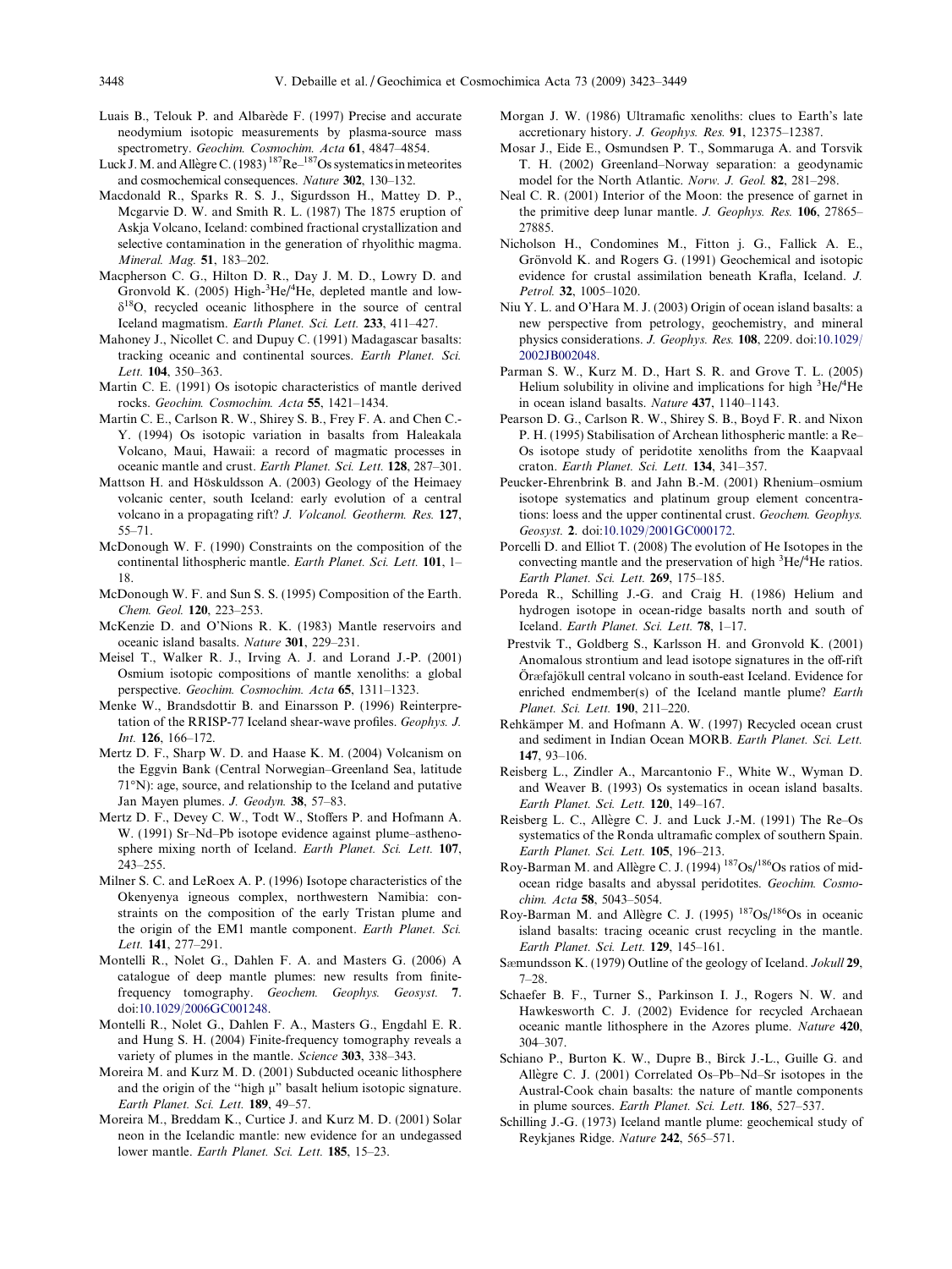Luais B., Telouk P. and Albarède F. (1997) Precise and accurate neodymium isotopic measurements by plasma-source mass spectrometry. *Geochim. Cosmochim. Acta* **61**, 4847–4854.

Luck J. M. and Allègre C. (1983) $^{187}$Re–$^{187}$Os systematics in meteorites and cosmochemical consequences. *Nature* **302**, 130–132.

Macdonald R., Sparks R. S. J., Sigurdsson H., Mattey D. P., Mcgarvie D. W. and Smith R. L. (1987) The 1875 eruption of Askja Volcano, Iceland: combined fractional crystallization and selective contamination in the generation of rhyolithic magma. *Mineral. Mag.* **51**, 183–202.

Macpherson C. G., Hilton D. R., Day J. M. D., Lowry D. and Gronvold K. (2005) High-$^3$He/$^4$He, depleted mantle and low-$\delta^{18}$O, recycled oceanic lithosphere in the source of central Iceland magmatism. *Earth Planet. Sci. Lett.* **233**, 411–427.

Mahoney J., Nicollet C. and Dupuy C. (1991) Madagascar basalts: tracking oceanic and continental sources. *Earth Planet. Sci. Lett.* **104**, 350–363.

Martin C. E. (1991) Os isotopic characteristics of mantle derived rocks. *Geochim. Cosmochim. Acta* **55**, 1421–1434.

Martin C. E., Carlson R. W., Shirey S. B., Frey F. A. and Chen C.-Y. (1994) Os isotopic variation in basalts from Haleakala Volcano, Maui, Hawaii: a record of magmatic processes in oceanic mantle and crust. *Earth Planet. Sci. Lett.* **128**, 287–301.

Mattson H. and Höskuldsson A. (2003) Geology of the Heimaey volcanic center, south Iceland: early evolution of a central volcano in a propagating rift? *J. Volcanol. Geotherm. Res.* **127**, 55–71.

McDonough W. F. (1990) Constraints on the composition of the continental lithospheric mantle. *Earth Planet. Sci. Lett.* **101**, 1–18.

McDonough W. F. and Sun S. S. (1995) Composition of the Earth. *Chem. Geol.* **120**, 223–253.

McKenzie D. and O'Nions R. K. (1983) Mantle reservoirs and oceanic island basalts. *Nature* **301**, 229–231.

Meisel T., Walker R. J., Irving A. J. and Lorand J.-P. (2001) Osmium isotopic compositions of mantle xenoliths: a global perspective. *Geochim. Cosmochim. Acta* **65**, 1311–1323.

Menke W., Brandsdottir B. and Einarsson P. (1996) Reinterpretation of the RRISP-77 Iceland shear-wave profiles. *Geophys. J. Int.* **126**, 166–172.

Mertz D. F., Sharp W. D. and Haase K. M. (2004) Volcanism on the Eggvin Bank (Central Norwegian–Greenland Sea, latitude 71°N): age, source, and relationship to the Iceland and putative Jan Mayen plumes. *J. Geodyn.* **38**, 57–83.

Mertz D. F., Devey C. W., Todt W., Stoffers P. and Hofmann A. W. (1991) Sr–Nd–Pb isotope evidence against plume–asthenosphere mixing north of Iceland. *Earth Planet. Sci. Lett.* **107**, 243–255.

Milner S. C. and LeRoex A. P. (1996) Isotope characteristics of the Okenyenya igneous complex, northwestern Namibia: constraints on the composition of the early Tristan plume and the origin of the EM1 mantle component. *Earth Planet. Sci. Lett.* **141**, 277–291.

Montelli R., Nolet G., Dahlen F. A. and Masters G. (2006) A catalogue of deep mantle plumes: new results from finite-frequency tomography. *Geochem. Geophys. Geosyst.* **7**. doi:10.1029/2006GC001248.

Montelli R., Nolet G., Dahlen F. A., Masters G., Engdahl E. R. and Hung S. H. (2004) Finite-frequency tomography reveals a variety of plumes in the mantle. *Science* **303**, 338–343.

Moreira M. and Kurz M. D. (2001) Subducted oceanic lithosphere and the origin of the "high μ" basalt helium isotopic signature. *Earth Planet. Sci. Lett.* **189**, 49–57.

Moreira M., Breddam K., Curtice J. and Kurz M. D. (2001) Solar neon in the Icelandic mantle: new evidence for an undegassed lower mantle. *Earth Planet. Sci. Lett.* **185**, 15–23.

Morgan J. W. (1986) Ultramafic xenoliths: clues to Earth's late accretionary history. *J. Geophys. Res.* **91**, 12375–12387.

Mosar J., Eide E., Osmundsen P. T., Sommaruga A. and Torsvik T. H. (2002) Greenland–Norway separation: a geodynamic model for the North Atlantic. *Norw. J. Geol.* **82**, 281–298.

Neal C. R. (2001) Interior of the Moon: the presence of garnet in the primitive deep lunar mantle. *J. Geophys. Res.* **106**, 27865–27885.

Nicholson H., Condomines M., Fitton j. G., Fallick A. E., Grönvold K. and Rogers G. (1991) Geochemical and isotopic evidence for crustal assimilation beneath Krafla, Iceland. *J. Petrol.* **32**, 1005–1020.

Niu Y. L. and O'Hara M. J. (2003) Origin of ocean island basalts: a new perspective from petrology, geochemistry, and mineral physics considerations. *J. Geophys. Res.* **108**, 2209. doi:10.1029/2002JB002048.

Parman S. W., Kurz M. D., Hart S. R. and Grove T. L. (2005) Helium solubility in olivine and implications for high $^3$He/$^4$He in ocean island basalts. *Nature* **437**, 1140–1143.

Pearson D. G., Carlson R. W., Shirey S. B., Boyd F. R. and Nixon P. H. (1995) Stabilisation of Archean lithospheric mantle: a Re–Os isotope study of peridotite xenoliths from the Kaapvaal craton. *Earth Planet. Sci. Lett.* **134**, 341–357.

Peucker-Ehrenbrink B. and Jahn B.-M. (2001) Rhenium–osmium isotope systematics and platinum group element concentrations: loess and the upper continental crust. *Geochem. Geophys. Geosyst.* **2**. doi:10.1029/2001GC000172.

Porcelli D. and Elliot T. (2008) The evolution of He Isotopes in the convecting mantle and the preservation of high $^3$He/$^4$He ratios. *Earth Planet. Sci. Lett.* **269**, 175–185.

Poreda R., Schilling J.-G. and Craig H. (1986) Helium and hydrogen isotope in ocean-ridge basalts north and south of Iceland. *Earth Planet. Sci. Lett.* **78**, 1–17.

Prestvik T., Goldberg S., Karlsson H. and Gronvold K. (2001) Anomalous strontium and lead isotope signatures in the off-rift Öræfajökull central volcano in south-east Iceland. Evidence for enriched endmember(s) of the Iceland mantle plume? *Earth Planet. Sci. Lett.* **190**, 211–220.

Rehkämper M. and Hofmann A. W. (1997) Recycled ocean crust and sediment in Indian Ocean MORB. *Earth Planet. Sci. Lett.* **147**, 93–106.

Reisberg L., Zindler A., Marcantonio F., White W., Wyman D. and Weaver B. (1993) Os systematics in ocean island basalts. *Earth Planet. Sci. Lett.* **120**, 149–167.

Reisberg L. C., Allègre C. J. and Luck J.-M. (1991) The Re–Os systematics of the Ronda ultramafic complex of southern Spain. *Earth Planet. Sci. Lett.* **105**, 196–213.

Roy-Barman M. and Allègre C. J. (1994) $^{187}$Os/$^{186}$Os ratios of mid-ocean ridge basalts and abyssal peridotites. *Geochim. Cosmochim. Acta* **58**, 5043–5054.

Roy-Barman M. and Allègre C. J. (1995) $^{187}$Os/$^{186}$Os in oceanic island basalts: tracing oceanic crust recycling in the mantle. *Earth Planet. Sci. Lett.* **129**, 145–161.

Sæmundsson K. (1979) Outline of the geology of Iceland. *Jokull* **29**, 7–28.

Schaefer B. F., Turner S., Parkinson I. J., Rogers N. W. and Hawkesworth C. J. (2002) Evidence for recycled Archaean oceanic mantle lithosphere in the Azores plume. *Nature* **420**, 304–307.

Schiano P., Burton K. W., Dupre B., Birck J.-L., Guille G. and Allègre C. J. (2001) Correlated Os–Pb–Nd–Sr isotopes in the Austral-Cook chain basalts: the nature of mantle components in plume sources. *Earth Planet. Sci. Lett.* **186**, 527–537.

Schilling J.-G. (1973) Iceland mantle plume: geochemical study of Reykjanes Ridge. *Nature* **242**, 565–571.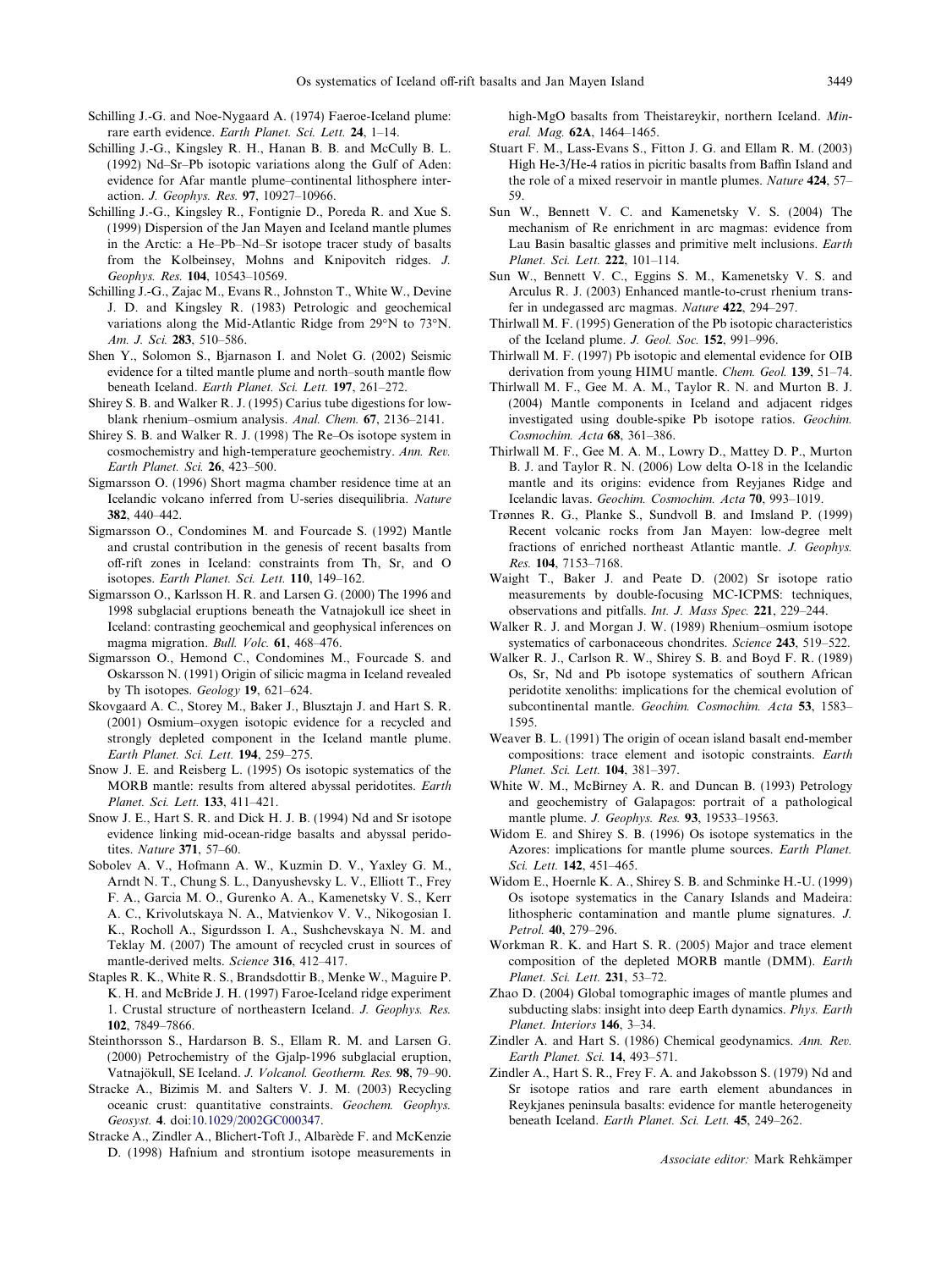Schilling J.-G. and Noe-Nygaard A. (1974) Faeroe-Iceland plume: rare earth evidence. *Earth Planet. Sci. Lett.* **24**, 1–14.

Schilling J.-G., Kingsley R. H., Hanan B. B. and McCully B. L. (1992) Nd–Sr–Pb isotopic variations along the Gulf of Aden: evidence for Afar mantle plume–continental lithosphere interaction. *J. Geophys. Res.* **97**, 10927–10966.

Schilling J.-G., Kingsley R., Fontignie D., Poreda R. and Xue S. (1999) Dispersion of the Jan Mayen and Iceland mantle plumes in the Arctic: a He–Pb–Nd–Sr isotope tracer study of basalts from the Kolbeinsey, Mohns and Knipovitch ridges. *J. Geophys. Res.* **104**, 10543–10569.

Schilling J.-G., Zajac M., Evans R., Johnston T., White W., Devine J. D. and Kingsley R. (1983) Petrologic and geochemical variations along the Mid-Atlantic Ridge from 29°N to 73°N. *Am. J. Sci.* **283**, 510–586.

Shen Y., Solomon S., Bjarnason I. and Nolet G. (2002) Seismic evidence for a tilted mantle plume and north–south mantle flow beneath Iceland. *Earth Planet. Sci. Lett.* **197**, 261–272.

Shirey S. B. and Walker R. J. (1995) Carius tube digestions for low-blank rhenium–osmium analysis. *Anal. Chem.* **67**, 2136–2141.

Shirey S. B. and Walker R. J. (1998) The Re–Os isotope system in cosmochemistry and high-temperature geochemistry. *Ann. Rev. Earth Planet. Sci.* **26**, 423–500.

Sigmarsson O. (1996) Short magma chamber residence time at an Icelandic volcano inferred from U-series disequilibria. *Nature* **382**, 440–442.

Sigmarsson O., Condomines M. and Fourcade S. (1992) Mantle and crustal contribution in the genesis of recent basalts from off-rift zones in Iceland: constraints from Th, Sr, and O isotopes. *Earth Planet. Sci. Lett.* **110**, 149–162.

Sigmarsson O., Karlsson H. R. and Larsen G. (2000) The 1996 and 1998 subglacial eruptions beneath the Vatnajokull ice sheet in Iceland: contrasting geochemical and geophysical inferences on magma migration. *Bull. Volc.* **61**, 468–476.

Sigmarsson O., Hemond C., Condomines M., Fourcade S. and Oskarsson N. (1991) Origin of silicic magma in Iceland revealed by Th isotopes. *Geology* **19**, 621–624.

Skovgaard A. C., Storey M., Baker J., Blusztajn J. and Hart S. R. (2001) Osmium–oxygen isotopic evidence for a recycled and strongly depleted component in the Iceland mantle plume. *Earth Planet. Sci. Lett.* **194**, 259–275.

Snow J. E. and Reisberg L. (1995) Os isotopic systematics of the MORB mantle: results from altered abyssal peridotites. *Earth Planet. Sci. Lett.* **133**, 411–421.

Snow J. E., Hart S. R. and Dick H. J. B. (1994) Nd and Sr isotope evidence linking mid-ocean-ridge basalts and abyssal peridotites. *Nature* **371**, 57–60.

Sobolev A. V., Hofmann A. W., Kuzmin D. V., Yaxley G. M., Arndt N. T., Chung S. L., Danyushevsky L. V., Elliott T., Frey F. A., Garcia M. O., Gurenko A. A., Kamenetsky V. S., Kerr A. C., Krivolutskaya N. A., Matvienkov V. V., Nikogosian I. K., Rocholl A., Sigurdsson I. A., Sushchevskaya N. M. and Teklay M. (2007) The amount of recycled crust in sources of mantle-derived melts. *Science* **316**, 412–417.

Staples R. K., White R. S., Brandsdottir B., Menke W., Maguire P. K. H. and McBride J. H. (1997) Faroe-Iceland ridge experiment 1. Crustal structure of northeastern Iceland. *J. Geophys. Res.* **102**, 7849–7866.

Steinthorsson S., Hardarson B. S., Ellam R. M. and Larsen G. (2000) Petrochemistry of the Gjalp-1996 subglacial eruption, Vatnajökull, SE Iceland. *J. Volcanol. Geotherm. Res.* **98**, 79–90.

Stracke A., Bizimis M. and Salters V. J. M. (2003) Recycling oceanic crust: quantitative constraints. *Geochem. Geophys. Geosyst.* **4**. doi:10.1029/2002GC000347.

Stracke A., Zindler A., Blichert-Toft J., Albarède F. and McKenzie D. (1998) Hafnium and strontium isotope measurements in high-MgO basalts from Theistareykir, northern Iceland. *Mineral. Mag.* **62A**, 1464–1465.

Stuart F. M., Lass-Evans S., Fitton J. G. and Ellam R. M. (2003) High He-3/He-4 ratios in picritic basalts from Baffin Island and the role of a mixed reservoir in mantle plumes. *Nature* **424**, 57–59.

Sun W., Bennett V. C. and Kamenetsky V. S. (2004) The mechanism of Re enrichment in arc magmas: evidence from Lau Basin basaltic glasses and primitive melt inclusions. *Earth Planet. Sci. Lett.* **222**, 101–114.

Sun W., Bennett V. C., Eggins S. M., Kamenetsky V. S. and Arculus R. J. (2003) Enhanced mantle-to-crust rhenium transfer in undegassed arc magmas. *Nature* **422**, 294–297.

Thirlwall M. F. (1995) Generation of the Pb isotopic characteristics of the Iceland plume. *J. Geol. Soc.* **152**, 991–996.

Thirlwall M. F. (1997) Pb isotopic and elemental evidence for OIB derivation from young HIMU mantle. *Chem. Geol.* **139**, 51–74.

Thirlwall M. F., Gee M. A. M., Taylor R. N. and Murton B. J. (2004) Mantle components in Iceland and adjacent ridges investigated using double-spike Pb isotope ratios. *Geochim. Cosmochim. Acta* **68**, 361–386.

Thirlwall M. F., Gee M. A. M., Lowry D., Mattey D. P., Murton B. J. and Taylor R. N. (2006) Low delta O-18 in the Icelandic mantle and its origins: evidence from Reyjanes Ridge and Icelandic lavas. *Geochim. Cosmochim. Acta* **70**, 993–1019.

Trønnes R. G., Planke S., Sundvoll B. and Imsland P. (1999) Recent volcanic rocks from Jan Mayen: low-degree melt fractions of enriched northeast Atlantic mantle. *J. Geophys. Res.* **104**, 7153–7168.

Waight T., Baker J. and Peate D. (2002) Sr isotope ratio measurements by double-focusing MC-ICPMS: techniques, observations and pitfalls. *Int. J. Mass Spec.* **221**, 229–244.

Walker R. J. and Morgan J. W. (1989) Rhenium–osmium isotope systematics of carbonaceous chondrites. *Science* **243**, 519–522.

Walker R. J., Carlson R. W., Shirey S. B. and Boyd F. R. (1989) Os, Sr, Nd and Pb isotope systematics of southern African peridotite xenoliths: implications for the chemical evolution of subcontinental mantle. *Geochim. Cosmochim. Acta* **53**, 1583–1595.

Weaver B. L. (1991) The origin of ocean island basalt end-member compositions: trace element and isotopic constraints. *Earth Planet. Sci. Lett.* **104**, 381–397.

White W. M., McBirney A. R. and Duncan B. (1993) Petrology and geochemistry of Galapagos: portrait of a pathological mantle plume. *J. Geophys. Res.* **93**, 19533–19563.

Widom E. and Shirey S. B. (1996) Os isotope systematics in the Azores: implications for mantle plume sources. *Earth Planet. Sci. Lett.* **142**, 451–465.

Widom E., Hoernle K. A., Shirey S. B. and Schminke H.-U. (1999) Os isotope systematics in the Canary Islands and Madeira: lithospheric contamination and mantle plume signatures. *J. Petrol.* **40**, 279–296.

Workman R. K. and Hart S. R. (2005) Major and trace element composition of the depleted MORB mantle (DMM). *Earth Planet. Sci. Lett.* **231**, 53–72.

Zhao D. (2004) Global tomographic images of mantle plumes and subducting slabs: insight into deep Earth dynamics. *Phys. Earth Planet. Interiors* **146**, 3–34.

Zindler A. and Hart S. (1986) Chemical geodynamics. *Ann. Rev. Earth Planet. Sci.* **14**, 493–571.

Zindler A., Hart S. R., Frey F. A. and Jakobsson S. (1979) Nd and Sr isotope ratios and rare earth element abundances in Reykjanes peninsula basalts: evidence for mantle heterogeneity beneath Iceland. *Earth Planet. Sci. Lett.* **45**, 249–262.

*Associate editor:* Mark Rehkämper